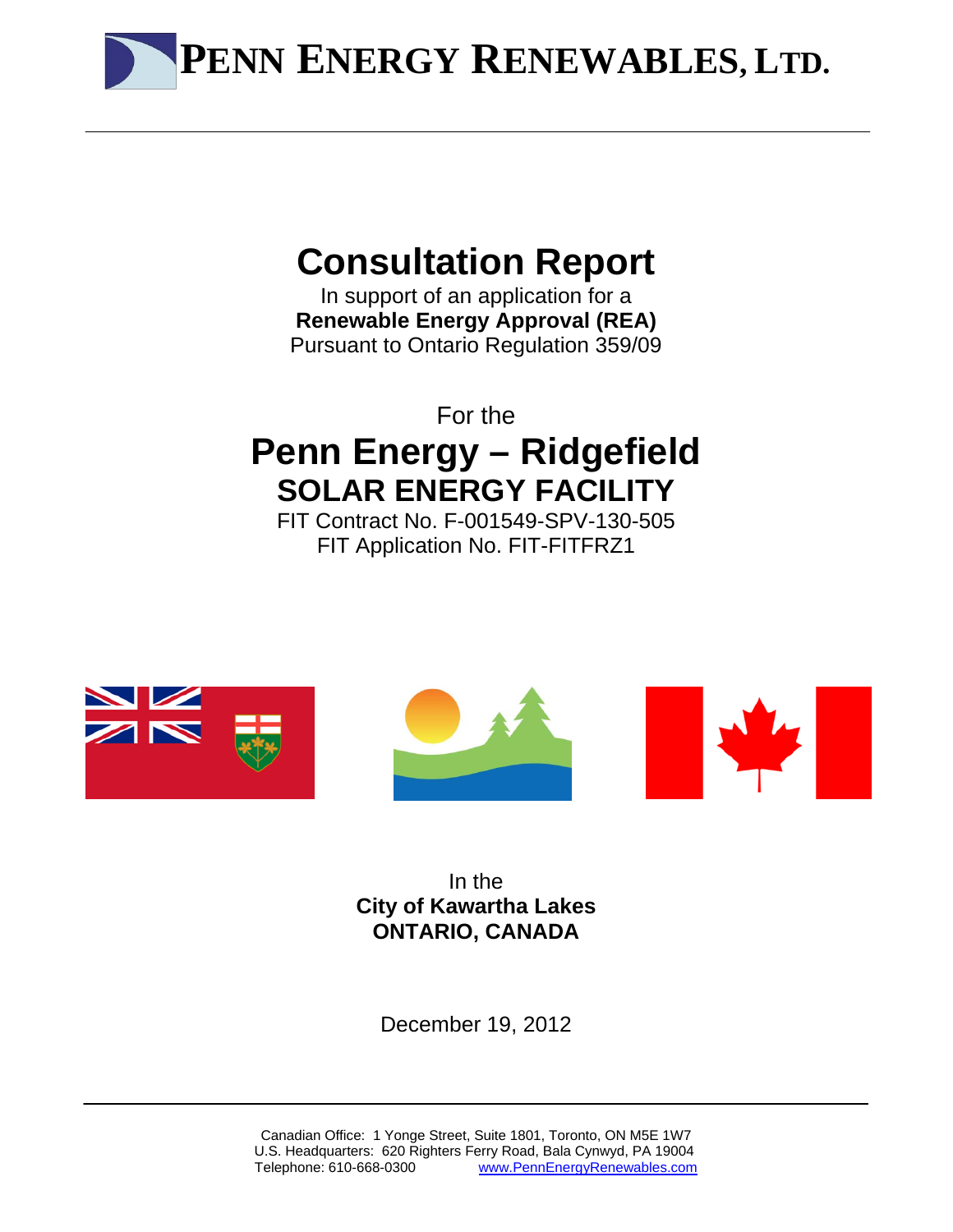**PENN ENERGY RENEWABLES, LTD.**

# Consultation Report

In support of an application for a
**Renewable Energy Approval (REA)**
Pursuant to Ontario Regulation 359/09

For the

# Penn Energy – Ridgefield
## SOLAR ENERGY FACILITY

FIT Contract No. F-001549-SPV-130-505
FIT Application No. FIT-FITFRZ1

In the
**City of Kawartha Lakes**
**ONTARIO, CANADA**

December 19, 2012

Canadian Office: 1 Yonge Street, Suite 1801, Toronto, ON M5E 1W7
U.S. Headquarters: 620 Righters Ferry Road, Bala Cynwyd, PA 19004
Telephone: 610-668-0300 www.PennEnergyRenewables.com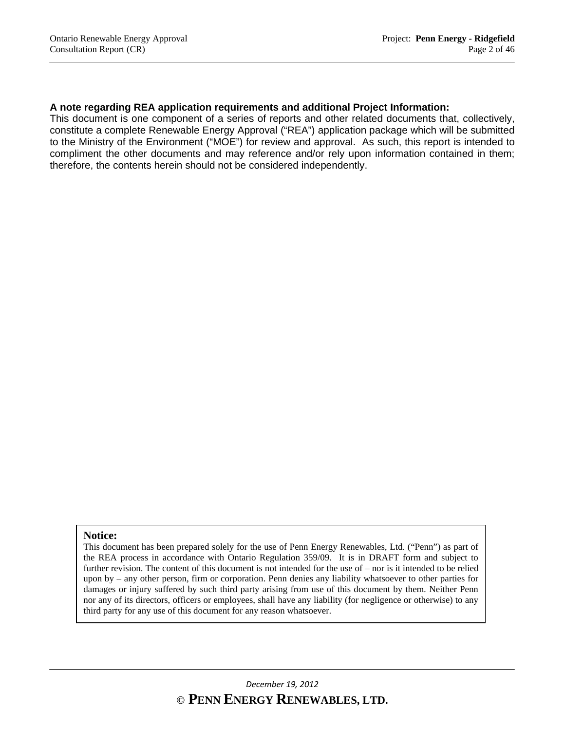**A note regarding REA application requirements and additional Project Information:**
This document is one component of a series of reports and other related documents that, collectively, constitute a complete Renewable Energy Approval ("REA") application package which will be submitted to the Ministry of the Environment ("MOE") for review and approval. As such, this report is intended to compliment the other documents and may reference and/or rely upon information contained in them; therefore, the contents herein should not be considered independently.

**Notice:**
This document has been prepared solely for the use of Penn Energy Renewables, Ltd. ("Penn") as part of the REA process in accordance with Ontario Regulation 359/09. It is in DRAFT form and subject to further revision. The content of this document is not intended for the use of – nor is it intended to be relied upon by – any other person, firm or corporation. Penn denies any liability whatsoever to other parties for damages or injury suffered by such third party arising from use of this document by them. Neither Penn nor any of its directors, officers or employees, shall have any liability (for negligence or otherwise) to any third party for any use of this document for any reason whatsoever.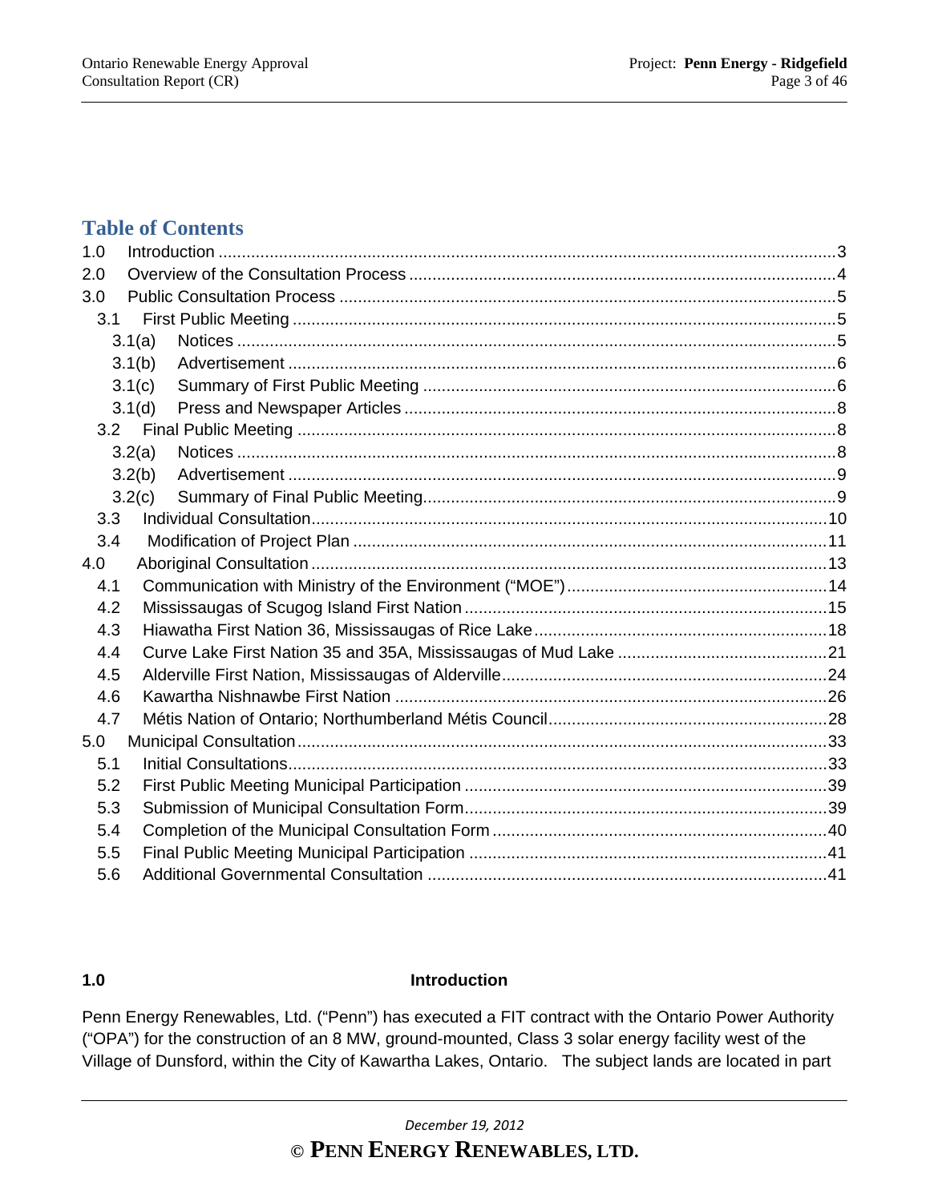## Table of Contents

1.0 Introduction .....3
2.0 Overview of the Consultation Process .....4
3.0 Public Consultation Process .....5
- 3.1 First Public Meeting .....5
  - 3.1(a) Notices .....5
  - 3.1(b) Advertisement .....6
  - 3.1(c) Summary of First Public Meeting .....6
  - 3.1(d) Press and Newspaper Articles .....8
- 3.2 Final Public Meeting .....8
  - 3.2(a) Notices .....8
  - 3.2(b) Advertisement .....9
  - 3.2(c) Summary of Final Public Meeting .....9
- 3.3 Individual Consultation .....10
- 3.4 Modification of Project Plan .....11

4.0 Aboriginal Consultation .....13
- 4.1 Communication with Ministry of the Environment ("MOE") .....14
- 4.2 Mississaugas of Scugog Island First Nation .....15
- 4.3 Hiawatha First Nation 36, Mississaugas of Rice Lake .....18
- 4.4 Curve Lake First Nation 35 and 35A, Mississaugas of Mud Lake .....21
- 4.5 Alderville First Nation, Mississaugas of Alderville .....24
- 4.6 Kawartha Nishnawbe First Nation .....26
- 4.7 Métis Nation of Ontario; Northumberland Métis Council .....28

5.0 Municipal Consultation .....33
- 5.1 Initial Consultations .....33
- 5.2 First Public Meeting Municipal Participation .....39
- 5.3 Submission of Municipal Consultation Form .....39
- 5.4 Completion of the Municipal Consultation Form .....40
- 5.5 Final Public Meeting Municipal Participation .....41
- 5.6 Additional Governmental Consultation .....41

## 1.0 Introduction

Penn Energy Renewables, Ltd. ("Penn") has executed a FIT contract with the Ontario Power Authority ("OPA") for the construction of an 8 MW, ground-mounted, Class 3 solar energy facility west of the Village of Dunsford, within the City of Kawartha Lakes, Ontario. The subject lands are located in part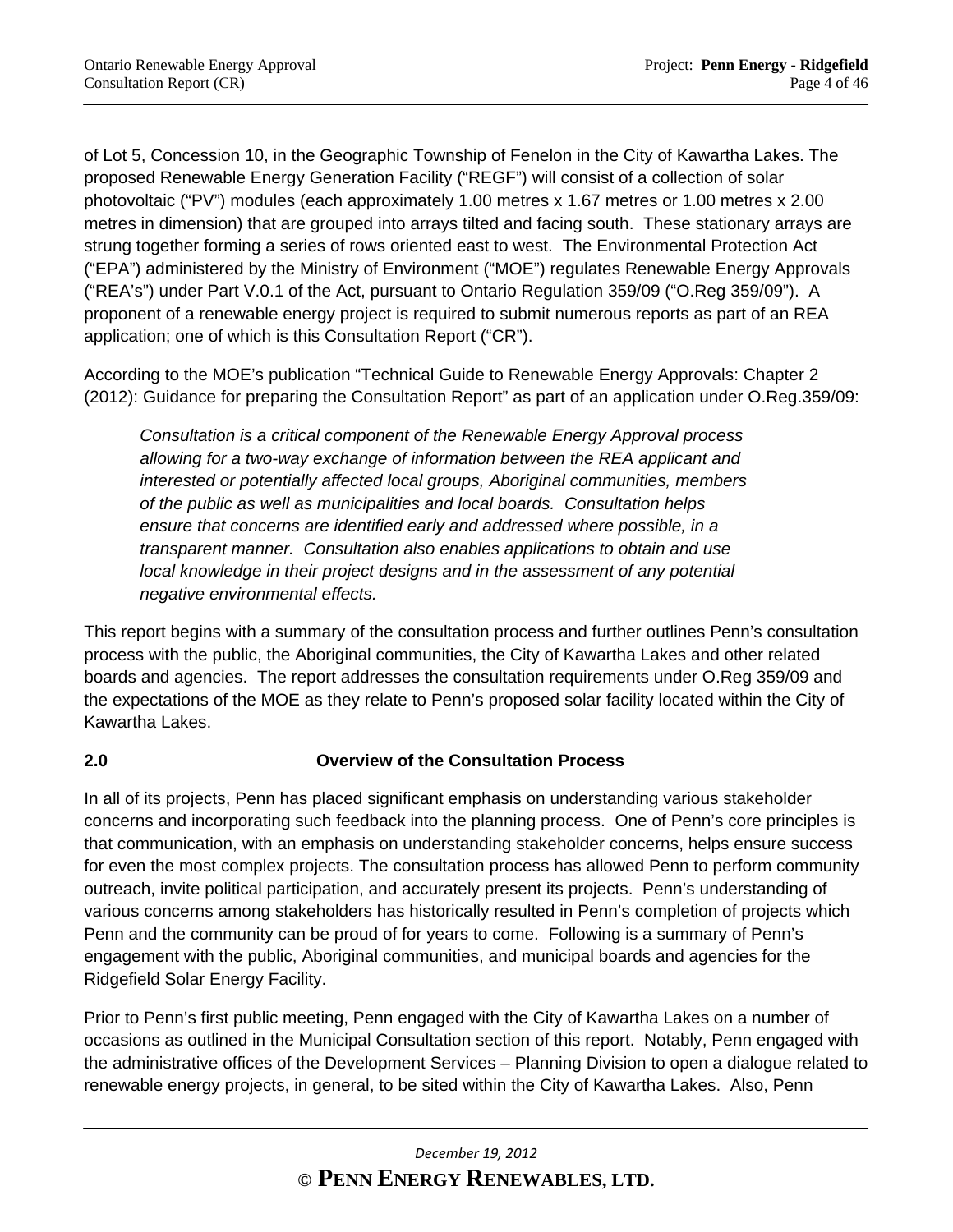of Lot 5, Concession 10, in the Geographic Township of Fenelon in the City of Kawartha Lakes. The proposed Renewable Energy Generation Facility ("REGF") will consist of a collection of solar photovoltaic ("PV") modules (each approximately 1.00 metres x 1.67 metres or 1.00 metres x 2.00 metres in dimension) that are grouped into arrays tilted and facing south. These stationary arrays are strung together forming a series of rows oriented east to west. The Environmental Protection Act ("EPA") administered by the Ministry of Environment ("MOE") regulates Renewable Energy Approvals ("REA's") under Part V.0.1 of the Act, pursuant to Ontario Regulation 359/09 ("O.Reg 359/09"). A proponent of a renewable energy project is required to submit numerous reports as part of an REA application; one of which is this Consultation Report ("CR").

According to the MOE's publication "Technical Guide to Renewable Energy Approvals: Chapter 2 (2012): Guidance for preparing the Consultation Report" as part of an application under O.Reg.359/09:

> *Consultation is a critical component of the Renewable Energy Approval process allowing for a two-way exchange of information between the REA applicant and interested or potentially affected local groups, Aboriginal communities, members of the public as well as municipalities and local boards. Consultation helps ensure that concerns are identified early and addressed where possible, in a transparent manner. Consultation also enables applications to obtain and use local knowledge in their project designs and in the assessment of any potential negative environmental effects.*

This report begins with a summary of the consultation process and further outlines Penn's consultation process with the public, the Aboriginal communities, the City of Kawartha Lakes and other related boards and agencies. The report addresses the consultation requirements under O.Reg 359/09 and the expectations of the MOE as they relate to Penn's proposed solar facility located within the City of Kawartha Lakes.

## 2.0 Overview of the Consultation Process

In all of its projects, Penn has placed significant emphasis on understanding various stakeholder concerns and incorporating such feedback into the planning process. One of Penn's core principles is that communication, with an emphasis on understanding stakeholder concerns, helps ensure success for even the most complex projects. The consultation process has allowed Penn to perform community outreach, invite political participation, and accurately present its projects. Penn's understanding of various concerns among stakeholders has historically resulted in Penn's completion of projects which Penn and the community can be proud of for years to come. Following is a summary of Penn's engagement with the public, Aboriginal communities, and municipal boards and agencies for the Ridgefield Solar Energy Facility.

Prior to Penn's first public meeting, Penn engaged with the City of Kawartha Lakes on a number of occasions as outlined in the Municipal Consultation section of this report. Notably, Penn engaged with the administrative offices of the Development Services – Planning Division to open a dialogue related to renewable energy projects, in general, to be sited within the City of Kawartha Lakes. Also, Penn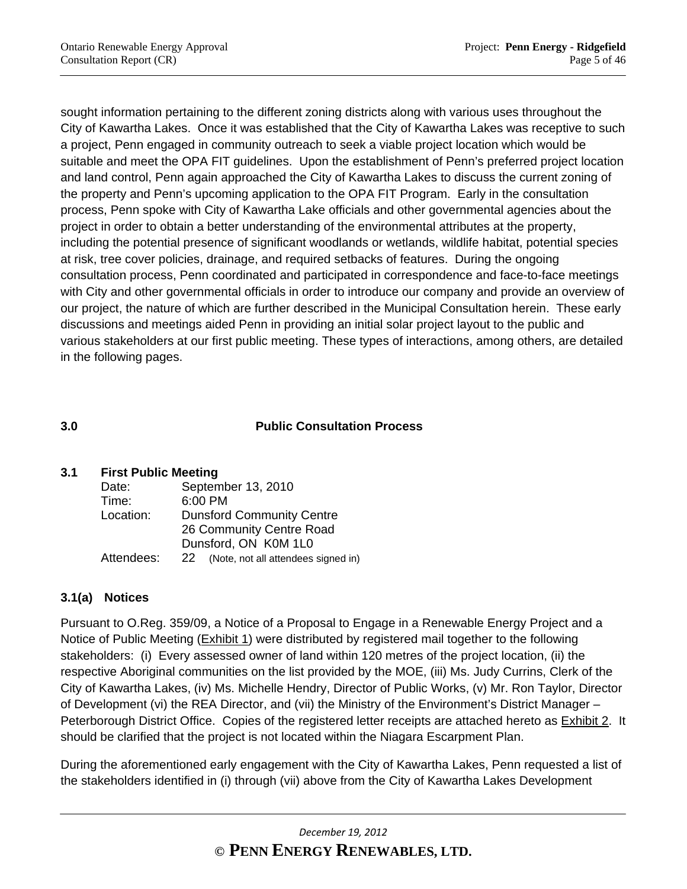sought information pertaining to the different zoning districts along with various uses throughout the City of Kawartha Lakes. Once it was established that the City of Kawartha Lakes was receptive to such a project, Penn engaged in community outreach to seek a viable project location which would be suitable and meet the OPA FIT guidelines. Upon the establishment of Penn's preferred project location and land control, Penn again approached the City of Kawartha Lakes to discuss the current zoning of the property and Penn's upcoming application to the OPA FIT Program. Early in the consultation process, Penn spoke with City of Kawartha Lake officials and other governmental agencies about the project in order to obtain a better understanding of the environmental attributes at the property, including the potential presence of significant woodlands or wetlands, wildlife habitat, potential species at risk, tree cover policies, drainage, and required setbacks of features. During the ongoing consultation process, Penn coordinated and participated in correspondence and face-to-face meetings with City and other governmental officials in order to introduce our company and provide an overview of our project, the nature of which are further described in the Municipal Consultation herein. These early discussions and meetings aided Penn in providing an initial solar project layout to the public and various stakeholders at our first public meeting. These types of interactions, among others, are detailed in the following pages.

## 3.0 Public Consultation Process

### 3.1 First Public Meeting

Date: September 13, 2010
Time: 6:00 PM
Location: Dunsford Community Centre
26 Community Centre Road
Dunsford, ON K0M 1L0
Attendees: 22 (Note, not all attendees signed in)

### 3.1(a) Notices

Pursuant to O.Reg. 359/09, a Notice of a Proposal to Engage in a Renewable Energy Project and a Notice of Public Meeting (Exhibit 1) were distributed by registered mail together to the following stakeholders: (i) Every assessed owner of land within 120 metres of the project location, (ii) the respective Aboriginal communities on the list provided by the MOE, (iii) Ms. Judy Currins, Clerk of the City of Kawartha Lakes, (iv) Ms. Michelle Hendry, Director of Public Works, (v) Mr. Ron Taylor, Director of Development (vi) the REA Director, and (vii) the Ministry of the Environment's District Manager – Peterborough District Office. Copies of the registered letter receipts are attached hereto as Exhibit 2. It should be clarified that the project is not located within the Niagara Escarpment Plan.

During the aforementioned early engagement with the City of Kawartha Lakes, Penn requested a list of the stakeholders identified in (i) through (vii) above from the City of Kawartha Lakes Development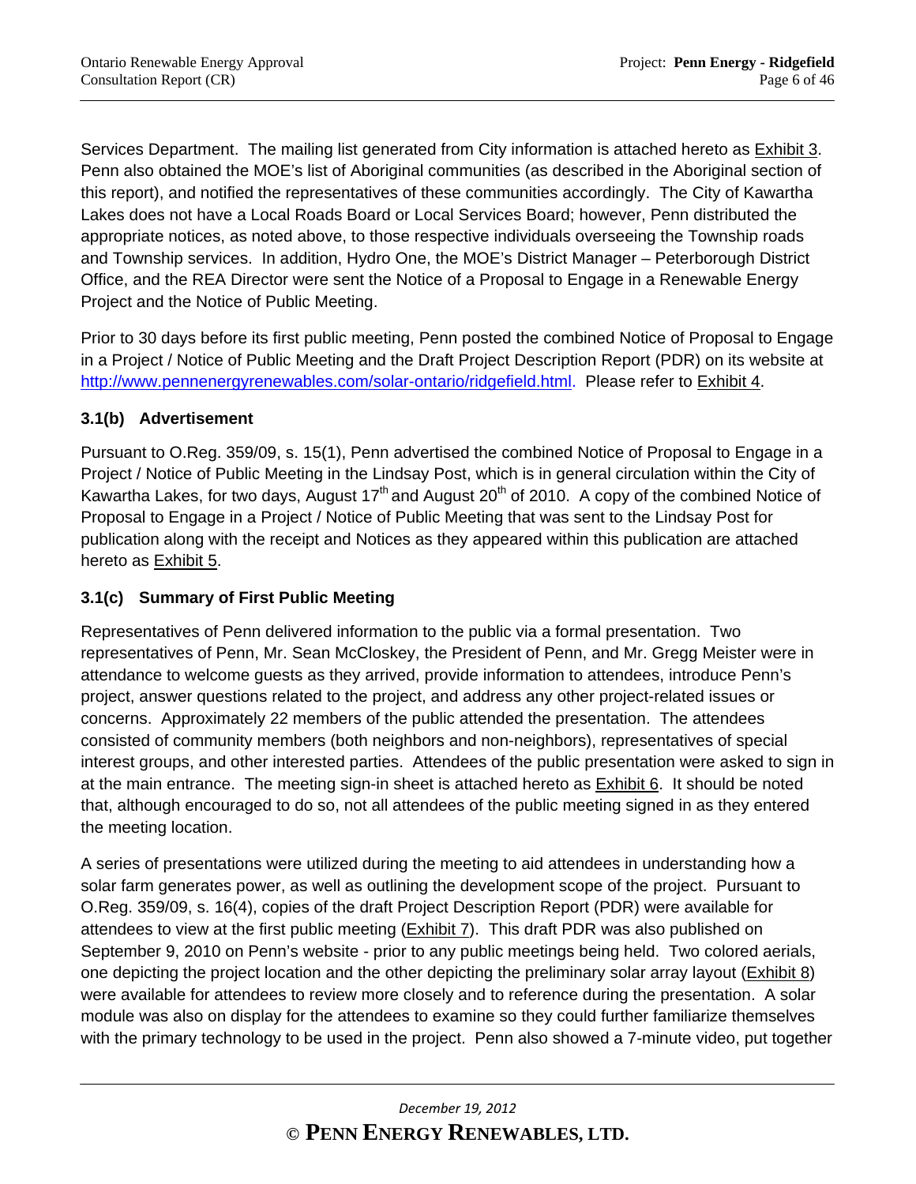Services Department. The mailing list generated from City information is attached hereto as Exhibit 3. Penn also obtained the MOE's list of Aboriginal communities (as described in the Aboriginal section of this report), and notified the representatives of these communities accordingly. The City of Kawartha Lakes does not have a Local Roads Board or Local Services Board; however, Penn distributed the appropriate notices, as noted above, to those respective individuals overseeing the Township roads and Township services. In addition, Hydro One, the MOE's District Manager – Peterborough District Office, and the REA Director were sent the Notice of a Proposal to Engage in a Renewable Energy Project and the Notice of Public Meeting.

Prior to 30 days before its first public meeting, Penn posted the combined Notice of Proposal to Engage in a Project / Notice of Public Meeting and the Draft Project Description Report (PDR) on its website at http://www.pennenergyrenewables.com/solar-ontario/ridgefield.html. Please refer to Exhibit 4.

### 3.1(b) Advertisement

Pursuant to O.Reg. 359/09, s. 15(1), Penn advertised the combined Notice of Proposal to Engage in a Project / Notice of Public Meeting in the Lindsay Post, which is in general circulation within the City of Kawartha Lakes, for two days, August 17th and August 20th of 2010. A copy of the combined Notice of Proposal to Engage in a Project / Notice of Public Meeting that was sent to the Lindsay Post for publication along with the receipt and Notices as they appeared within this publication are attached hereto as Exhibit 5.

### 3.1(c) Summary of First Public Meeting

Representatives of Penn delivered information to the public via a formal presentation. Two representatives of Penn, Mr. Sean McCloskey, the President of Penn, and Mr. Gregg Meister were in attendance to welcome guests as they arrived, provide information to attendees, introduce Penn's project, answer questions related to the project, and address any other project-related issues or concerns. Approximately 22 members of the public attended the presentation. The attendees consisted of community members (both neighbors and non-neighbors), representatives of special interest groups, and other interested parties. Attendees of the public presentation were asked to sign in at the main entrance. The meeting sign-in sheet is attached hereto as Exhibit 6. It should be noted that, although encouraged to do so, not all attendees of the public meeting signed in as they entered the meeting location.

A series of presentations were utilized during the meeting to aid attendees in understanding how a solar farm generates power, as well as outlining the development scope of the project. Pursuant to O.Reg. 359/09, s. 16(4), copies of the draft Project Description Report (PDR) were available for attendees to view at the first public meeting (Exhibit 7). This draft PDR was also published on September 9, 2010 on Penn's website - prior to any public meetings being held. Two colored aerials, one depicting the project location and the other depicting the preliminary solar array layout (Exhibit 8) were available for attendees to review more closely and to reference during the presentation. A solar module was also on display for the attendees to examine so they could further familiarize themselves with the primary technology to be used in the project. Penn also showed a 7-minute video, put together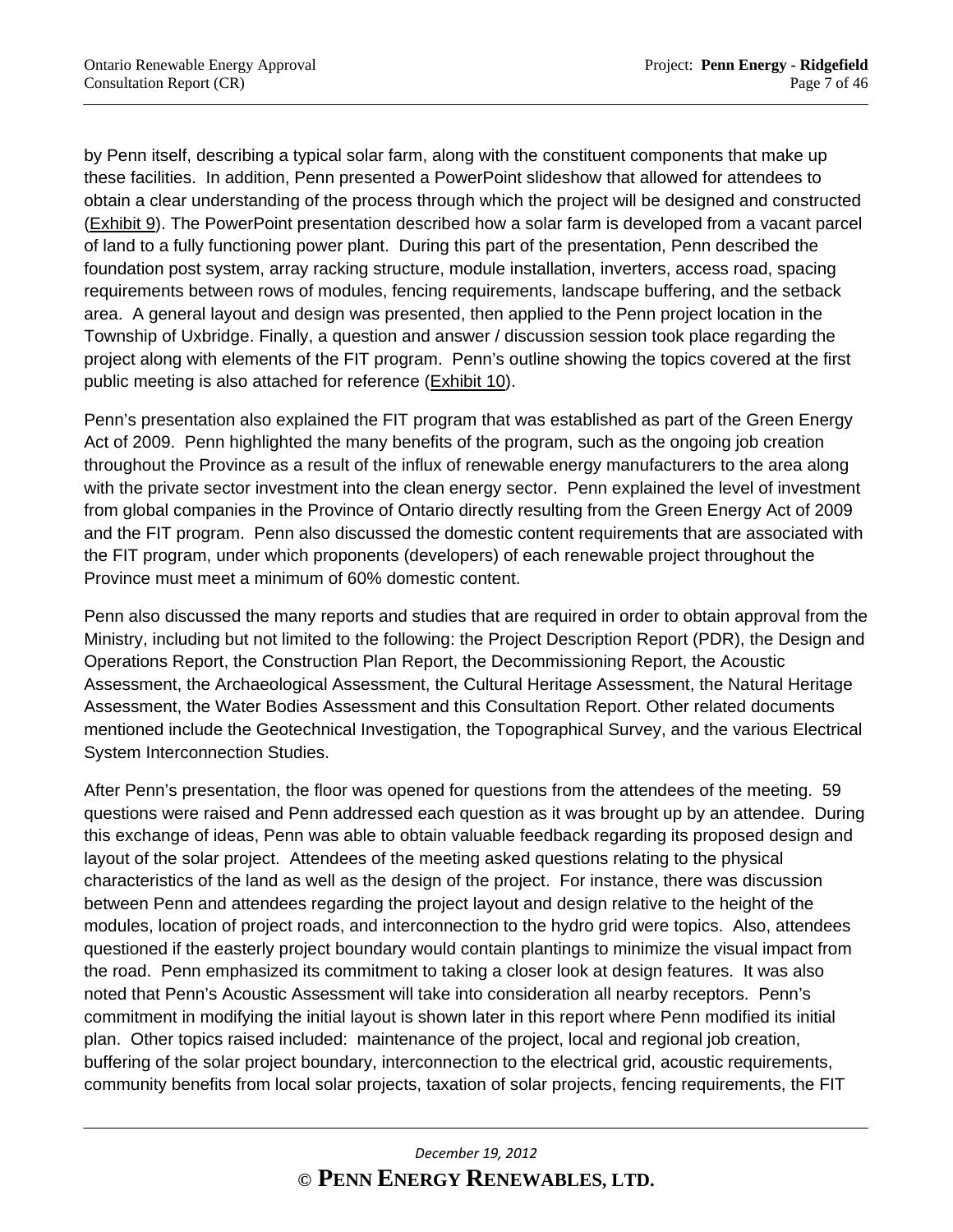by Penn itself, describing a typical solar farm, along with the constituent components that make up these facilities. In addition, Penn presented a PowerPoint slideshow that allowed for attendees to obtain a clear understanding of the process through which the project will be designed and constructed (Exhibit 9). The PowerPoint presentation described how a solar farm is developed from a vacant parcel of land to a fully functioning power plant. During this part of the presentation, Penn described the foundation post system, array racking structure, module installation, inverters, access road, spacing requirements between rows of modules, fencing requirements, landscape buffering, and the setback area. A general layout and design was presented, then applied to the Penn project location in the Township of Uxbridge. Finally, a question and answer / discussion session took place regarding the project along with elements of the FIT program. Penn's outline showing the topics covered at the first public meeting is also attached for reference (Exhibit 10).

Penn's presentation also explained the FIT program that was established as part of the Green Energy Act of 2009. Penn highlighted the many benefits of the program, such as the ongoing job creation throughout the Province as a result of the influx of renewable energy manufacturers to the area along with the private sector investment into the clean energy sector. Penn explained the level of investment from global companies in the Province of Ontario directly resulting from the Green Energy Act of 2009 and the FIT program. Penn also discussed the domestic content requirements that are associated with the FIT program, under which proponents (developers) of each renewable project throughout the Province must meet a minimum of 60% domestic content.

Penn also discussed the many reports and studies that are required in order to obtain approval from the Ministry, including but not limited to the following: the Project Description Report (PDR), the Design and Operations Report, the Construction Plan Report, the Decommissioning Report, the Acoustic Assessment, the Archaeological Assessment, the Cultural Heritage Assessment, the Natural Heritage Assessment, the Water Bodies Assessment and this Consultation Report. Other related documents mentioned include the Geotechnical Investigation, the Topographical Survey, and the various Electrical System Interconnection Studies.

After Penn's presentation, the floor was opened for questions from the attendees of the meeting. 59 questions were raised and Penn addressed each question as it was brought up by an attendee. During this exchange of ideas, Penn was able to obtain valuable feedback regarding its proposed design and layout of the solar project. Attendees of the meeting asked questions relating to the physical characteristics of the land as well as the design of the project. For instance, there was discussion between Penn and attendees regarding the project layout and design relative to the height of the modules, location of project roads, and interconnection to the hydro grid were topics. Also, attendees questioned if the easterly project boundary would contain plantings to minimize the visual impact from the road. Penn emphasized its commitment to taking a closer look at design features. It was also noted that Penn's Acoustic Assessment will take into consideration all nearby receptors. Penn's commitment in modifying the initial layout is shown later in this report where Penn modified its initial plan. Other topics raised included: maintenance of the project, local and regional job creation, buffering of the solar project boundary, interconnection to the electrical grid, acoustic requirements, community benefits from local solar projects, taxation of solar projects, fencing requirements, the FIT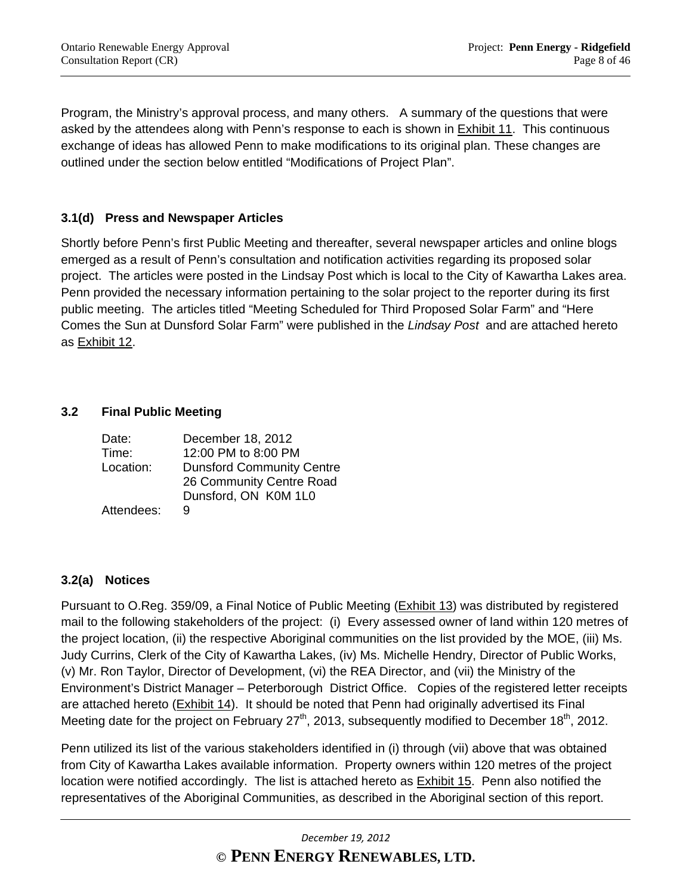Program, the Ministry's approval process, and many others. A summary of the questions that were asked by the attendees along with Penn's response to each is shown in Exhibit 11. This continuous exchange of ideas has allowed Penn to make modifications to its original plan. These changes are outlined under the section below entitled "Modifications of Project Plan".

### 3.1(d) Press and Newspaper Articles

Shortly before Penn's first Public Meeting and thereafter, several newspaper articles and online blogs emerged as a result of Penn's consultation and notification activities regarding its proposed solar project. The articles were posted in the Lindsay Post which is local to the City of Kawartha Lakes area. Penn provided the necessary information pertaining to the solar project to the reporter during its first public meeting. The articles titled "Meeting Scheduled for Third Proposed Solar Farm" and "Here Comes the Sun at Dunsford Solar Farm" were published in the *Lindsay Post* and are attached hereto as Exhibit 12.

## 3.2 Final Public Meeting

| | |
|---|---|
| Date: | December 18, 2012 |
| Time: | 12:00 PM to 8:00 PM |
| Location: | Dunsford Community Centre<br>26 Community Centre Road<br>Dunsford, ON K0M 1L0 |
| Attendees: | 9 |

### 3.2(a) Notices

Pursuant to O.Reg. 359/09, a Final Notice of Public Meeting (Exhibit 13) was distributed by registered mail to the following stakeholders of the project: (i) Every assessed owner of land within 120 metres of the project location, (ii) the respective Aboriginal communities on the list provided by the MOE, (iii) Ms. Judy Currins, Clerk of the City of Kawartha Lakes, (iv) Ms. Michelle Hendry, Director of Public Works, (v) Mr. Ron Taylor, Director of Development, (vi) the REA Director, and (vii) the Ministry of the Environment's District Manager – Peterborough District Office. Copies of the registered letter receipts are attached hereto (Exhibit 14). It should be noted that Penn had originally advertised its Final Meeting date for the project on February 27th, 2013, subsequently modified to December 18th, 2012.

Penn utilized its list of the various stakeholders identified in (i) through (vii) above that was obtained from City of Kawartha Lakes available information. Property owners within 120 metres of the project location were notified accordingly. The list is attached hereto as Exhibit 15. Penn also notified the representatives of the Aboriginal Communities, as described in the Aboriginal section of this report.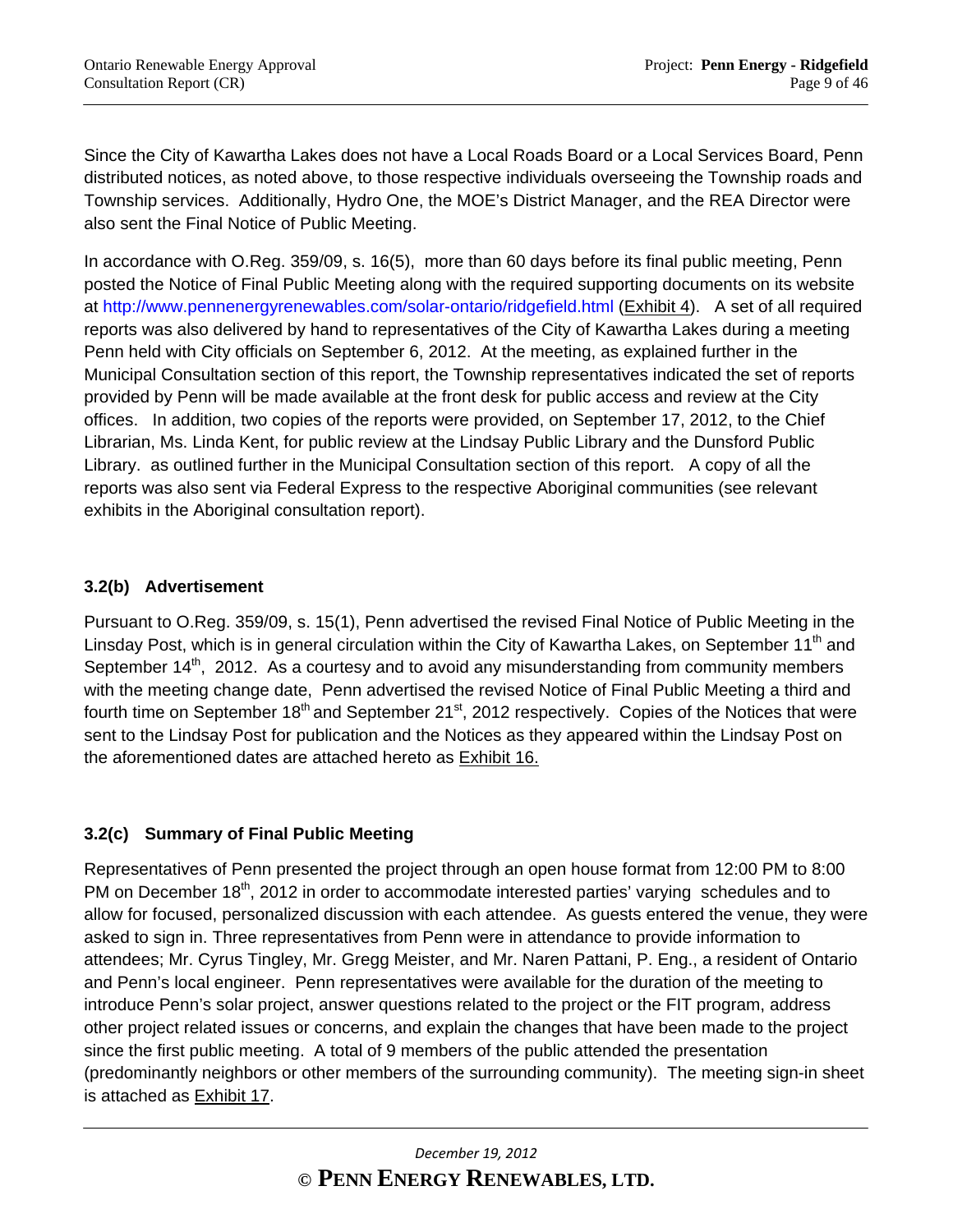Since the City of Kawartha Lakes does not have a Local Roads Board or a Local Services Board, Penn distributed notices, as noted above, to those respective individuals overseeing the Township roads and Township services. Additionally, Hydro One, the MOE's District Manager, and the REA Director were also sent the Final Notice of Public Meeting.

In accordance with O.Reg. 359/09, s. 16(5), more than 60 days before its final public meeting, Penn posted the Notice of Final Public Meeting along with the required supporting documents on its website at http://www.pennenergyrenewables.com/solar-ontario/ridgefield.html (Exhibit 4). A set of all required reports was also delivered by hand to representatives of the City of Kawartha Lakes during a meeting Penn held with City officials on September 6, 2012. At the meeting, as explained further in the Municipal Consultation section of this report, the Township representatives indicated the set of reports provided by Penn will be made available at the front desk for public access and review at the City offices. In addition, two copies of the reports were provided, on September 17, 2012, to the Chief Librarian, Ms. Linda Kent, for public review at the Lindsay Public Library and the Dunsford Public Library. as outlined further in the Municipal Consultation section of this report. A copy of all the reports was also sent via Federal Express to the respective Aboriginal communities (see relevant exhibits in the Aboriginal consultation report).

### 3.2(b) Advertisement

Pursuant to O.Reg. 359/09, s. 15(1), Penn advertised the revised Final Notice of Public Meeting in the Linsday Post, which is in general circulation within the City of Kawartha Lakes, on September 11th and September 14th, 2012. As a courtesy and to avoid any misunderstanding from community members with the meeting change date, Penn advertised the revised Notice of Final Public Meeting a third and fourth time on September 18th and September 21st, 2012 respectively. Copies of the Notices that were sent to the Lindsay Post for publication and the Notices as they appeared within the Lindsay Post on the aforementioned dates are attached hereto as Exhibit 16.

### 3.2(c) Summary of Final Public Meeting

Representatives of Penn presented the project through an open house format from 12:00 PM to 8:00 PM on December 18th, 2012 in order to accommodate interested parties' varying schedules and to allow for focused, personalized discussion with each attendee. As guests entered the venue, they were asked to sign in. Three representatives from Penn were in attendance to provide information to attendees; Mr. Cyrus Tingley, Mr. Gregg Meister, and Mr. Naren Pattani, P. Eng., a resident of Ontario and Penn's local engineer. Penn representatives were available for the duration of the meeting to introduce Penn's solar project, answer questions related to the project or the FIT program, address other project related issues or concerns, and explain the changes that have been made to the project since the first public meeting. A total of 9 members of the public attended the presentation (predominantly neighbors or other members of the surrounding community). The meeting sign-in sheet is attached as Exhibit 17.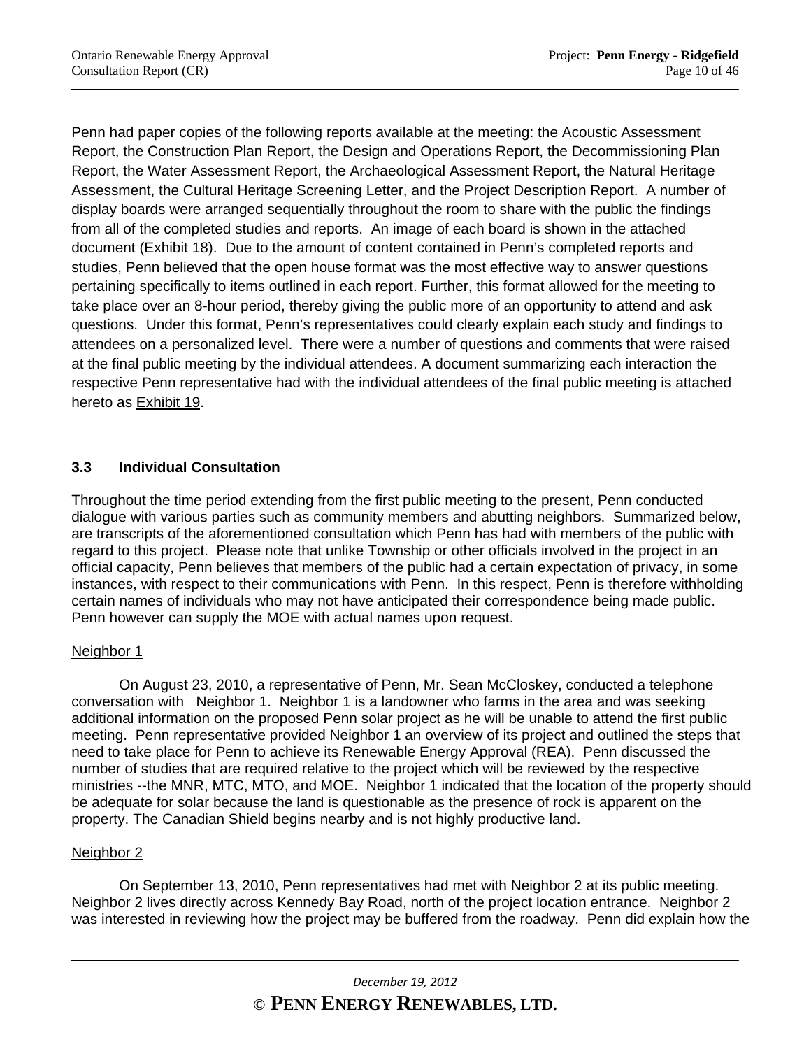Penn had paper copies of the following reports available at the meeting: the Acoustic Assessment Report, the Construction Plan Report, the Design and Operations Report, the Decommissioning Plan Report, the Water Assessment Report, the Archaeological Assessment Report, the Natural Heritage Assessment, the Cultural Heritage Screening Letter, and the Project Description Report. A number of display boards were arranged sequentially throughout the room to share with the public the findings from all of the completed studies and reports. An image of each board is shown in the attached document (Exhibit 18). Due to the amount of content contained in Penn's completed reports and studies, Penn believed that the open house format was the most effective way to answer questions pertaining specifically to items outlined in each report. Further, this format allowed for the meeting to take place over an 8-hour period, thereby giving the public more of an opportunity to attend and ask questions. Under this format, Penn's representatives could clearly explain each study and findings to attendees on a personalized level. There were a number of questions and comments that were raised at the final public meeting by the individual attendees. A document summarizing each interaction the respective Penn representative had with the individual attendees of the final public meeting is attached hereto as Exhibit 19.

### 3.3 Individual Consultation

Throughout the time period extending from the first public meeting to the present, Penn conducted dialogue with various parties such as community members and abutting neighbors. Summarized below, are transcripts of the aforementioned consultation which Penn has had with members of the public with regard to this project. Please note that unlike Township or other officials involved in the project in an official capacity, Penn believes that members of the public had a certain expectation of privacy, in some instances, with respect to their communications with Penn. In this respect, Penn is therefore withholding certain names of individuals who may not have anticipated their correspondence being made public. Penn however can supply the MOE with actual names upon request.

Neighbor 1

On August 23, 2010, a representative of Penn, Mr. Sean McCloskey, conducted a telephone conversation with Neighbor 1. Neighbor 1 is a landowner who farms in the area and was seeking additional information on the proposed Penn solar project as he will be unable to attend the first public meeting. Penn representative provided Neighbor 1 an overview of its project and outlined the steps that need to take place for Penn to achieve its Renewable Energy Approval (REA). Penn discussed the number of studies that are required relative to the project which will be reviewed by the respective ministries --the MNR, MTC, MTO, and MOE. Neighbor 1 indicated that the location of the property should be adequate for solar because the land is questionable as the presence of rock is apparent on the property. The Canadian Shield begins nearby and is not highly productive land.

Neighbor 2

On September 13, 2010, Penn representatives had met with Neighbor 2 at its public meeting. Neighbor 2 lives directly across Kennedy Bay Road, north of the project location entrance. Neighbor 2 was interested in reviewing how the project may be buffered from the roadway. Penn did explain how the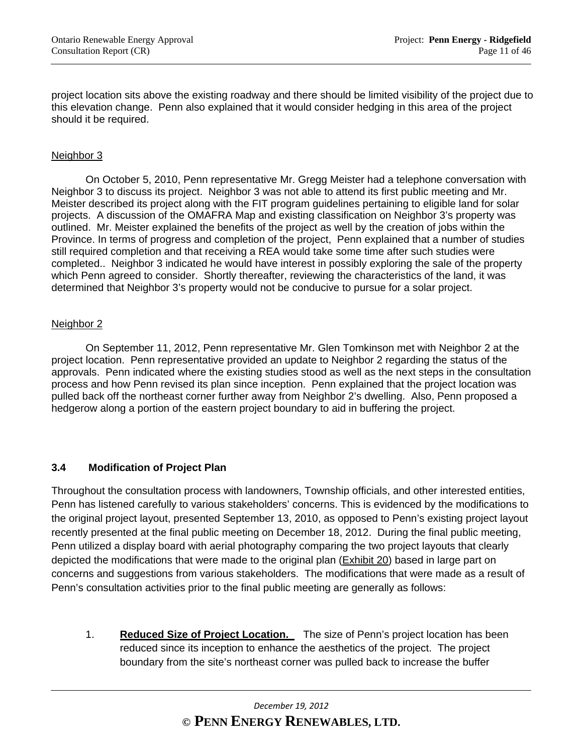project location sits above the existing roadway and there should be limited visibility of the project due to this elevation change. Penn also explained that it would consider hedging in this area of the project should it be required.

<u>Neighbor 3</u>

On October 5, 2010, Penn representative Mr. Gregg Meister had a telephone conversation with Neighbor 3 to discuss its project. Neighbor 3 was not able to attend its first public meeting and Mr. Meister described its project along with the FIT program guidelines pertaining to eligible land for solar projects. A discussion of the OMAFRA Map and existing classification on Neighbor 3's property was outlined. Mr. Meister explained the benefits of the project as well by the creation of jobs within the Province. In terms of progress and completion of the project, Penn explained that a number of studies still required completion and that receiving a REA would take some time after such studies were completed.. Neighbor 3 indicated he would have interest in possibly exploring the sale of the property which Penn agreed to consider. Shortly thereafter, reviewing the characteristics of the land, it was determined that Neighbor 3's property would not be conducive to pursue for a solar project.

<u>Neighbor 2</u>

On September 11, 2012, Penn representative Mr. Glen Tomkinson met with Neighbor 2 at the project location. Penn representative provided an update to Neighbor 2 regarding the status of the approvals. Penn indicated where the existing studies stood as well as the next steps in the consultation process and how Penn revised its plan since inception. Penn explained that the project location was pulled back off the northeast corner further away from Neighbor 2's dwelling. Also, Penn proposed a hedgerow along a portion of the eastern project boundary to aid in buffering the project.

### 3.4 Modification of Project Plan

Throughout the consultation process with landowners, Township officials, and other interested entities, Penn has listened carefully to various stakeholders' concerns. This is evidenced by the modifications to the original project layout, presented September 13, 2010, as opposed to Penn's existing project layout recently presented at the final public meeting on December 18, 2012. During the final public meeting, Penn utilized a display board with aerial photography comparing the two project layouts that clearly depicted the modifications that were made to the original plan (<u>Exhibit 20</u>) based in large part on concerns and suggestions from various stakeholders. The modifications that were made as a result of Penn's consultation activities prior to the final public meeting are generally as follows:

1. **<u>Reduced Size of Project Location.</u>** The size of Penn's project location has been reduced since its inception to enhance the aesthetics of the project. The project boundary from the site's northeast corner was pulled back to increase the buffer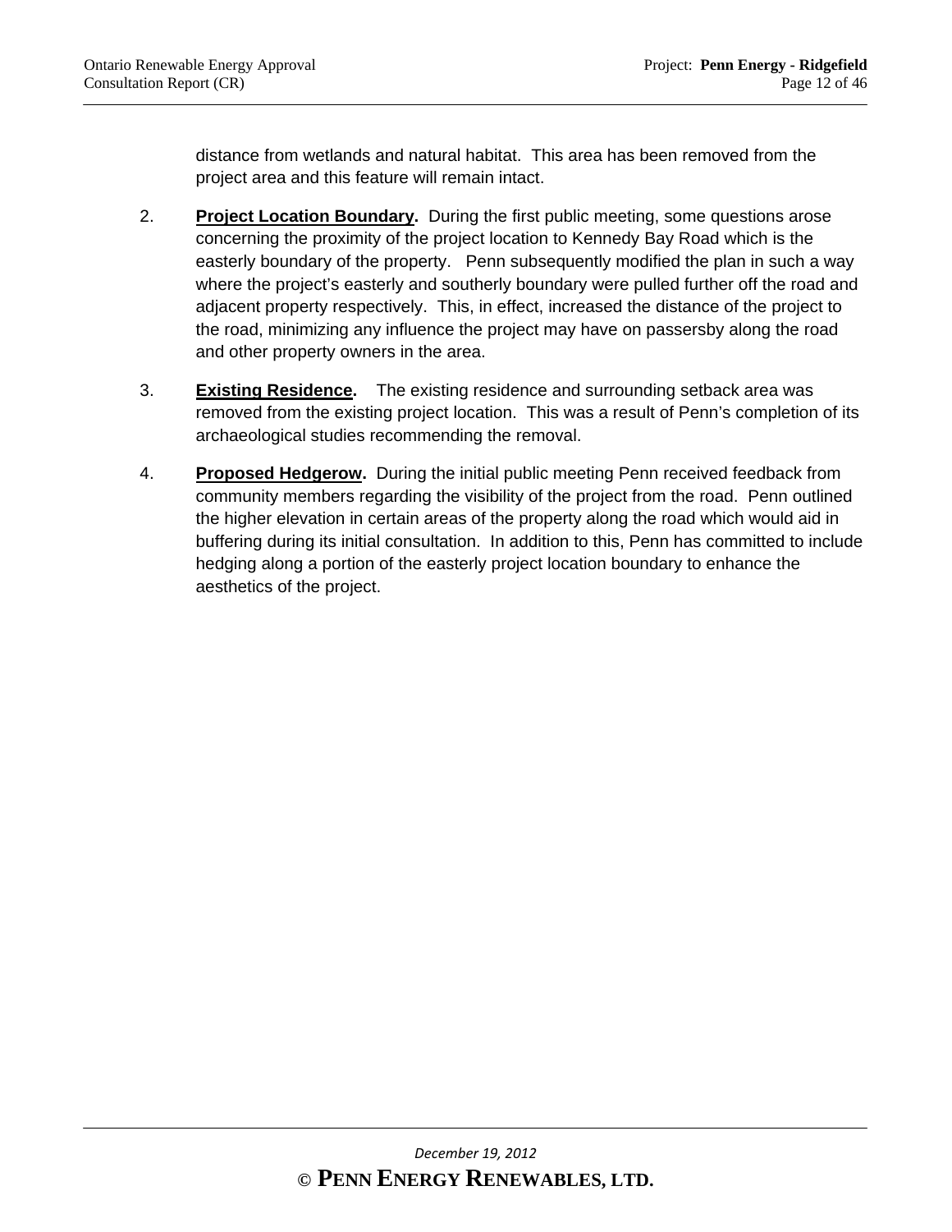distance from wetlands and natural habitat.  This area has been removed from the project area and this feature will remain intact.

2. **Project Location Boundary.** During the first public meeting, some questions arose concerning the proximity of the project location to Kennedy Bay Road which is the easterly boundary of the property.  Penn subsequently modified the plan in such a way where the project's easterly and southerly boundary were pulled further off the road and adjacent property respectively.  This, in effect, increased the distance of the project to the road, minimizing any influence the project may have on passersby along the road and other property owners in the area.

3. **Existing Residence.** The existing residence and surrounding setback area was removed from the existing project location.  This was a result of Penn's completion of its archaeological studies recommending the removal.

4. **Proposed Hedgerow.** During the initial public meeting Penn received feedback from community members regarding the visibility of the project from the road.  Penn outlined the higher elevation in certain areas of the property along the road which would aid in buffering during its initial consultation.  In addition to this, Penn has committed to include hedging along a portion of the easterly project location boundary to enhance the aesthetics of the project.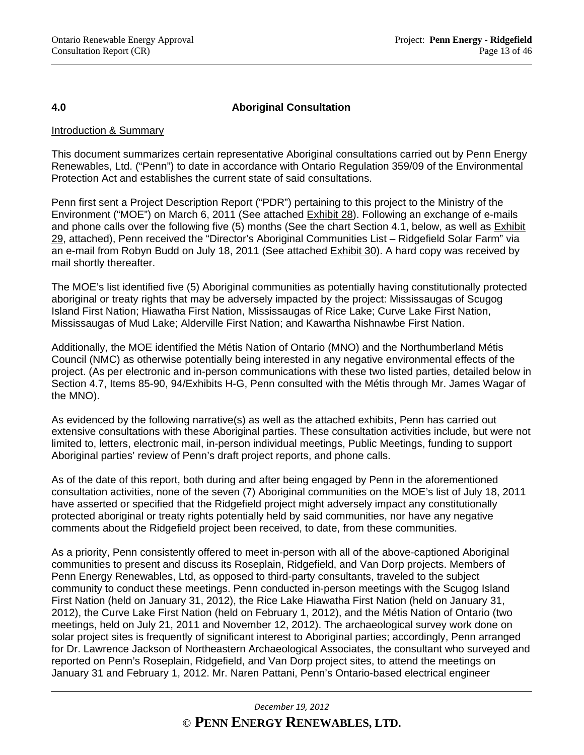## 4.0 Aboriginal Consultation

Introduction & Summary

This document summarizes certain representative Aboriginal consultations carried out by Penn Energy Renewables, Ltd. ("Penn") to date in accordance with Ontario Regulation 359/09 of the Environmental Protection Act and establishes the current state of said consultations.

Penn first sent a Project Description Report ("PDR") pertaining to this project to the Ministry of the Environment ("MOE") on March 6, 2011 (See attached Exhibit 28). Following an exchange of e-mails and phone calls over the following five (5) months (See the chart Section 4.1, below, as well as Exhibit 29, attached), Penn received the "Director's Aboriginal Communities List – Ridgefield Solar Farm" via an e-mail from Robyn Budd on July 18, 2011 (See attached Exhibit 30). A hard copy was received by mail shortly thereafter.

The MOE's list identified five (5) Aboriginal communities as potentially having constitutionally protected aboriginal or treaty rights that may be adversely impacted by the project: Mississaugas of Scugog Island First Nation; Hiawatha First Nation, Mississaugas of Rice Lake; Curve Lake First Nation, Mississaugas of Mud Lake; Alderville First Nation; and Kawartha Nishnawbe First Nation.

Additionally, the MOE identified the Métis Nation of Ontario (MNO) and the Northumberland Métis Council (NMC) as otherwise potentially being interested in any negative environmental effects of the project. (As per electronic and in-person communications with these two listed parties, detailed below in Section 4.7, Items 85-90, 94/Exhibits H-G, Penn consulted with the Métis through Mr. James Wagar of the MNO).

As evidenced by the following narrative(s) as well as the attached exhibits, Penn has carried out extensive consultations with these Aboriginal parties. These consultation activities include, but were not limited to, letters, electronic mail, in-person individual meetings, Public Meetings, funding to support Aboriginal parties' review of Penn's draft project reports, and phone calls.

As of the date of this report, both during and after being engaged by Penn in the aforementioned consultation activities, none of the seven (7) Aboriginal communities on the MOE's list of July 18, 2011 have asserted or specified that the Ridgefield project might adversely impact any constitutionally protected aboriginal or treaty rights potentially held by said communities, nor have any negative comments about the Ridgefield project been received, to date, from these communities.

As a priority, Penn consistently offered to meet in-person with all of the above-captioned Aboriginal communities to present and discuss its Roseplain, Ridgefield, and Van Dorp projects. Members of Penn Energy Renewables, Ltd, as opposed to third-party consultants, traveled to the subject community to conduct these meetings. Penn conducted in-person meetings with the Scugog Island First Nation (held on January 31, 2012), the Rice Lake Hiawatha First Nation (held on January 31, 2012), the Curve Lake First Nation (held on February 1, 2012), and the Métis Nation of Ontario (two meetings, held on July 21, 2011 and November 12, 2012). The archaeological survey work done on solar project sites is frequently of significant interest to Aboriginal parties; accordingly, Penn arranged for Dr. Lawrence Jackson of Northeastern Archaeological Associates, the consultant who surveyed and reported on Penn's Roseplain, Ridgefield, and Van Dorp project sites, to attend the meetings on January 31 and February 1, 2012. Mr. Naren Pattani, Penn's Ontario-based electrical engineer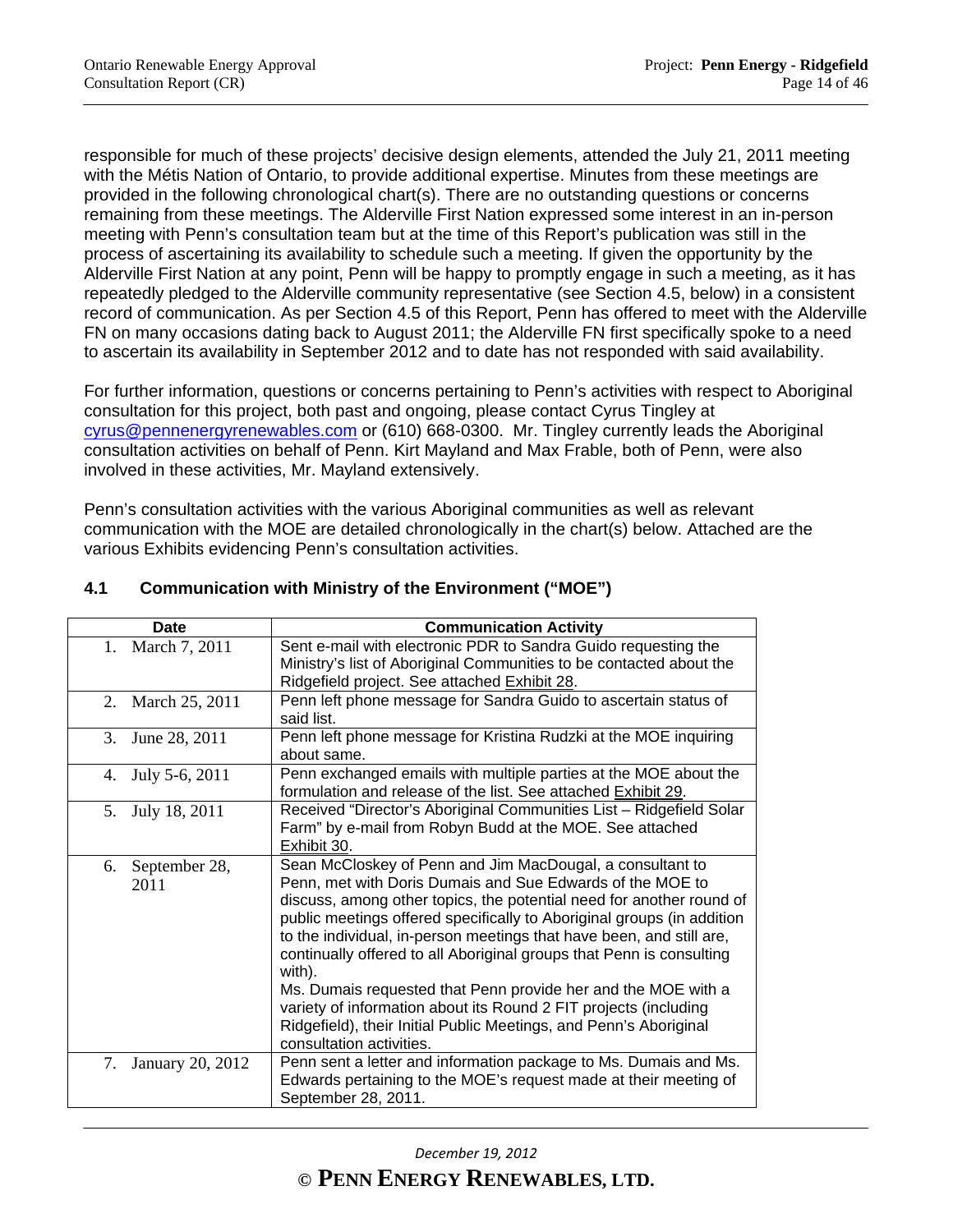responsible for much of these projects' decisive design elements, attended the July 21, 2011 meeting with the Métis Nation of Ontario, to provide additional expertise. Minutes from these meetings are provided in the following chronological chart(s). There are no outstanding questions or concerns remaining from these meetings. The Alderville First Nation expressed some interest in an in-person meeting with Penn's consultation team but at the time of this Report's publication was still in the process of ascertaining its availability to schedule such a meeting. If given the opportunity by the Alderville First Nation at any point, Penn will be happy to promptly engage in such a meeting, as it has repeatedly pledged to the Alderville community representative (see Section 4.5, below) in a consistent record of communication. As per Section 4.5 of this Report, Penn has offered to meet with the Alderville FN on many occasions dating back to August 2011; the Alderville FN first specifically spoke to a need to ascertain its availability in September 2012 and to date has not responded with said availability.

For further information, questions or concerns pertaining to Penn's activities with respect to Aboriginal consultation for this project, both past and ongoing, please contact Cyrus Tingley at cyrus@pennenergyrenewables.com or (610) 668-0300. Mr. Tingley currently leads the Aboriginal consultation activities on behalf of Penn. Kirt Mayland and Max Frable, both of Penn, were also involved in these activities, Mr. Mayland extensively.

Penn's consultation activities with the various Aboriginal communities as well as relevant communication with the MOE are detailed chronologically in the chart(s) below. Attached are the various Exhibits evidencing Penn's consultation activities.

## 4.1 Communication with Ministry of the Environment ("MOE")

| Date | Communication Activity |
|---|---|
| 1. March 7, 2011 | Sent e-mail with electronic PDR to Sandra Guido requesting the Ministry's list of Aboriginal Communities to be contacted about the Ridgefield project. See attached Exhibit 28. |
| 2. March 25, 2011 | Penn left phone message for Sandra Guido to ascertain status of said list. |
| 3. June 28, 2011 | Penn left phone message for Kristina Rudzki at the MOE inquiring about same. |
| 4. July 5-6, 2011 | Penn exchanged emails with multiple parties at the MOE about the formulation and release of the list. See attached Exhibit 29. |
| 5. July 18, 2011 | Received "Director's Aboriginal Communities List – Ridgefield Solar Farm" by e-mail from Robyn Budd at the MOE. See attached Exhibit 30. |
| 6. September 28, 2011 | Sean McCloskey of Penn and Jim MacDougal, a consultant to Penn, met with Doris Dumais and Sue Edwards of the MOE to discuss, among other topics, the potential need for another round of public meetings offered specifically to Aboriginal groups (in addition to the individual, in-person meetings that have been, and still are, continually offered to all Aboriginal groups that Penn is consulting with).<br>Ms. Dumais requested that Penn provide her and the MOE with a variety of information about its Round 2 FIT projects (including Ridgefield), their Initial Public Meetings, and Penn's Aboriginal consultation activities. |
| 7. January 20, 2012 | Penn sent a letter and information package to Ms. Dumais and Ms. Edwards pertaining to the MOE's request made at their meeting of September 28, 2011. |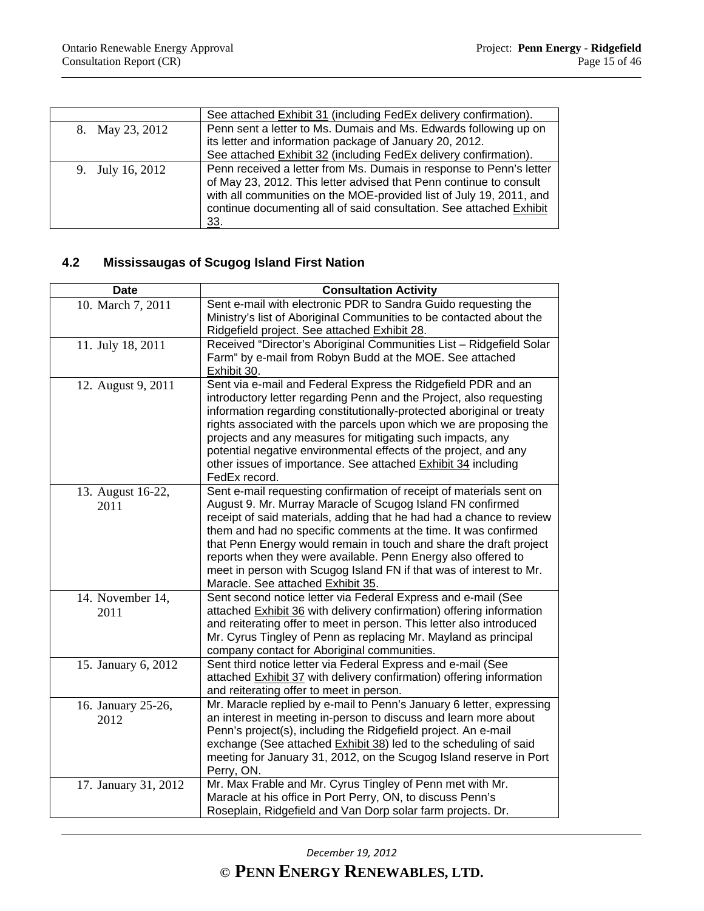|  |  |
| --- | --- |
|  | See attached Exhibit 31 (including FedEx delivery confirmation). |
| 8. May 23, 2012 | Penn sent a letter to Ms. Dumais and Ms. Edwards following up on its letter and information package of January 20, 2012. See attached Exhibit 32 (including FedEx delivery confirmation). |
| 9. July 16, 2012 | Penn received a letter from Ms. Dumais in response to Penn's letter of May 23, 2012. This letter advised that Penn continue to consult with all communities on the MOE-provided list of July 19, 2011, and continue documenting all of said consultation. See attached Exhibit 33. |

### 4.2 Mississaugas of Scugog Island First Nation

| Date | Consultation Activity |
| --- | --- |
| 10. March 7, 2011 | Sent e-mail with electronic PDR to Sandra Guido requesting the Ministry's list of Aboriginal Communities to be contacted about the Ridgefield project. See attached Exhibit 28. |
| 11. July 18, 2011 | Received "Director's Aboriginal Communities List – Ridgefield Solar Farm" by e-mail from Robyn Budd at the MOE. See attached Exhibit 30. |
| 12. August 9, 2011 | Sent via e-mail and Federal Express the Ridgefield PDR and an introductory letter regarding Penn and the Project, also requesting information regarding constitutionally-protected aboriginal or treaty rights associated with the parcels upon which we are proposing the projects and any measures for mitigating such impacts, any potential negative environmental effects of the project, and any other issues of importance. See attached Exhibit 34 including FedEx record. |
| 13. August 16-22, 2011 | Sent e-mail requesting confirmation of receipt of materials sent on August 9. Mr. Murray Maracle of Scugog Island FN confirmed receipt of said materials, adding that he had had a chance to review them and had no specific comments at the time. It was confirmed that Penn Energy would remain in touch and share the draft project reports when they were available. Penn Energy also offered to meet in person with Scugog Island FN if that was of interest to Mr. Maracle. See attached Exhibit 35. |
| 14. November 14, 2011 | Sent second notice letter via Federal Express and e-mail (See attached Exhibit 36 with delivery confirmation) offering information and reiterating offer to meet in person. This letter also introduced Mr. Cyrus Tingley of Penn as replacing Mr. Mayland as principal company contact for Aboriginal communities. |
| 15. January 6, 2012 | Sent third notice letter via Federal Express and e-mail (See attached Exhibit 37 with delivery confirmation) offering information and reiterating offer to meet in person. |
| 16. January 25-26, 2012 | Mr. Maracle replied by e-mail to Penn's January 6 letter, expressing an interest in meeting in-person to discuss and learn more about Penn's project(s), including the Ridgefield project. An e-mail exchange (See attached Exhibit 38) led to the scheduling of said meeting for January 31, 2012, on the Scugog Island reserve in Port Perry, ON. |
| 17. January 31, 2012 | Mr. Max Frable and Mr. Cyrus Tingley of Penn met with Mr. Maracle at his office in Port Perry, ON, to discuss Penn's Roseplain, Ridgefield and Van Dorp solar farm projects. Dr. |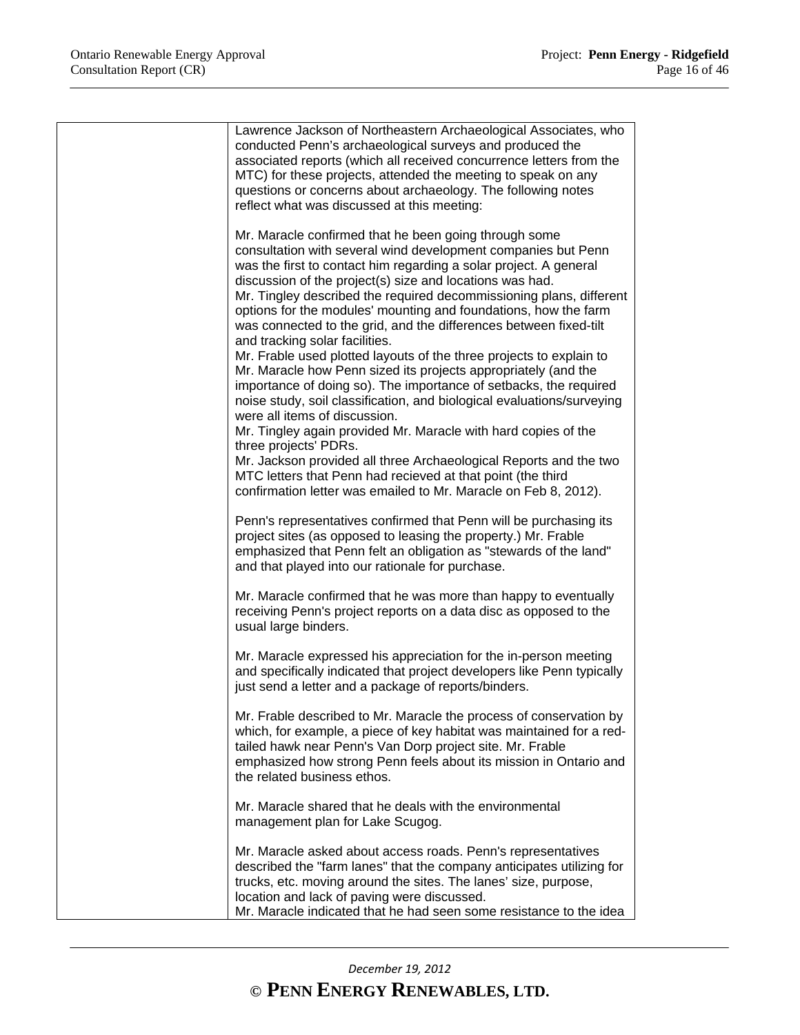| | |
|---|---|
| | Lawrence Jackson of Northeastern Archaeological Associates, who conducted Penn's archaeological surveys and produced the associated reports (which all received concurrence letters from the MTC) for these projects, attended the meeting to speak on any questions or concerns about archaeology. The following notes reflect what was discussed at this meeting:<br><br>Mr. Maracle confirmed that he been going through some consultation with several wind development companies but Penn was the first to contact him regarding a solar project. A general discussion of the project(s) size and locations was had.<br>Mr. Tingley described the required decommissioning plans, different options for the modules' mounting and foundations, how the farm was connected to the grid, and the differences between fixed-tilt and tracking solar facilities.<br>Mr. Frable used plotted layouts of the three projects to explain to Mr. Maracle how Penn sized its projects appropriately (and the importance of doing so). The importance of setbacks, the required noise study, soil classification, and biological evaluations/surveying were all items of discussion.<br>Mr. Tingley again provided Mr. Maracle with hard copies of the three projects' PDRs.<br>Mr. Jackson provided all three Archaeological Reports and the two MTC letters that Penn had recieved at that point (the third confirmation letter was emailed to Mr. Maracle on Feb 8, 2012).<br><br>Penn's representatives confirmed that Penn will be purchasing its project sites (as opposed to leasing the property.) Mr. Frable emphasized that Penn felt an obligation as "stewards of the land" and that played into our rationale for purchase.<br><br>Mr. Maracle confirmed that he was more than happy to eventually receiving Penn's project reports on a data disc as opposed to the usual large binders.<br><br>Mr. Maracle expressed his appreciation for the in-person meeting and specifically indicated that project developers like Penn typically just send a letter and a package of reports/binders.<br><br>Mr. Frable described to Mr. Maracle the process of conservation by which, for example, a piece of key habitat was maintained for a red-tailed hawk near Penn's Van Dorp project site. Mr. Frable emphasized how strong Penn feels about its mission in Ontario and the related business ethos.<br><br>Mr. Maracle shared that he deals with the environmental management plan for Lake Scugog.<br><br>Mr. Maracle asked about access roads. Penn's representatives described the "farm lanes" that the company anticipates utilizing for trucks, etc. moving around the sites. The lanes' size, purpose, location and lack of paving were discussed.<br>Mr. Maracle indicated that he had seen some resistance to the idea |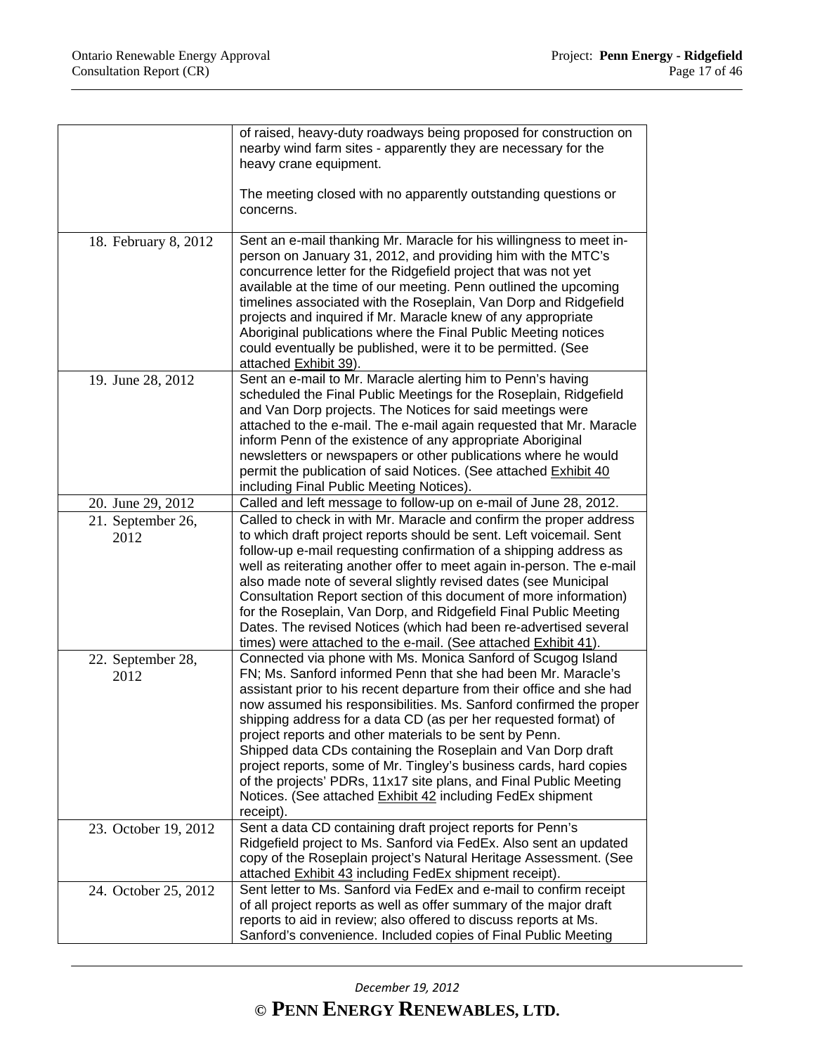| | |
|---|---|
| | of raised, heavy-duty roadways being proposed for construction on nearby wind farm sites - apparently they are necessary for the heavy crane equipment.<br><br>The meeting closed with no apparently outstanding questions or concerns. |
| 18. February 8, 2012 | Sent an e-mail thanking Mr. Maracle for his willingness to meet in-person on January 31, 2012, and providing him with the MTC's concurrence letter for the Ridgefield project that was not yet available at the time of our meeting. Penn outlined the upcoming timelines associated with the Roseplain, Van Dorp and Ridgefield projects and inquired if Mr. Maracle knew of any appropriate Aboriginal publications where the Final Public Meeting notices could eventually be published, were it to be permitted. (See attached Exhibit 39). |
| 19. June 28, 2012 | Sent an e-mail to Mr. Maracle alerting him to Penn's having scheduled the Final Public Meetings for the Roseplain, Ridgefield and Van Dorp projects. The Notices for said meetings were attached to the e-mail. The e-mail again requested that Mr. Maracle inform Penn of the existence of any appropriate Aboriginal newsletters or newspapers or other publications where he would permit the publication of said Notices. (See attached Exhibit 40 including Final Public Meeting Notices). |
| 20. June 29, 2012 | Called and left message to follow-up on e-mail of June 28, 2012. |
| 21. September 26, 2012 | Called to check in with Mr. Maracle and confirm the proper address to which draft project reports should be sent. Left voicemail. Sent follow-up e-mail requesting confirmation of a shipping address as well as reiterating another offer to meet again in-person. The e-mail also made note of several slightly revised dates (see Municipal Consultation Report section of this document of more information) for the Roseplain, Van Dorp, and Ridgefield Final Public Meeting Dates. The revised Notices (which had been re-advertised several times) were attached to the e-mail. (See attached Exhibit 41). |
| 22. September 28, 2012 | Connected via phone with Ms. Monica Sanford of Scugog Island FN; Ms. Sanford informed Penn that she had been Mr. Maracle's assistant prior to his recent departure from their office and she had now assumed his responsibilities. Ms. Sanford confirmed the proper shipping address for a data CD (as per her requested format) of project reports and other materials to be sent by Penn.<br>Shipped data CDs containing the Roseplain and Van Dorp draft project reports, some of Mr. Tingley's business cards, hard copies of the projects' PDRs, 11x17 site plans, and Final Public Meeting Notices. (See attached Exhibit 42 including FedEx shipment receipt). |
| 23. October 19, 2012 | Sent a data CD containing draft project reports for Penn's Ridgefield project to Ms. Sanford via FedEx. Also sent an updated copy of the Roseplain project's Natural Heritage Assessment. (See attached Exhibit 43 including FedEx shipment receipt). |
| 24. October 25, 2012 | Sent letter to Ms. Sanford via FedEx and e-mail to confirm receipt of all project reports as well as offer summary of the major draft reports to aid in review; also offered to discuss reports at Ms. Sanford's convenience. Included copies of Final Public Meeting |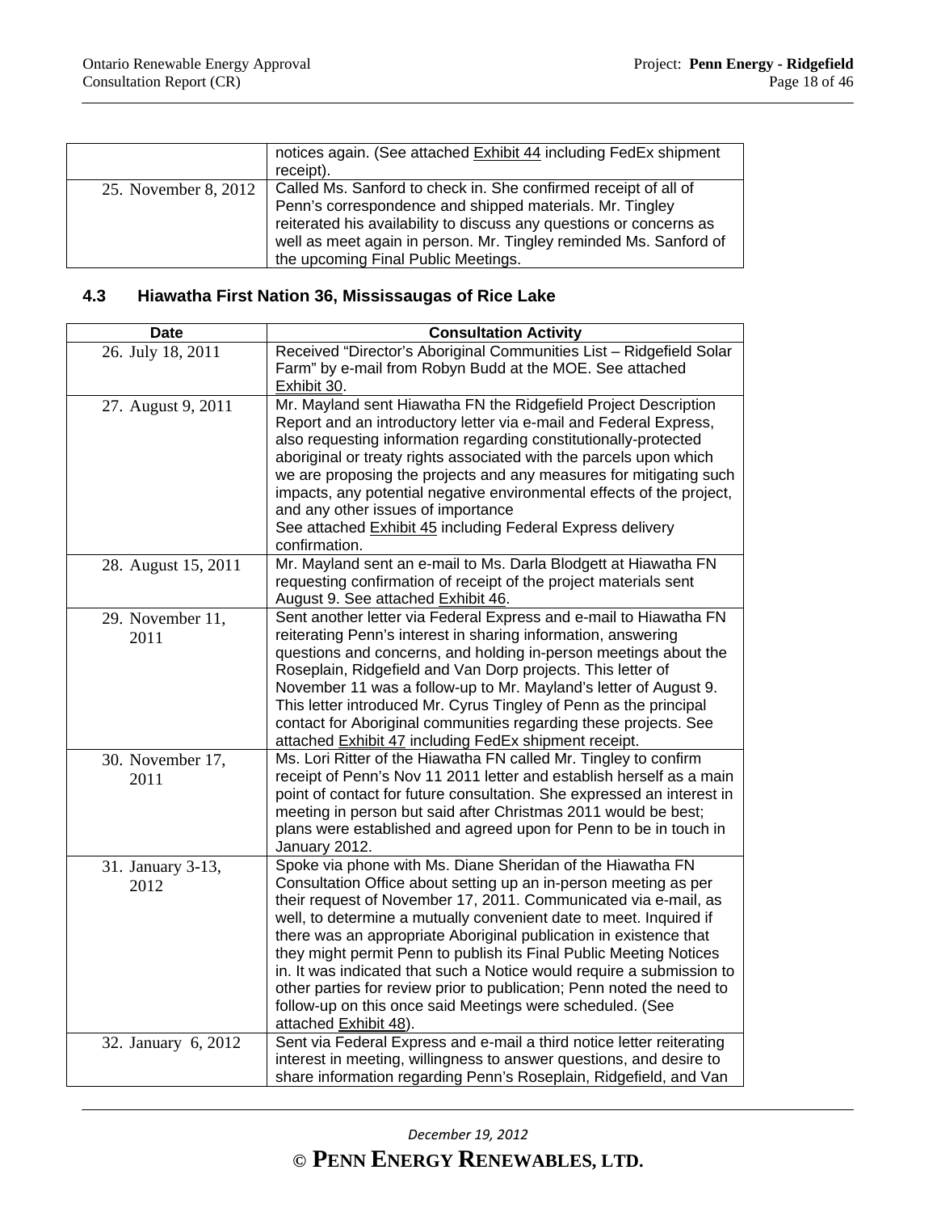| | |
|---|---|
| | notices again. (See attached Exhibit 44 including FedEx shipment receipt). |
| 25. November 8, 2012 | Called Ms. Sanford to check in. She confirmed receipt of all of Penn's correspondence and shipped materials. Mr. Tingley reiterated his availability to discuss any questions or concerns as well as meet again in person. Mr. Tingley reminded Ms. Sanford of the upcoming Final Public Meetings. |

### 4.3 Hiawatha First Nation 36, Mississaugas of Rice Lake

| Date | Consultation Activity |
|---|---|
| 26. July 18, 2011 | Received "Director's Aboriginal Communities List – Ridgefield Solar Farm" by e-mail from Robyn Budd at the MOE. See attached Exhibit 30. |
| 27. August 9, 2011 | Mr. Mayland sent Hiawatha FN the Ridgefield Project Description Report and an introductory letter via e-mail and Federal Express, also requesting information regarding constitutionally-protected aboriginal or treaty rights associated with the parcels upon which we are proposing the projects and any measures for mitigating such impacts, any potential negative environmental effects of the project, and any other issues of importance<br>See attached Exhibit 45 including Federal Express delivery confirmation. |
| 28. August 15, 2011 | Mr. Mayland sent an e-mail to Ms. Darla Blodgett at Hiawatha FN requesting confirmation of receipt of the project materials sent August 9. See attached Exhibit 46. |
| 29. November 11, 2011 | Sent another letter via Federal Express and e-mail to Hiawatha FN reiterating Penn's interest in sharing information, answering questions and concerns, and holding in-person meetings about the Roseplain, Ridgefield and Van Dorp projects. This letter of November 11 was a follow-up to Mr. Mayland's letter of August 9. This letter introduced Mr. Cyrus Tingley of Penn as the principal contact for Aboriginal communities regarding these projects. See attached Exhibit 47 including FedEx shipment receipt. |
| 30. November 17, 2011 | Ms. Lori Ritter of the Hiawatha FN called Mr. Tingley to confirm receipt of Penn's Nov 11 2011 letter and establish herself as a main point of contact for future consultation. She expressed an interest in meeting in person but said after Christmas 2011 would be best; plans were established and agreed upon for Penn to be in touch in January 2012. |
| 31. January 3-13, 2012 | Spoke via phone with Ms. Diane Sheridan of the Hiawatha FN Consultation Office about setting up an in-person meeting as per their request of November 17, 2011. Communicated via e-mail, as well, to determine a mutually convenient date to meet. Inquired if there was an appropriate Aboriginal publication in existence that they might permit Penn to publish its Final Public Meeting Notices in. It was indicated that such a Notice would require a submission to other parties for review prior to publication; Penn noted the need to follow-up on this once said Meetings were scheduled. (See attached Exhibit 48). |
| 32. January 6, 2012 | Sent via Federal Express and e-mail a third notice letter reiterating interest in meeting, willingness to answer questions, and desire to share information regarding Penn's Roseplain, Ridgefield, and Van |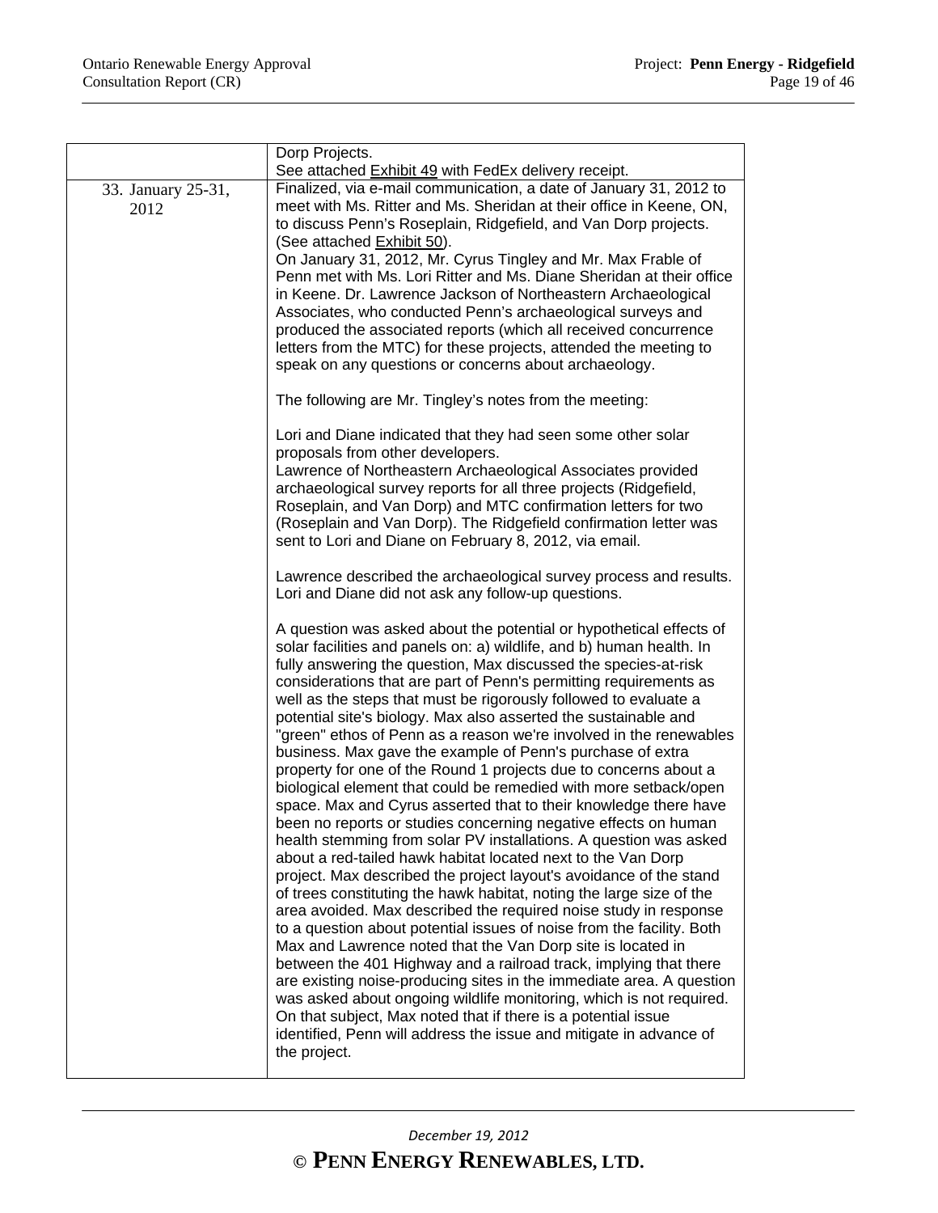| | |
|---|---|
| | Dorp Projects.<br>See attached Exhibit 49 with FedEx delivery receipt. |
| 33. January 25-31, 2012 | Finalized, via e-mail communication, a date of January 31, 2012 to meet with Ms. Ritter and Ms. Sheridan at their office in Keene, ON, to discuss Penn's Roseplain, Ridgefield, and Van Dorp projects. (See attached Exhibit 50).<br>On January 31, 2012, Mr. Cyrus Tingley and Mr. Max Frable of Penn met with Ms. Lori Ritter and Ms. Diane Sheridan at their office in Keene. Dr. Lawrence Jackson of Northeastern Archaeological Associates, who conducted Penn's archaeological surveys and produced the associated reports (which all received concurrence letters from the MTC) for these projects, attended the meeting to speak on any questions or concerns about archaeology.<br><br>The following are Mr. Tingley's notes from the meeting:<br><br>Lori and Diane indicated that they had seen some other solar proposals from other developers.<br>Lawrence of Northeastern Archaeological Associates provided archaeological survey reports for all three projects (Ridgefield, Roseplain, and Van Dorp) and MTC confirmation letters for two (Roseplain and Van Dorp). The Ridgefield confirmation letter was sent to Lori and Diane on February 8, 2012, via email.<br><br>Lawrence described the archaeological survey process and results. Lori and Diane did not ask any follow-up questions.<br><br>A question was asked about the potential or hypothetical effects of solar facilities and panels on: a) wildlife, and b) human health. In fully answering the question, Max discussed the species-at-risk considerations that are part of Penn's permitting requirements as well as the steps that must be rigorously followed to evaluate a potential site's biology. Max also asserted the sustainable and "green" ethos of Penn as a reason we're involved in the renewables business. Max gave the example of Penn's purchase of extra property for one of the Round 1 projects due to concerns about a biological element that could be remedied with more setback/open space. Max and Cyrus asserted that to their knowledge there have been no reports or studies concerning negative effects on human health stemming from solar PV installations. A question was asked about a red-tailed hawk habitat located next to the Van Dorp project. Max described the project layout's avoidance of the stand of trees constituting the hawk habitat, noting the large size of the area avoided. Max described the required noise study in response to a question about potential issues of noise from the facility. Both Max and Lawrence noted that the Van Dorp site is located in between the 401 Highway and a railroad track, implying that there are existing noise-producing sites in the immediate area. A question was asked about ongoing wildlife monitoring, which is not required. On that subject, Max noted that if there is a potential issue identified, Penn will address the issue and mitigate in advance of the project. |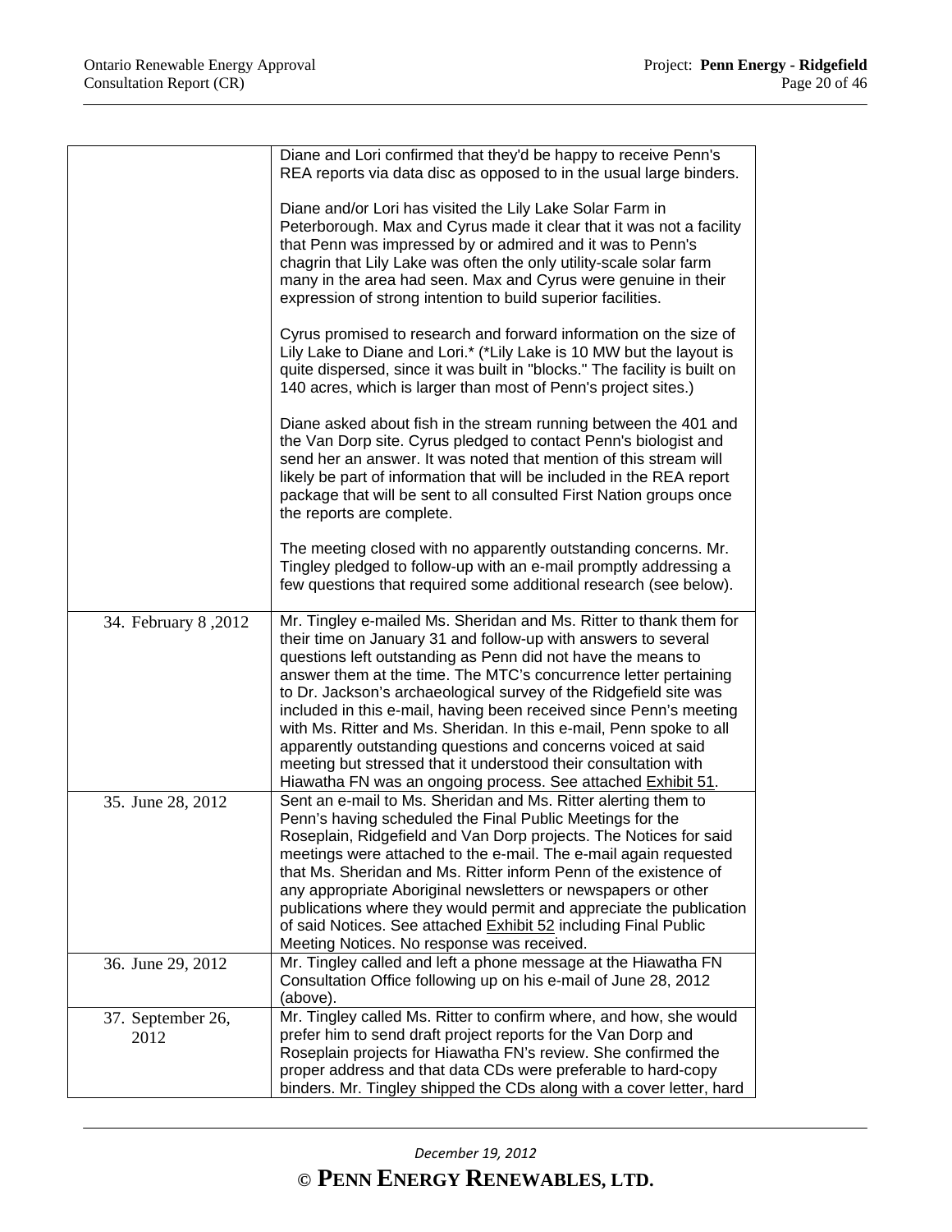| | |
|---|---|
| | Diane and Lori confirmed that they'd be happy to receive Penn's REA reports via data disc as opposed to in the usual large binders.<br><br>Diane and/or Lori has visited the Lily Lake Solar Farm in Peterborough. Max and Cyrus made it clear that it was not a facility that Penn was impressed by or admired and it was to Penn's chagrin that Lily Lake was often the only utility-scale solar farm many in the area had seen. Max and Cyrus were genuine in their expression of strong intention to build superior facilities.<br><br>Cyrus promised to research and forward information on the size of Lily Lake to Diane and Lori.* (*Lily Lake is 10 MW but the layout is quite dispersed, since it was built in "blocks." The facility is built on 140 acres, which is larger than most of Penn's project sites.)<br><br>Diane asked about fish in the stream running between the 401 and the Van Dorp site. Cyrus pledged to contact Penn's biologist and send her an answer. It was noted that mention of this stream will likely be part of information that will be included in the REA report package that will be sent to all consulted First Nation groups once the reports are complete.<br><br>The meeting closed with no apparently outstanding concerns. Mr. Tingley pledged to follow-up with an e-mail promptly addressing a few questions that required some additional research (see below). |
| 34. February 8 ,2012 | Mr. Tingley e-mailed Ms. Sheridan and Ms. Ritter to thank them for their time on January 31 and follow-up with answers to several questions left outstanding as Penn did not have the means to answer them at the time. The MTC's concurrence letter pertaining to Dr. Jackson's archaeological survey of the Ridgefield site was included in this e-mail, having been received since Penn's meeting with Ms. Ritter and Ms. Sheridan. In this e-mail, Penn spoke to all apparently outstanding questions and concerns voiced at said meeting but stressed that it understood their consultation with Hiawatha FN was an ongoing process. See attached Exhibit 51. |
| 35. June 28, 2012 | Sent an e-mail to Ms. Sheridan and Ms. Ritter alerting them to Penn's having scheduled the Final Public Meetings for the Roseplain, Ridgefield and Van Dorp projects. The Notices for said meetings were attached to the e-mail. The e-mail again requested that Ms. Sheridan and Ms. Ritter inform Penn of the existence of any appropriate Aboriginal newsletters or newspapers or other publications where they would permit and appreciate the publication of said Notices. See attached Exhibit 52 including Final Public Meeting Notices. No response was received. |
| 36. June 29, 2012 | Mr. Tingley called and left a phone message at the Hiawatha FN Consultation Office following up on his e-mail of June 28, 2012 (above). |
| 37. September 26, 2012 | Mr. Tingley called Ms. Ritter to confirm where, and how, she would prefer him to send draft project reports for the Van Dorp and Roseplain projects for Hiawatha FN's review. She confirmed the proper address and that data CDs were preferable to hard-copy binders. Mr. Tingley shipped the CDs along with a cover letter, hard |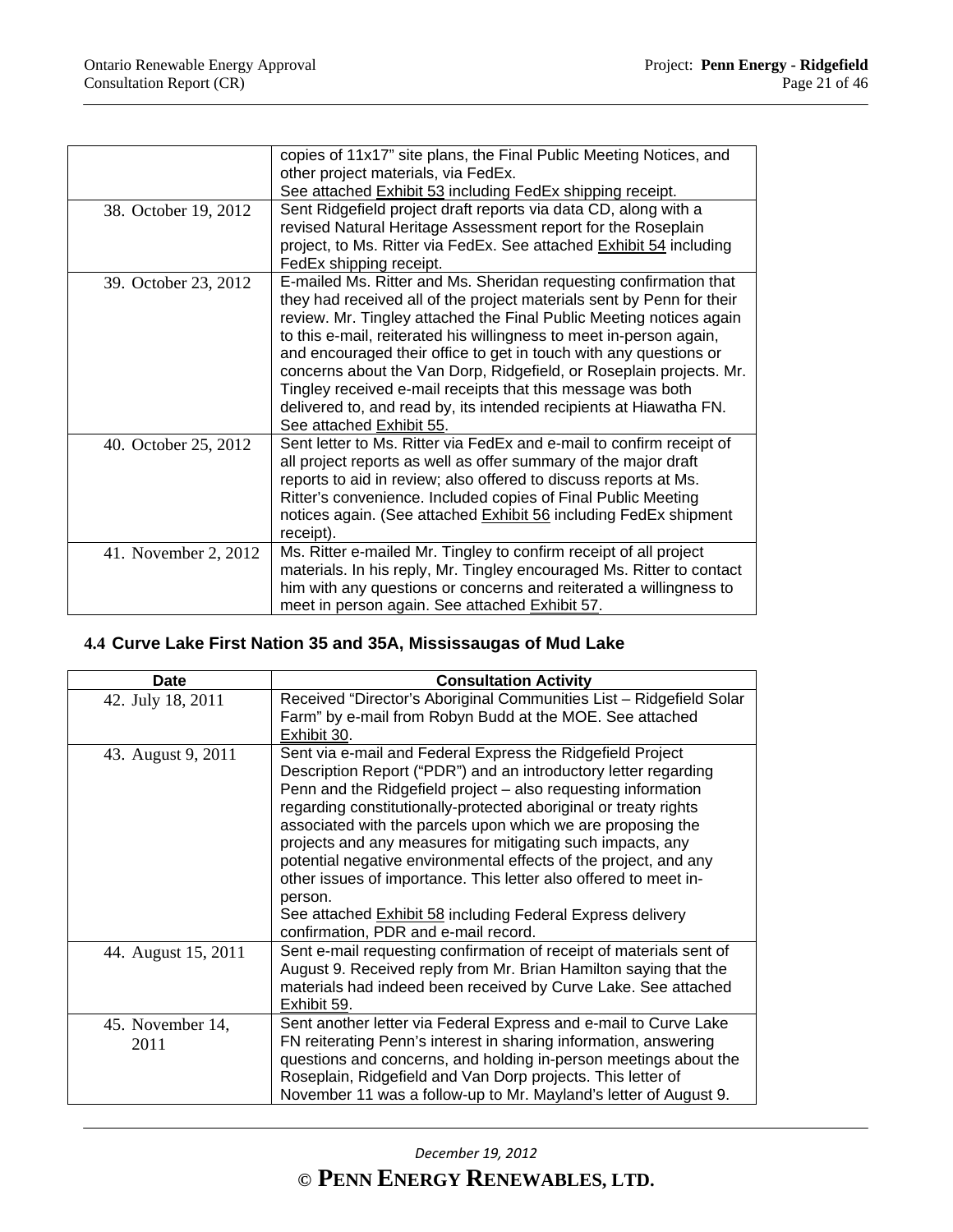| | |
|---|---|
| | copies of 11x17" site plans, the Final Public Meeting Notices, and other project materials, via FedEx. See attached Exhibit 53 including FedEx shipping receipt. |
| 38. October 19, 2012 | Sent Ridgefield project draft reports via data CD, along with a revised Natural Heritage Assessment report for the Roseplain project, to Ms. Ritter via FedEx. See attached Exhibit 54 including FedEx shipping receipt. |
| 39. October 23, 2012 | E-mailed Ms. Ritter and Ms. Sheridan requesting confirmation that they had received all of the project materials sent by Penn for their review. Mr. Tingley attached the Final Public Meeting notices again to this e-mail, reiterated his willingness to meet in-person again, and encouraged their office to get in touch with any questions or concerns about the Van Dorp, Ridgefield, or Roseplain projects. Mr. Tingley received e-mail receipts that this message was both delivered to, and read by, its intended recipients at Hiawatha FN. See attached Exhibit 55. |
| 40. October 25, 2012 | Sent letter to Ms. Ritter via FedEx and e-mail to confirm receipt of all project reports as well as offer summary of the major draft reports to aid in review; also offered to discuss reports at Ms. Ritter's convenience. Included copies of Final Public Meeting notices again. (See attached Exhibit 56 including FedEx shipment receipt). |
| 41. November 2, 2012 | Ms. Ritter e-mailed Mr. Tingley to confirm receipt of all project materials. In his reply, Mr. Tingley encouraged Ms. Ritter to contact him with any questions or concerns and reiterated a willingness to meet in person again. See attached Exhibit 57. |

### 4.4 Curve Lake First Nation 35 and 35A, Mississaugas of Mud Lake

| Date | Consultation Activity |
|---|---|
| 42. July 18, 2011 | Received "Director's Aboriginal Communities List – Ridgefield Solar Farm" by e-mail from Robyn Budd at the MOE. See attached Exhibit 30. |
| 43. August 9, 2011 | Sent via e-mail and Federal Express the Ridgefield Project Description Report ("PDR") and an introductory letter regarding Penn and the Ridgefield project – also requesting information regarding constitutionally-protected aboriginal or treaty rights associated with the parcels upon which we are proposing the projects and any measures for mitigating such impacts, any potential negative environmental effects of the project, and any other issues of importance. This letter also offered to meet in-person. See attached Exhibit 58 including Federal Express delivery confirmation, PDR and e-mail record. |
| 44. August 15, 2011 | Sent e-mail requesting confirmation of receipt of materials sent of August 9. Received reply from Mr. Brian Hamilton saying that the materials had indeed been received by Curve Lake. See attached Exhibit 59. |
| 45. November 14, 2011 | Sent another letter via Federal Express and e-mail to Curve Lake FN reiterating Penn's interest in sharing information, answering questions and concerns, and holding in-person meetings about the Roseplain, Ridgefield and Van Dorp projects. This letter of November 11 was a follow-up to Mr. Mayland's letter of August 9. |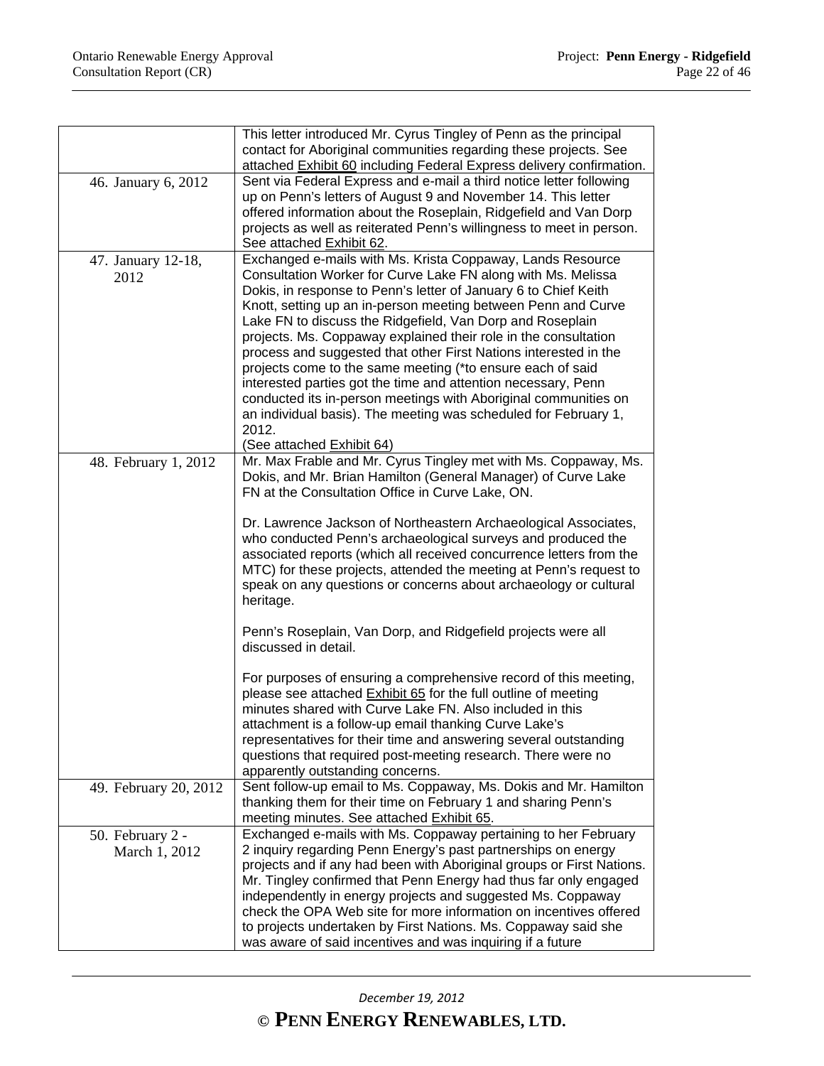| | |
|---|---|
| | This letter introduced Mr. Cyrus Tingley of Penn as the principal contact for Aboriginal communities regarding these projects. See attached Exhibit 60 including Federal Express delivery confirmation. |
| 46. January 6, 2012 | Sent via Federal Express and e-mail a third notice letter following up on Penn's letters of August 9 and November 14. This letter offered information about the Roseplain, Ridgefield and Van Dorp projects as well as reiterated Penn's willingness to meet in person. See attached Exhibit 62. |
| 47. January 12-18, 2012 | Exchanged e-mails with Ms. Krista Coppaway, Lands Resource Consultation Worker for Curve Lake FN along with Ms. Melissa Dokis, in response to Penn's letter of January 6 to Chief Keith Knott, setting up an in-person meeting between Penn and Curve Lake FN to discuss the Ridgefield, Van Dorp and Roseplain projects. Ms. Coppaway explained their role in the consultation process and suggested that other First Nations interested in the projects come to the same meeting (*to ensure each of said interested parties got the time and attention necessary, Penn conducted its in-person meetings with Aboriginal communities on an individual basis). The meeting was scheduled for February 1, 2012.<br>(See attached Exhibit 64) |
| 48. February 1, 2012 | Mr. Max Frable and Mr. Cyrus Tingley met with Ms. Coppaway, Ms. Dokis, and Mr. Brian Hamilton (General Manager) of Curve Lake FN at the Consultation Office in Curve Lake, ON.<br><br>Dr. Lawrence Jackson of Northeastern Archaeological Associates, who conducted Penn's archaeological surveys and produced the associated reports (which all received concurrence letters from the MTC) for these projects, attended the meeting at Penn's request to speak on any questions or concerns about archaeology or cultural heritage.<br><br>Penn's Roseplain, Van Dorp, and Ridgefield projects were all discussed in detail.<br><br>For purposes of ensuring a comprehensive record of this meeting, please see attached Exhibit 65 for the full outline of meeting minutes shared with Curve Lake FN. Also included in this attachment is a follow-up email thanking Curve Lake's representatives for their time and answering several outstanding questions that required post-meeting research. There were no apparently outstanding concerns. |
| 49. February 20, 2012 | Sent follow-up email to Ms. Coppaway, Ms. Dokis and Mr. Hamilton thanking them for their time on February 1 and sharing Penn's meeting minutes. See attached Exhibit 65. |
| 50. February 2 - March 1, 2012 | Exchanged e-mails with Ms. Coppaway pertaining to her February 2 inquiry regarding Penn Energy's past partnerships on energy projects and if any had been with Aboriginal groups or First Nations. Mr. Tingley confirmed that Penn Energy had thus far only engaged independently in energy projects and suggested Ms. Coppaway check the OPA Web site for more information on incentives offered to projects undertaken by First Nations. Ms. Coppaway said she was aware of said incentives and was inquiring if a future |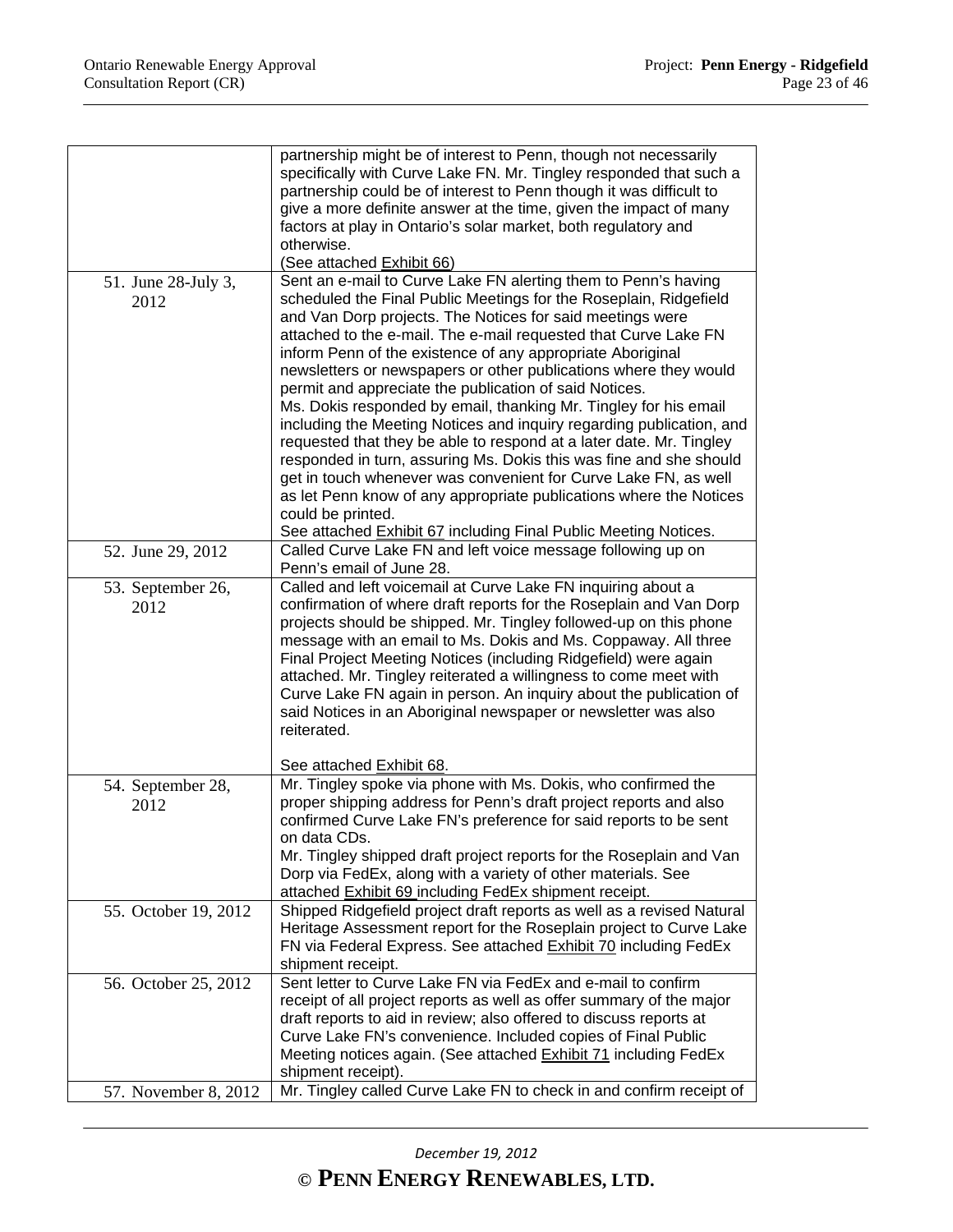|  |  |
|---|---|
|  | partnership might be of interest to Penn, though not necessarily specifically with Curve Lake FN. Mr. Tingley responded that such a partnership could be of interest to Penn though it was difficult to give a more definite answer at the time, given the impact of many factors at play in Ontario's solar market, both regulatory and otherwise. (See attached Exhibit 66) |
| 51. June 28-July 3, 2012 | Sent an e-mail to Curve Lake FN alerting them to Penn's having scheduled the Final Public Meetings for the Roseplain, Ridgefield and Van Dorp projects. The Notices for said meetings were attached to the e-mail. The e-mail requested that Curve Lake FN inform Penn of the existence of any appropriate Aboriginal newsletters or newspapers or other publications where they would permit and appreciate the publication of said Notices. Ms. Dokis responded by email, thanking Mr. Tingley for his email including the Meeting Notices and inquiry regarding publication, and requested that they be able to respond at a later date. Mr. Tingley responded in turn, assuring Ms. Dokis this was fine and she should get in touch whenever was convenient for Curve Lake FN, as well as let Penn know of any appropriate publications where the Notices could be printed. See attached Exhibit 67 including Final Public Meeting Notices. |
| 52. June 29, 2012 | Called Curve Lake FN and left voice message following up on Penn's email of June 28. |
| 53. September 26, 2012 | Called and left voicemail at Curve Lake FN inquiring about a confirmation of where draft reports for the Roseplain and Van Dorp projects should be shipped. Mr. Tingley followed-up on this phone message with an email to Ms. Dokis and Ms. Coppaway. All three Final Project Meeting Notices (including Ridgefield) were again attached. Mr. Tingley reiterated a willingness to come meet with Curve Lake FN again in person. An inquiry about the publication of said Notices in an Aboriginal newspaper or newsletter was also reiterated.<br><br>See attached Exhibit 68. |
| 54. September 28, 2012 | Mr. Tingley spoke via phone with Ms. Dokis, who confirmed the proper shipping address for Penn's draft project reports and also confirmed Curve Lake FN's preference for said reports to be sent on data CDs. Mr. Tingley shipped draft project reports for the Roseplain and Van Dorp via FedEx, along with a variety of other materials. See attached Exhibit 69 including FedEx shipment receipt. |
| 55. October 19, 2012 | Shipped Ridgefield project draft reports as well as a revised Natural Heritage Assessment report for the Roseplain project to Curve Lake FN via Federal Express. See attached Exhibit 70 including FedEx shipment receipt. |
| 56. October 25, 2012 | Sent letter to Curve Lake FN via FedEx and e-mail to confirm receipt of all project reports as well as offer summary of the major draft reports to aid in review; also offered to discuss reports at Curve Lake FN's convenience. Included copies of Final Public Meeting notices again. (See attached Exhibit 71 including FedEx shipment receipt). |
| 57. November 8, 2012 | Mr. Tingley called Curve Lake FN to check in and confirm receipt of |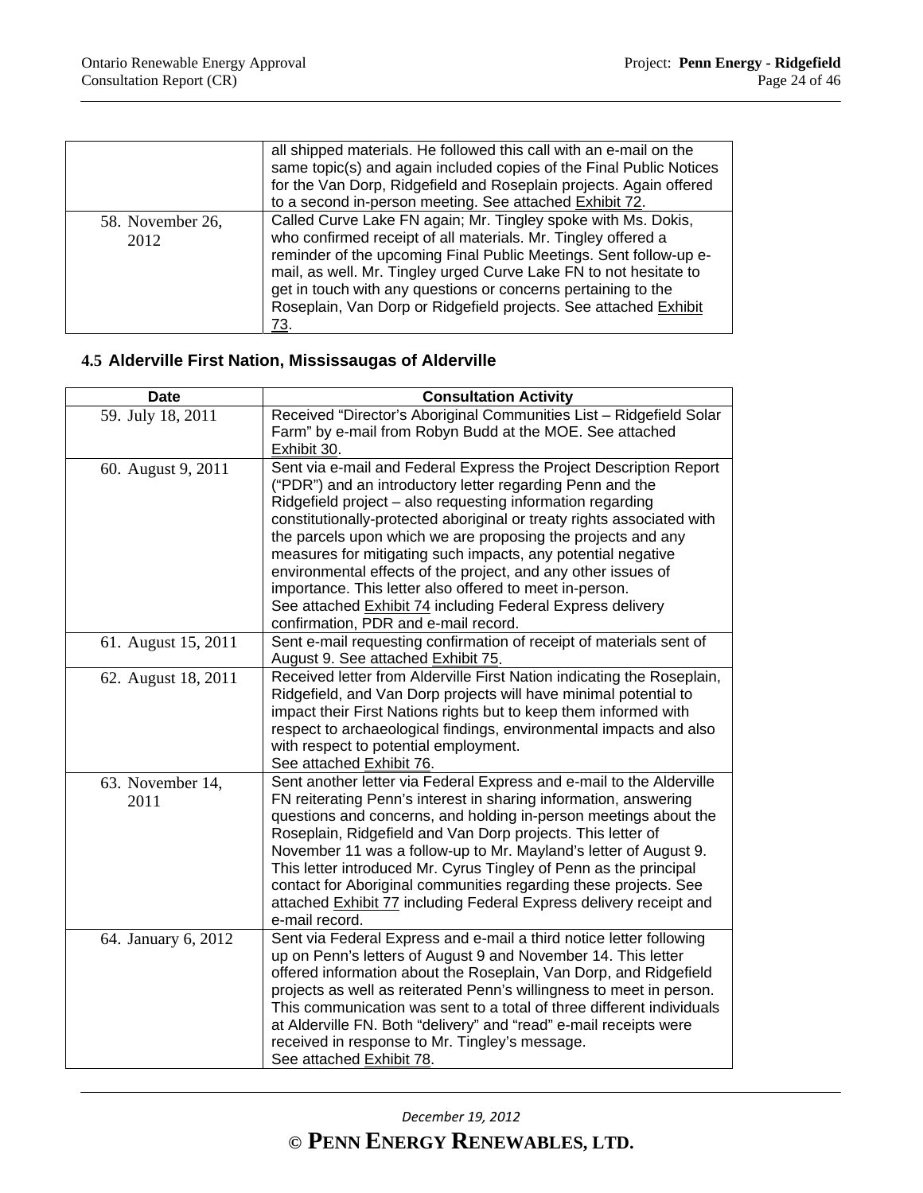| | |
|---|---|
| | all shipped materials. He followed this call with an e-mail on the same topic(s) and again included copies of the Final Public Notices for the Van Dorp, Ridgefield and Roseplain projects. Again offered to a second in-person meeting. See attached Exhibit 72. |
| 58. November 26, 2012 | Called Curve Lake FN again; Mr. Tingley spoke with Ms. Dokis, who confirmed receipt of all materials. Mr. Tingley offered a reminder of the upcoming Final Public Meetings. Sent follow-up e-mail, as well. Mr. Tingley urged Curve Lake FN to not hesitate to get in touch with any questions or concerns pertaining to the Roseplain, Van Dorp or Ridgefield projects. See attached Exhibit 73. |

### 4.5 Alderville First Nation, Mississaugas of Alderville

| Date | Consultation Activity |
|---|---|
| 59. July 18, 2011 | Received "Director's Aboriginal Communities List – Ridgefield Solar Farm" by e-mail from Robyn Budd at the MOE. See attached Exhibit 30. |
| 60. August 9, 2011 | Sent via e-mail and Federal Express the Project Description Report ("PDR") and an introductory letter regarding Penn and the Ridgefield project – also requesting information regarding constitutionally-protected aboriginal or treaty rights associated with the parcels upon which we are proposing the projects and any measures for mitigating such impacts, any potential negative environmental effects of the project, and any other issues of importance. This letter also offered to meet in-person. See attached Exhibit 74 including Federal Express delivery confirmation, PDR and e-mail record. |
| 61. August 15, 2011 | Sent e-mail requesting confirmation of receipt of materials sent of August 9. See attached Exhibit 75. |
| 62. August 18, 2011 | Received letter from Alderville First Nation indicating the Roseplain, Ridgefield, and Van Dorp projects will have minimal potential to impact their First Nations rights but to keep them informed with respect to archaeological findings, environmental impacts and also with respect to potential employment. See attached Exhibit 76. |
| 63. November 14, 2011 | Sent another letter via Federal Express and e-mail to the Alderville FN reiterating Penn's interest in sharing information, answering questions and concerns, and holding in-person meetings about the Roseplain, Ridgefield and Van Dorp projects. This letter of November 11 was a follow-up to Mr. Mayland's letter of August 9. This letter introduced Mr. Cyrus Tingley of Penn as the principal contact for Aboriginal communities regarding these projects. See attached Exhibit 77 including Federal Express delivery receipt and e-mail record. |
| 64. January 6, 2012 | Sent via Federal Express and e-mail a third notice letter following up on Penn's letters of August 9 and November 14. This letter offered information about the Roseplain, Van Dorp, and Ridgefield projects as well as reiterated Penn's willingness to meet in person. This communication was sent to a total of three different individuals at Alderville FN. Both "delivery" and "read" e-mail receipts were received in response to Mr. Tingley's message. See attached Exhibit 78. |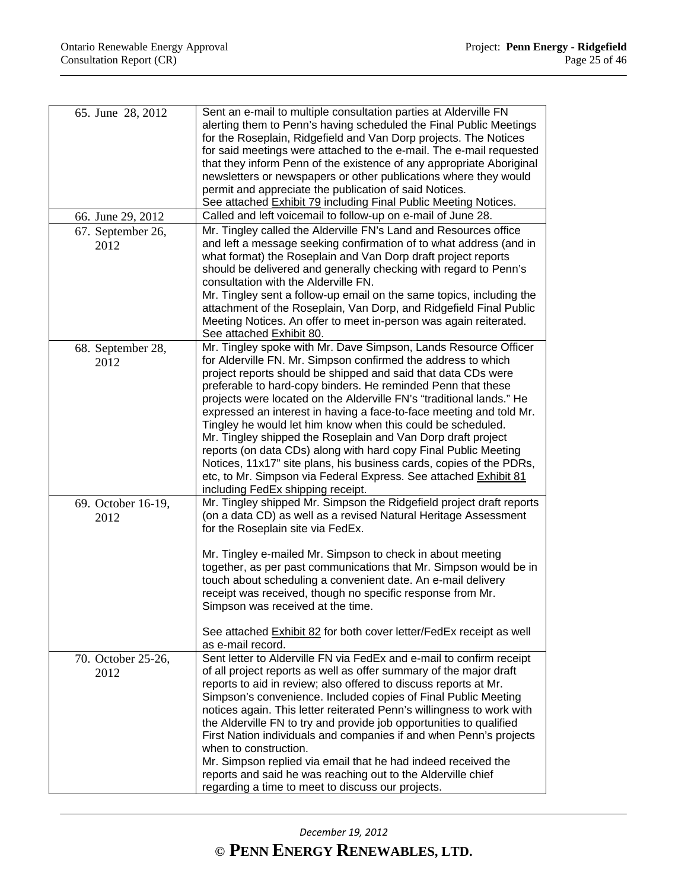| | |
|---|---|
| 65. June 28, 2012 | Sent an e-mail to multiple consultation parties at Alderville FN alerting them to Penn's having scheduled the Final Public Meetings for the Roseplain, Ridgefield and Van Dorp projects. The Notices for said meetings were attached to the e-mail. The e-mail requested that they inform Penn of the existence of any appropriate Aboriginal newsletters or newspapers or other publications where they would permit and appreciate the publication of said Notices. See attached Exhibit 79 including Final Public Meeting Notices. |
| 66. June 29, 2012 | Called and left voicemail to follow-up on e-mail of June 28. |
| 67. September 26, 2012 | Mr. Tingley called the Alderville FN's Land and Resources office and left a message seeking confirmation of to what address (and in what format) the Roseplain and Van Dorp draft project reports should be delivered and generally checking with regard to Penn's consultation with the Alderville FN.<br>Mr. Tingley sent a follow-up email on the same topics, including the attachment of the Roseplain, Van Dorp, and Ridgefield Final Public Meeting Notices. An offer to meet in-person was again reiterated. See attached Exhibit 80. |
| 68. September 28, 2012 | Mr. Tingley spoke with Mr. Dave Simpson, Lands Resource Officer for Alderville FN. Mr. Simpson confirmed the address to which project reports should be shipped and said that data CDs were preferable to hard-copy binders. He reminded Penn that these projects were located on the Alderville FN's "traditional lands." He expressed an interest in having a face-to-face meeting and told Mr. Tingley he would let him know when this could be scheduled.<br>Mr. Tingley shipped the Roseplain and Van Dorp draft project reports (on data CDs) along with hard copy Final Public Meeting Notices, 11x17" site plans, his business cards, copies of the PDRs, etc, to Mr. Simpson via Federal Express. See attached Exhibit 81 including FedEx shipping receipt. |
| 69. October 16-19, 2012 | Mr. Tingley shipped Mr. Simpson the Ridgefield project draft reports (on a data CD) as well as a revised Natural Heritage Assessment for the Roseplain site via FedEx.<br><br>Mr. Tingley e-mailed Mr. Simpson to check in about meeting together, as per past communications that Mr. Simpson would be in touch about scheduling a convenient date. An e-mail delivery receipt was received, though no specific response from Mr. Simpson was received at the time.<br><br>See attached Exhibit 82 for both cover letter/FedEx receipt as well as e-mail record. |
| 70. October 25-26, 2012 | Sent letter to Alderville FN via FedEx and e-mail to confirm receipt of all project reports as well as offer summary of the major draft reports to aid in review; also offered to discuss reports at Mr. Simpson's convenience. Included copies of Final Public Meeting notices again. This letter reiterated Penn's willingness to work with the Alderville FN to try and provide job opportunities to qualified First Nation individuals and companies if and when Penn's projects when to construction.<br>Mr. Simpson replied via email that he had indeed received the reports and said he was reaching out to the Alderville chief regarding a time to meet to discuss our projects. |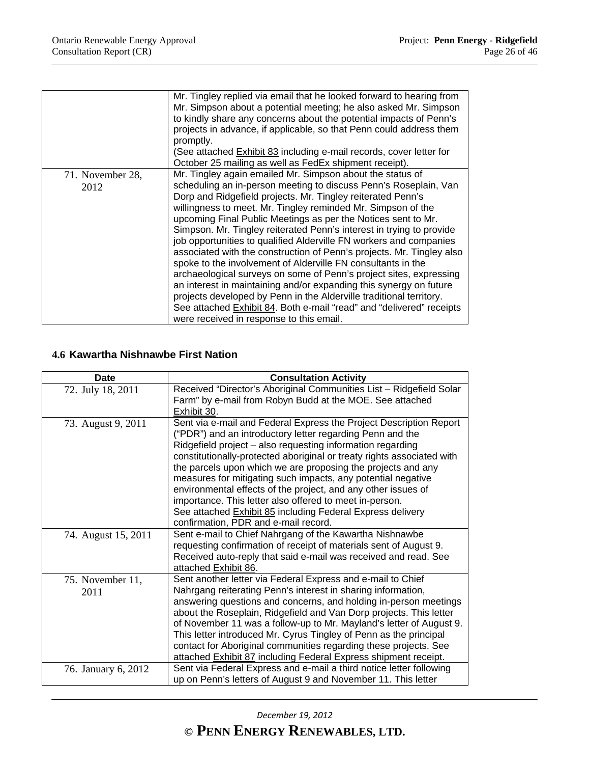| | |
|---|---|
| | Mr. Tingley replied via email that he looked forward to hearing from Mr. Simpson about a potential meeting; he also asked Mr. Simpson to kindly share any concerns about the potential impacts of Penn's projects in advance, if applicable, so that Penn could address them promptly.<br>(See attached Exhibit 83 including e-mail records, cover letter for October 25 mailing as well as FedEx shipment receipt). |
| 71. November 28, 2012 | Mr. Tingley again emailed Mr. Simpson about the status of scheduling an in-person meeting to discuss Penn's Roseplain, Van Dorp and Ridgefield projects. Mr. Tingley reiterated Penn's willingness to meet. Mr. Tingley reminded Mr. Simpson of the upcoming Final Public Meetings as per the Notices sent to Mr. Simpson. Mr. Tingley reiterated Penn's interest in trying to provide job opportunities to qualified Alderville FN workers and companies associated with the construction of Penn's projects. Mr. Tingley also spoke to the involvement of Alderville FN consultants in the archaeological surveys on some of Penn's project sites, expressing an interest in maintaining and/or expanding this synergy on future projects developed by Penn in the Alderville traditional territory. See attached Exhibit 84. Both e-mail "read" and "delivered" receipts were received in response to this email. |

### 4.6 Kawartha Nishnawbe First Nation

| Date | Consultation Activity |
|---|---|
| 72. July 18, 2011 | Received "Director's Aboriginal Communities List – Ridgefield Solar Farm" by e-mail from Robyn Budd at the MOE. See attached Exhibit 30. |
| 73. August 9, 2011 | Sent via e-mail and Federal Express the Project Description Report ("PDR") and an introductory letter regarding Penn and the Ridgefield project – also requesting information regarding constitutionally-protected aboriginal or treaty rights associated with the parcels upon which we are proposing the projects and any measures for mitigating such impacts, any potential negative environmental effects of the project, and any other issues of importance. This letter also offered to meet in-person.<br>See attached Exhibit 85 including Federal Express delivery confirmation, PDR and e-mail record. |
| 74. August 15, 2011 | Sent e-mail to Chief Nahrgang of the Kawartha Nishnawbe requesting confirmation of receipt of materials sent of August 9. Received auto-reply that said e-mail was received and read. See attached Exhibit 86. |
| 75. November 11, 2011 | Sent another letter via Federal Express and e-mail to Chief Nahrgang reiterating Penn's interest in sharing information, answering questions and concerns, and holding in-person meetings about the Roseplain, Ridgefield and Van Dorp projects. This letter of November 11 was a follow-up to Mr. Mayland's letter of August 9. This letter introduced Mr. Cyrus Tingley of Penn as the principal contact for Aboriginal communities regarding these projects. See attached Exhibit 87 including Federal Express shipment receipt. |
| 76. January 6, 2012 | Sent via Federal Express and e-mail a third notice letter following up on Penn's letters of August 9 and November 11. This letter |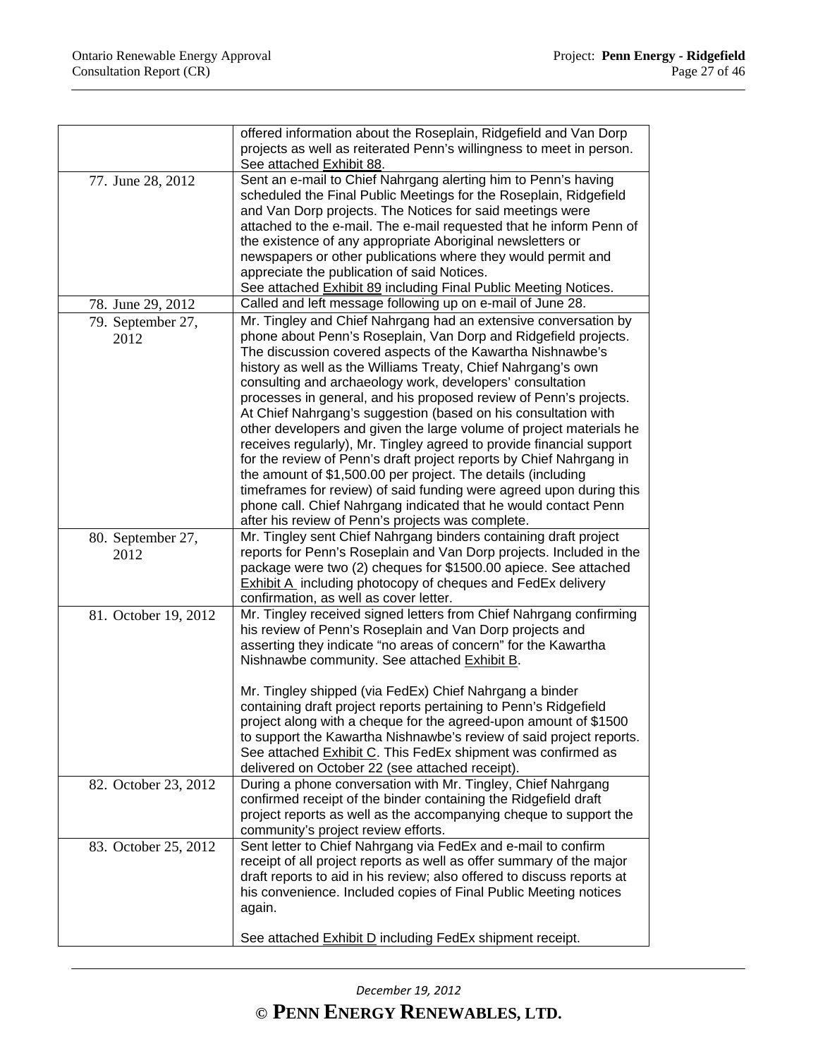| | |
|---|---|
| | offered information about the Roseplain, Ridgefield and Van Dorp projects as well as reiterated Penn's willingness to meet in person. See attached Exhibit 88. |
| 77. June 28, 2012 | Sent an e-mail to Chief Nahrgang alerting him to Penn's having scheduled the Final Public Meetings for the Roseplain, Ridgefield and Van Dorp projects. The Notices for said meetings were attached to the e-mail. The e-mail requested that he inform Penn of the existence of any appropriate Aboriginal newsletters or newspapers or other publications where they would permit and appreciate the publication of said Notices.<br>See attached Exhibit 89 including Final Public Meeting Notices. |
| 78. June 29, 2012 | Called and left message following up on e-mail of June 28. |
| 79. September 27, 2012 | Mr. Tingley and Chief Nahrgang had an extensive conversation by phone about Penn's Roseplain, Van Dorp and Ridgefield projects. The discussion covered aspects of the Kawartha Nishnawbe's history as well as the Williams Treaty, Chief Nahrgang's own consulting and archaeology work, developers' consultation processes in general, and his proposed review of Penn's projects. At Chief Nahrgang's suggestion (based on his consultation with other developers and given the large volume of project materials he receives regularly), Mr. Tingley agreed to provide financial support for the review of Penn's draft project reports by Chief Nahrgang in the amount of $1,500.00 per project. The details (including timeframes for review) of said funding were agreed upon during this phone call. Chief Nahrgang indicated that he would contact Penn after his review of Penn's projects was complete. |
| 80. September 27, 2012 | Mr. Tingley sent Chief Nahrgang binders containing draft project reports for Penn's Roseplain and Van Dorp projects. Included in the package were two (2) cheques for $1500.00 apiece. See attached Exhibit A including photocopy of cheques and FedEx delivery confirmation, as well as cover letter. |
| 81. October 19, 2012 | Mr. Tingley received signed letters from Chief Nahrgang confirming his review of Penn's Roseplain and Van Dorp projects and asserting they indicate "no areas of concern" for the Kawartha Nishnawbe community. See attached Exhibit B.<br><br>Mr. Tingley shipped (via FedEx) Chief Nahrgang a binder containing draft project reports pertaining to Penn's Ridgefield project along with a cheque for the agreed-upon amount of $1500 to support the Kawartha Nishnawbe's review of said project reports. See attached Exhibit C. This FedEx shipment was confirmed as delivered on October 22 (see attached receipt). |
| 82. October 23, 2012 | During a phone conversation with Mr. Tingley, Chief Nahrgang confirmed receipt of the binder containing the Ridgefield draft project reports as well as the accompanying cheque to support the community's project review efforts. |
| 83. October 25, 2012 | Sent letter to Chief Nahrgang via FedEx and e-mail to confirm receipt of all project reports as well as offer summary of the major draft reports to aid in his review; also offered to discuss reports at his convenience. Included copies of Final Public Meeting notices again.<br><br>See attached Exhibit D including FedEx shipment receipt. |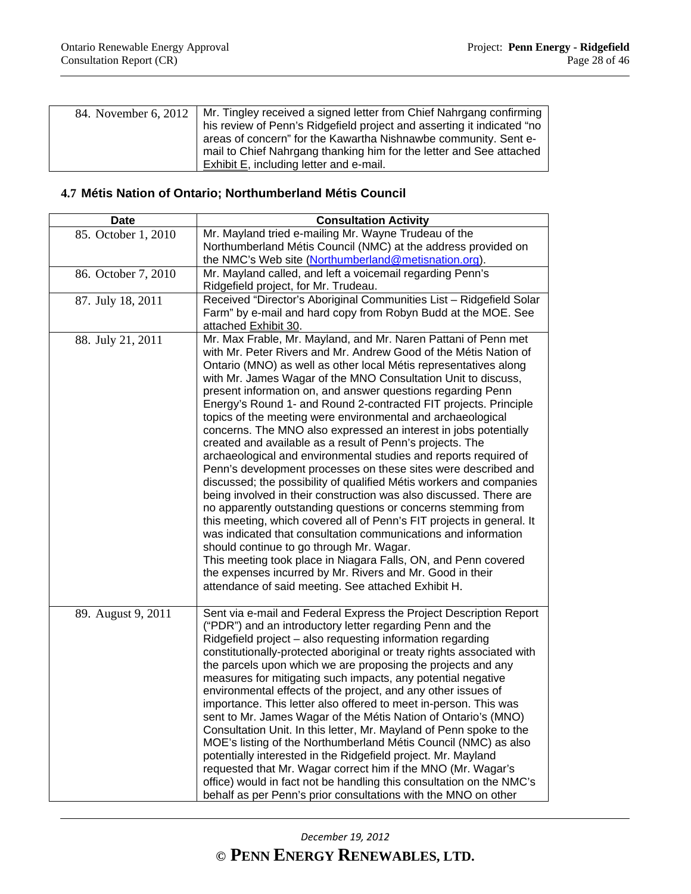| | |
|---|---|
| 84. November 6, 2012 | Mr. Tingley received a signed letter from Chief Nahrgang confirming his review of Penn's Ridgefield project and asserting it indicated "no areas of concern" for the Kawartha Nishnawbe community. Sent e-mail to Chief Nahrgang thanking him for the letter and See attached Exhibit E, including letter and e-mail. |

### 4.7 Métis Nation of Ontario; Northumberland Métis Council

| Date | Consultation Activity |
|---|---|
| 85. October 1, 2010 | Mr. Mayland tried e-mailing Mr. Wayne Trudeau of the Northumberland Métis Council (NMC) at the address provided on the NMC's Web site (Northumberland@metisnation.org). |
| 86. October 7, 2010 | Mr. Mayland called, and left a voicemail regarding Penn's Ridgefield project, for Mr. Trudeau. |
| 87. July 18, 2011 | Received "Director's Aboriginal Communities List – Ridgefield Solar Farm" by e-mail and hard copy from Robyn Budd at the MOE. See attached Exhibit 30. |
| 88. July 21, 2011 | Mr. Max Frable, Mr. Mayland, and Mr. Naren Pattani of Penn met with Mr. Peter Rivers and Mr. Andrew Good of the Métis Nation of Ontario (MNO) as well as other local Métis representatives along with Mr. James Wagar of the MNO Consultation Unit to discuss, present information on, and answer questions regarding Penn Energy's Round 1- and Round 2-contracted FIT projects. Principle topics of the meeting were environmental and archaeological concerns. The MNO also expressed an interest in jobs potentially created and available as a result of Penn's projects. The archaeological and environmental studies and reports required of Penn's development processes on these sites were described and discussed; the possibility of qualified Métis workers and companies being involved in their construction was also discussed. There are no apparently outstanding questions or concerns stemming from this meeting, which covered all of Penn's FIT projects in general. It was indicated that consultation communications and information should continue to go through Mr. Wagar.<br>This meeting took place in Niagara Falls, ON, and Penn covered the expenses incurred by Mr. Rivers and Mr. Good in their attendance of said meeting. See attached Exhibit H. |
| 89. August 9, 2011 | Sent via e-mail and Federal Express the Project Description Report ("PDR") and an introductory letter regarding Penn and the Ridgefield project – also requesting information regarding constitutionally-protected aboriginal or treaty rights associated with the parcels upon which we are proposing the projects and any measures for mitigating such impacts, any potential negative environmental effects of the project, and any other issues of importance. This letter also offered to meet in-person. This was sent to Mr. James Wagar of the Métis Nation of Ontario's (MNO) Consultation Unit. In this letter, Mr. Mayland of Penn spoke to the MOE's listing of the Northumberland Métis Council (NMC) as also potentially interested in the Ridgefield project. Mr. Mayland requested that Mr. Wagar correct him if the MNO (Mr. Wagar's office) would in fact not be handling this consultation on the NMC's behalf as per Penn's prior consultations with the MNO on other |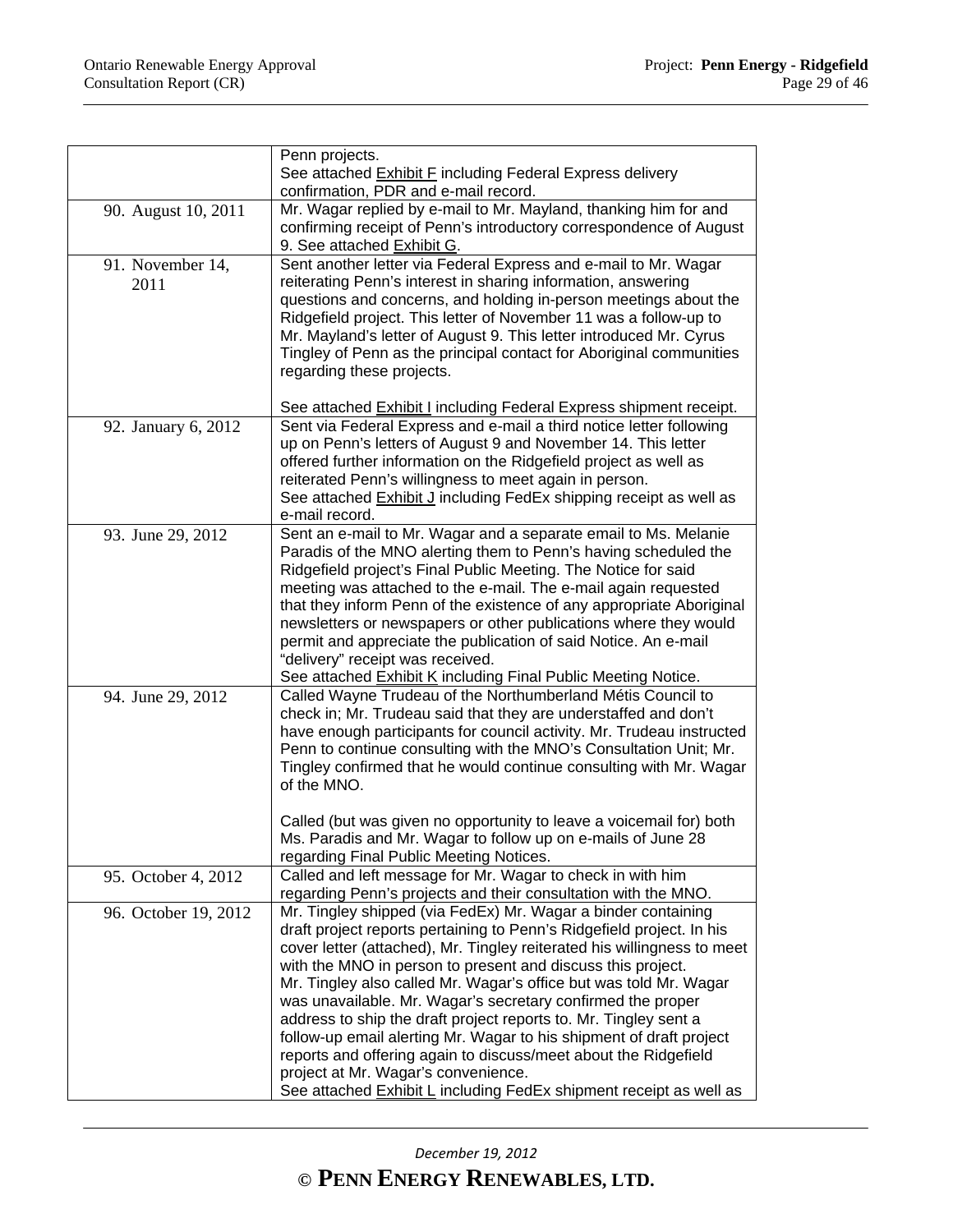| | |
|---|---|
| | Penn projects. See attached Exhibit F including Federal Express delivery confirmation, PDR and e-mail record. |
| 90. August 10, 2011 | Mr. Wagar replied by e-mail to Mr. Mayland, thanking him for and confirming receipt of Penn's introductory correspondence of August 9. See attached Exhibit G. |
| 91. November 14, 2011 | Sent another letter via Federal Express and e-mail to Mr. Wagar reiterating Penn's interest in sharing information, answering questions and concerns, and holding in-person meetings about the Ridgefield project. This letter of November 11 was a follow-up to Mr. Mayland's letter of August 9. This letter introduced Mr. Cyrus Tingley of Penn as the principal contact for Aboriginal communities regarding these projects.<br><br>See attached Exhibit I including Federal Express shipment receipt. |
| 92. January 6, 2012 | Sent via Federal Express and e-mail a third notice letter following up on Penn's letters of August 9 and November 14. This letter offered further information on the Ridgefield project as well as reiterated Penn's willingness to meet again in person. See attached Exhibit J including FedEx shipping receipt as well as e-mail record. |
| 93. June 29, 2012 | Sent an e-mail to Mr. Wagar and a separate email to Ms. Melanie Paradis of the MNO alerting them to Penn's having scheduled the Ridgefield project's Final Public Meeting. The Notice for said meeting was attached to the e-mail. The e-mail again requested that they inform Penn of the existence of any appropriate Aboriginal newsletters or newspapers or other publications where they would permit and appreciate the publication of said Notice. An e-mail "delivery" receipt was received. See attached Exhibit K including Final Public Meeting Notice. |
| 94. June 29, 2012 | Called Wayne Trudeau of the Northumberland Métis Council to check in; Mr. Trudeau said that they are understaffed and don't have enough participants for council activity. Mr. Trudeau instructed Penn to continue consulting with the MNO's Consultation Unit; Mr. Tingley confirmed that he would continue consulting with Mr. Wagar of the MNO.<br><br>Called (but was given no opportunity to leave a voicemail for) both Ms. Paradis and Mr. Wagar to follow up on e-mails of June 28 regarding Final Public Meeting Notices. |
| 95. October 4, 2012 | Called and left message for Mr. Wagar to check in with him regarding Penn's projects and their consultation with the MNO. |
| 96. October 19, 2012 | Mr. Tingley shipped (via FedEx) Mr. Wagar a binder containing draft project reports pertaining to Penn's Ridgefield project. In his cover letter (attached), Mr. Tingley reiterated his willingness to meet with the MNO in person to present and discuss this project. Mr. Tingley also called Mr. Wagar's office but was told Mr. Wagar was unavailable. Mr. Wagar's secretary confirmed the proper address to ship the draft project reports to. Mr. Tingley sent a follow-up email alerting Mr. Wagar to his shipment of draft project reports and offering again to discuss/meet about the Ridgefield project at Mr. Wagar's convenience. See attached Exhibit L including FedEx shipment receipt as well as |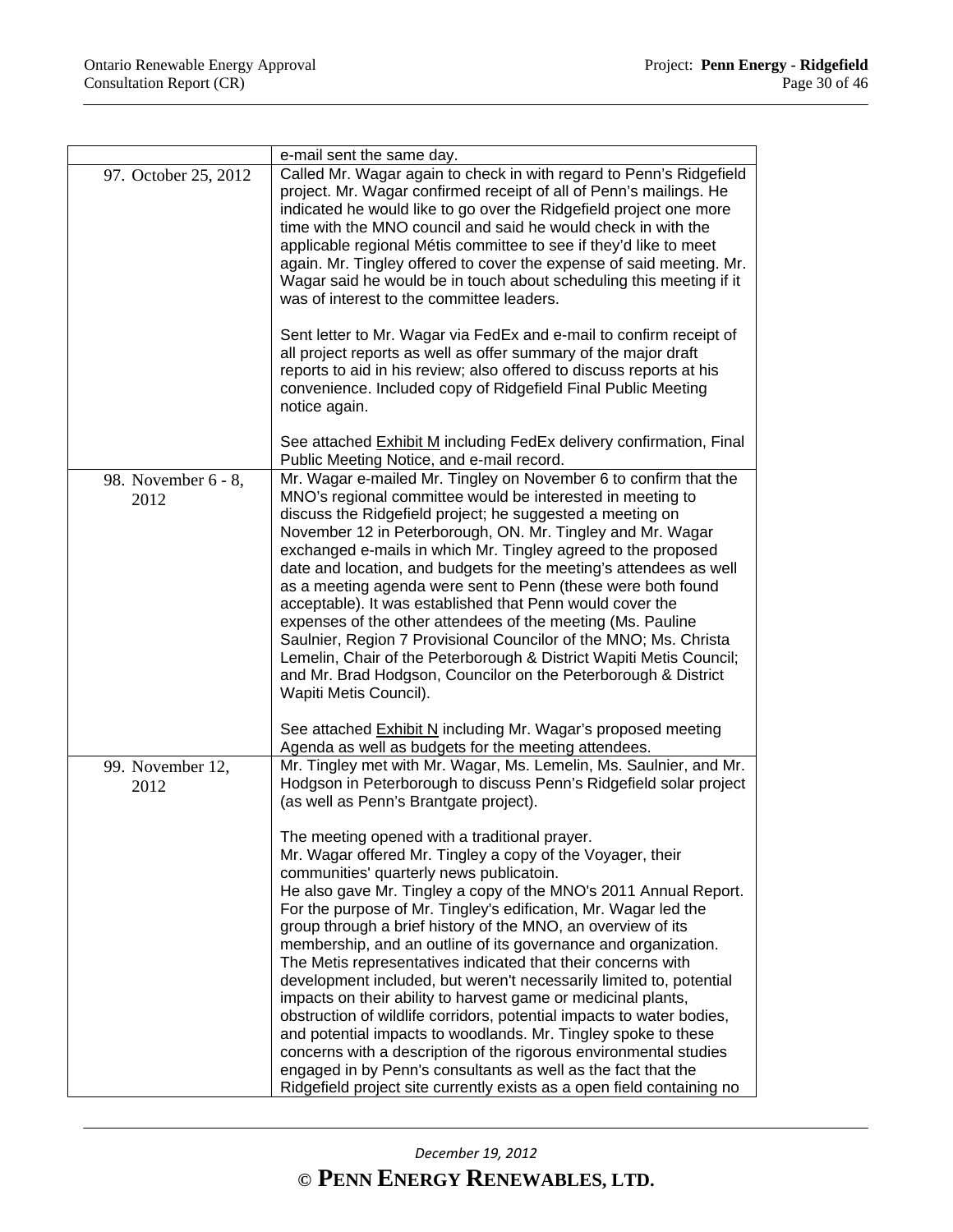| | |
|---|---|
| | e-mail sent the same day. |
| 97. October 25, 2012 | Called Mr. Wagar again to check in with regard to Penn's Ridgefield project. Mr. Wagar confirmed receipt of all of Penn's mailings. He indicated he would like to go over the Ridgefield project one more time with the MNO council and said he would check in with the applicable regional Métis committee to see if they'd like to meet again. Mr. Tingley offered to cover the expense of said meeting. Mr. Wagar said he would be in touch about scheduling this meeting if it was of interest to the committee leaders.<br><br>Sent letter to Mr. Wagar via FedEx and e-mail to confirm receipt of all project reports as well as offer summary of the major draft reports to aid in his review; also offered to discuss reports at his convenience. Included copy of Ridgefield Final Public Meeting notice again.<br><br>See attached Exhibit M including FedEx delivery confirmation, Final Public Meeting Notice, and e-mail record. |
| 98. November 6 - 8, 2012 | Mr. Wagar e-mailed Mr. Tingley on November 6 to confirm that the MNO's regional committee would be interested in meeting to discuss the Ridgefield project; he suggested a meeting on November 12 in Peterborough, ON. Mr. Tingley and Mr. Wagar exchanged e-mails in which Mr. Tingley agreed to the proposed date and location, and budgets for the meeting's attendees as well as a meeting agenda were sent to Penn (these were both found acceptable). It was established that Penn would cover the expenses of the other attendees of the meeting (Ms. Pauline Saulnier, Region 7 Provisional Councilor of the MNO; Ms. Christa Lemelin, Chair of the Peterborough & District Wapiti Metis Council; and Mr. Brad Hodgson, Councilor on the Peterborough & District Wapiti Metis Council).<br><br>See attached Exhibit N including Mr. Wagar's proposed meeting Agenda as well as budgets for the meeting attendees. |
| 99. November 12, 2012 | Mr. Tingley met with Mr. Wagar, Ms. Lemelin, Ms. Saulnier, and Mr. Hodgson in Peterborough to discuss Penn's Ridgefield solar project (as well as Penn's Brantgate project).<br><br>The meeting opened with a traditional prayer.<br>Mr. Wagar offered Mr. Tingley a copy of the Voyager, their communities' quarterly news publicatoin.<br>He also gave Mr. Tingley a copy of the MNO's 2011 Annual Report.<br>For the purpose of Mr. Tingley's edification, Mr. Wagar led the group through a brief history of the MNO, an overview of its membership, and an outline of its governance and organization.<br>The Metis representatives indicated that their concerns with development included, but weren't necessarily limited to, potential impacts on their ability to harvest game or medicinal plants, obstruction of wildlife corridors, potential impacts to water bodies, and potential impacts to woodlands. Mr. Tingley spoke to these concerns with a description of the rigorous environmental studies engaged in by Penn's consultants as well as the fact that the Ridgefield project site currently exists as a open field containing no |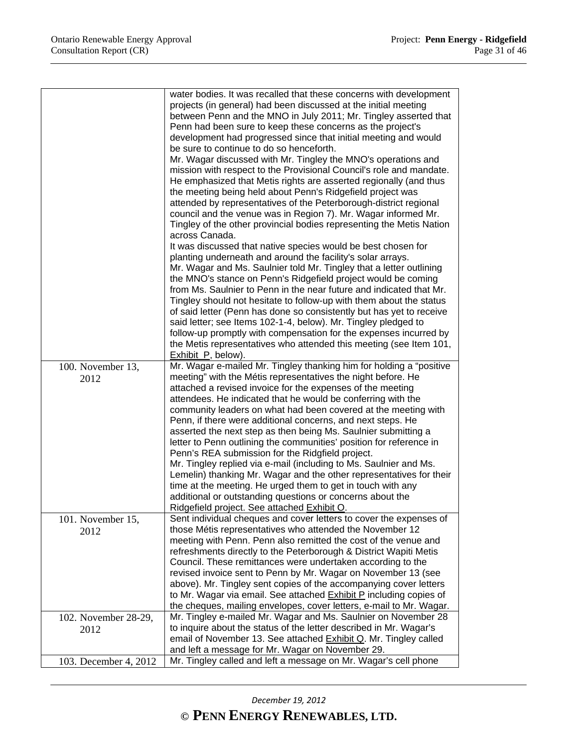| | |
|---|---|
| | water bodies. It was recalled that these concerns with development projects (in general) had been discussed at the initial meeting between Penn and the MNO in July 2011; Mr. Tingley asserted that Penn had been sure to keep these concerns as the project's development had progressed since that initial meeting and would be sure to continue to do so henceforth.<br>Mr. Wagar discussed with Mr. Tingley the MNO's operations and mission with respect to the Provisional Council's role and mandate. He emphasized that Metis rights are asserted regionally (and thus the meeting being held about Penn's Ridgefield project was attended by representatives of the Peterborough-district regional council and the venue was in Region 7). Mr. Wagar informed Mr. Tingley of the other provincial bodies representing the Metis Nation across Canada.<br>It was discussed that native species would be best chosen for planting underneath and around the facility's solar arrays.<br>Mr. Wagar and Ms. Saulnier told Mr. Tingley that a letter outlining the MNO's stance on Penn's Ridgefield project would be coming from Ms. Saulnier to Penn in the near future and indicated that Mr. Tingley should not hesitate to follow-up with them about the status of said letter (Penn has done so consistently but has yet to receive said letter; see Items 102-1-4, below). Mr. Tingley pledged to follow-up promptly with compensation for the expenses incurred by the Metis representatives who attended this meeting (see Item 101, Exhibit P, below). |
| 100. November 13, 2012 | Mr. Wagar e-mailed Mr. Tingley thanking him for holding a "positive meeting" with the Métis representatives the night before. He attached a revised invoice for the expenses of the meeting attendees. He indicated that he would be conferring with the community leaders on what had been covered at the meeting with Penn, if there were additional concerns, and next steps. He asserted the next step as then being Ms. Saulnier submitting a letter to Penn outlining the communities' position for reference in Penn's REA submission for the Ridgfield project.<br>Mr. Tingley replied via e-mail (including to Ms. Saulnier and Ms. Lemelin) thanking Mr. Wagar and the other representatives for their time at the meeting. He urged them to get in touch with any additional or outstanding questions or concerns about the Ridgefield project. See attached Exhibit O. |
| 101. November 15, 2012 | Sent individual cheques and cover letters to cover the expenses of those Métis representatives who attended the November 12 meeting with Penn. Penn also remitted the cost of the venue and refreshments directly to the Peterborough & District Wapiti Metis Council. These remittances were undertaken according to the revised invoice sent to Penn by Mr. Wagar on November 13 (see above). Mr. Tingley sent copies of the accompanying cover letters to Mr. Wagar via email. See attached Exhibit P including copies of the cheques, mailing envelopes, cover letters, e-mail to Mr. Wagar. |
| 102. November 28-29, 2012 | Mr. Tingley e-mailed Mr. Wagar and Ms. Saulnier on November 28 to inquire about the status of the letter described in Mr. Wagar's email of November 13. See attached Exhibit Q. Mr. Tingley called and left a message for Mr. Wagar on November 29. |
| 103. December 4, 2012 | Mr. Tingley called and left a message on Mr. Wagar's cell phone |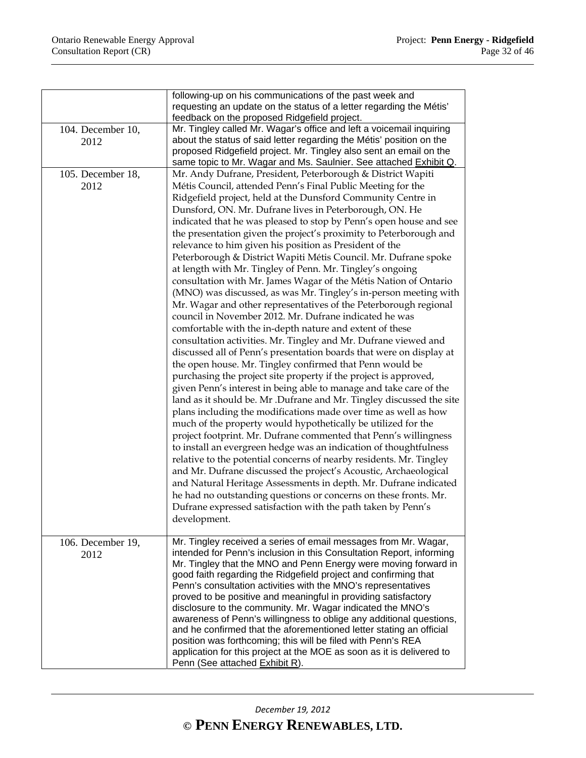| | |
|---|---|
| | following-up on his communications of the past week and requesting an update on the status of a letter regarding the Métis' feedback on the proposed Ridgefield project. |
| 104. December 10, 2012 | Mr. Tingley called Mr. Wagar's office and left a voicemail inquiring about the status of said letter regarding the Métis' position on the proposed Ridgefield project. Mr. Tingley also sent an email on the same topic to Mr. Wagar and Ms. Saulnier. See attached Exhibit Q. |
| 105. December 18, 2012 | Mr. Andy Dufrane, President, Peterborough & District Wapiti Métis Council, attended Penn's Final Public Meeting for the Ridgefield project, held at the Dunsford Community Centre in Dunsford, ON. Mr. Dufrane lives in Peterborough, ON. He indicated that he was pleased to stop by Penn's open house and see the presentation given the project's proximity to Peterborough and relevance to him given his position as President of the Peterborough & District Wapiti Métis Council. Mr. Dufrane spoke at length with Mr. Tingley of Penn. Mr. Tingley's ongoing consultation with Mr. James Wagar of the Métis Nation of Ontario (MNO) was discussed, as was Mr. Tingley's in-person meeting with Mr. Wagar and other representatives of the Peterborough regional council in November 2012. Mr. Dufrane indicated he was comfortable with the in-depth nature and extent of these consultation activities. Mr. Tingley and Mr. Dufrane viewed and discussed all of Penn's presentation boards that were on display at the open house. Mr. Tingley confirmed that Penn would be purchasing the project site property if the project is approved, given Penn's interest in being able to manage and take care of the land as it should be. Mr .Dufrane and Mr. Tingley discussed the site plans including the modifications made over time as well as how much of the property would hypothetically be utilized for the project footprint. Mr. Dufrane commented that Penn's willingness to install an evergreen hedge was an indication of thoughtfulness relative to the potential concerns of nearby residents. Mr. Tingley and Mr. Dufrane discussed the project's Acoustic, Archaeological and Natural Heritage Assessments in depth. Mr. Dufrane indicated he had no outstanding questions or concerns on these fronts. Mr. Dufrane expressed satisfaction with the path taken by Penn's development. |
| 106. December 19, 2012 | Mr. Tingley received a series of email messages from Mr. Wagar, intended for Penn's inclusion in this Consultation Report, informing Mr. Tingley that the MNO and Penn Energy were moving forward in good faith regarding the Ridgefield project and confirming that Penn's consultation activities with the MNO's representatives proved to be positive and meaningful in providing satisfactory disclosure to the community. Mr. Wagar indicated the MNO's awareness of Penn's willingness to oblige any additional questions, and he confirmed that the aforementioned letter stating an official position was forthcoming; this will be filed with Penn's REA application for this project at the MOE as soon as it is delivered to Penn (See attached Exhibit R). |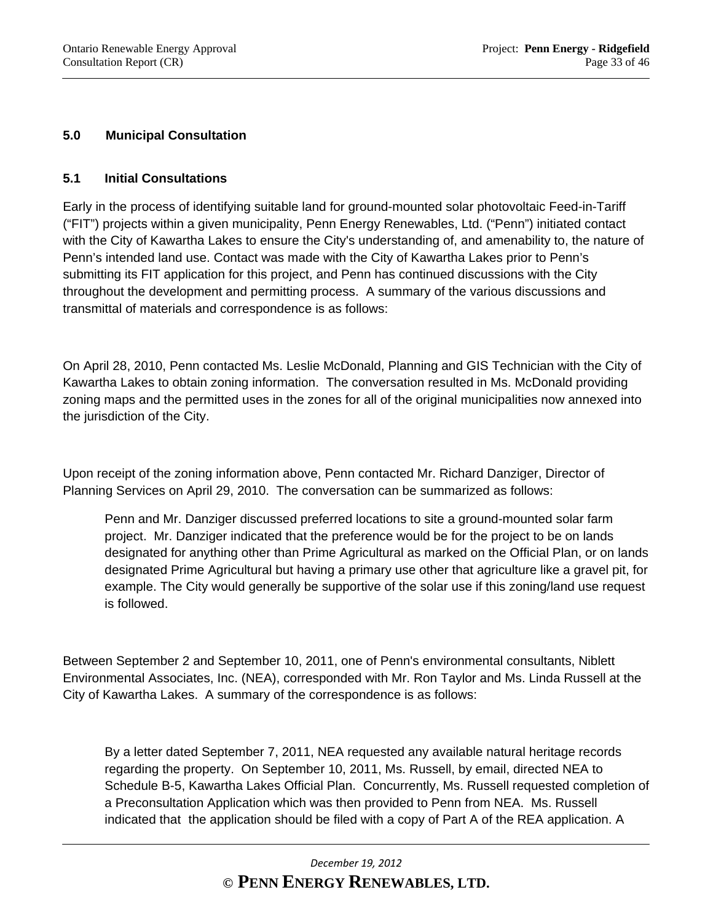## 5.0 Municipal Consultation

### 5.1 Initial Consultations

Early in the process of identifying suitable land for ground-mounted solar photovoltaic Feed-in-Tariff ("FIT") projects within a given municipality, Penn Energy Renewables, Ltd. ("Penn") initiated contact with the City of Kawartha Lakes to ensure the City's understanding of, and amenability to, the nature of Penn's intended land use. Contact was made with the City of Kawartha Lakes prior to Penn's submitting its FIT application for this project, and Penn has continued discussions with the City throughout the development and permitting process. A summary of the various discussions and transmittal of materials and correspondence is as follows:

On April 28, 2010, Penn contacted Ms. Leslie McDonald, Planning and GIS Technician with the City of Kawartha Lakes to obtain zoning information. The conversation resulted in Ms. McDonald providing zoning maps and the permitted uses in the zones for all of the original municipalities now annexed into the jurisdiction of the City.

Upon receipt of the zoning information above, Penn contacted Mr. Richard Danziger, Director of Planning Services on April 29, 2010. The conversation can be summarized as follows:

> Penn and Mr. Danziger discussed preferred locations to site a ground-mounted solar farm project. Mr. Danziger indicated that the preference would be for the project to be on lands designated for anything other than Prime Agricultural as marked on the Official Plan, or on lands designated Prime Agricultural but having a primary use other that agriculture like a gravel pit, for example. The City would generally be supportive of the solar use if this zoning/land use request is followed.

Between September 2 and September 10, 2011, one of Penn's environmental consultants, Niblett Environmental Associates, Inc. (NEA), corresponded with Mr. Ron Taylor and Ms. Linda Russell at the City of Kawartha Lakes. A summary of the correspondence is as follows:

> By a letter dated September 7, 2011, NEA requested any available natural heritage records regarding the property. On September 10, 2011, Ms. Russell, by email, directed NEA to Schedule B-5, Kawartha Lakes Official Plan. Concurrently, Ms. Russell requested completion of a Preconsultation Application which was then provided to Penn from NEA. Ms. Russell indicated that the application should be filed with a copy of Part A of the REA application. A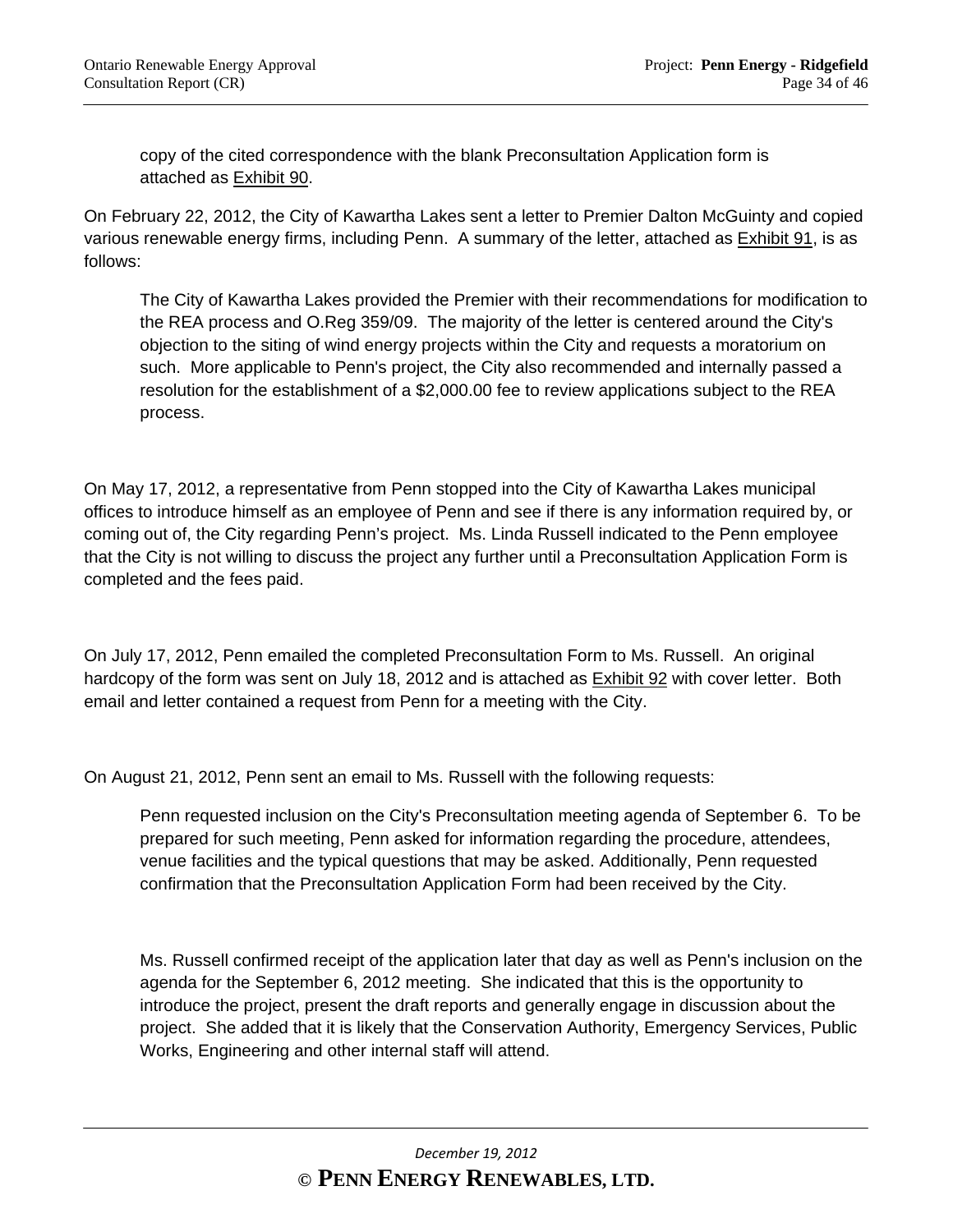copy of the cited correspondence with the blank Preconsultation Application form is attached as Exhibit 90.

On February 22, 2012, the City of Kawartha Lakes sent a letter to Premier Dalton McGuinty and copied various renewable energy firms, including Penn. A summary of the letter, attached as Exhibit 91, is as follows:

> The City of Kawartha Lakes provided the Premier with their recommendations for modification to the REA process and O.Reg 359/09. The majority of the letter is centered around the City's objection to the siting of wind energy projects within the City and requests a moratorium on such. More applicable to Penn's project, the City also recommended and internally passed a resolution for the establishment of a $2,000.00 fee to review applications subject to the REA process.

On May 17, 2012, a representative from Penn stopped into the City of Kawartha Lakes municipal offices to introduce himself as an employee of Penn and see if there is any information required by, or coming out of, the City regarding Penn's project. Ms. Linda Russell indicated to the Penn employee that the City is not willing to discuss the project any further until a Preconsultation Application Form is completed and the fees paid.

On July 17, 2012, Penn emailed the completed Preconsultation Form to Ms. Russell. An original hardcopy of the form was sent on July 18, 2012 and is attached as Exhibit 92 with cover letter. Both email and letter contained a request from Penn for a meeting with the City.

On August 21, 2012, Penn sent an email to Ms. Russell with the following requests:

> Penn requested inclusion on the City's Preconsultation meeting agenda of September 6. To be prepared for such meeting, Penn asked for information regarding the procedure, attendees, venue facilities and the typical questions that may be asked. Additionally, Penn requested confirmation that the Preconsultation Application Form had been received by the City.
>
> Ms. Russell confirmed receipt of the application later that day as well as Penn's inclusion on the agenda for the September 6, 2012 meeting. She indicated that this is the opportunity to introduce the project, present the draft reports and generally engage in discussion about the project. She added that it is likely that the Conservation Authority, Emergency Services, Public Works, Engineering and other internal staff will attend.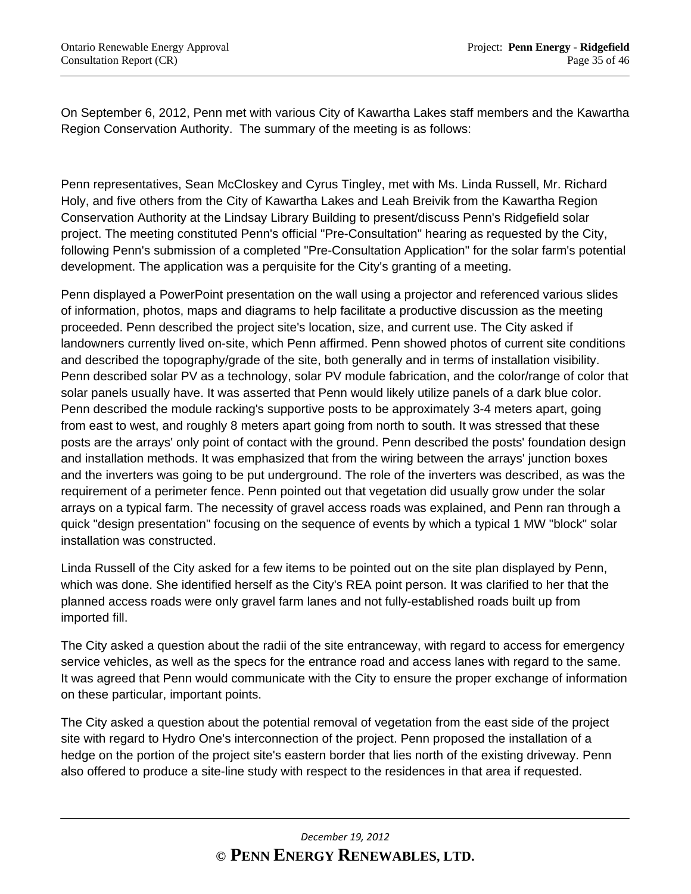On September 6, 2012, Penn met with various City of Kawartha Lakes staff members and the Kawartha Region Conservation Authority. The summary of the meeting is as follows:

Penn representatives, Sean McCloskey and Cyrus Tingley, met with Ms. Linda Russell, Mr. Richard Holy, and five others from the City of Kawartha Lakes and Leah Breivik from the Kawartha Region Conservation Authority at the Lindsay Library Building to present/discuss Penn's Ridgefield solar project. The meeting constituted Penn's official "Pre-Consultation" hearing as requested by the City, following Penn's submission of a completed "Pre-Consultation Application" for the solar farm's potential development. The application was a perquisite for the City's granting of a meeting.

Penn displayed a PowerPoint presentation on the wall using a projector and referenced various slides of information, photos, maps and diagrams to help facilitate a productive discussion as the meeting proceeded. Penn described the project site's location, size, and current use. The City asked if landowners currently lived on-site, which Penn affirmed. Penn showed photos of current site conditions and described the topography/grade of the site, both generally and in terms of installation visibility. Penn described solar PV as a technology, solar PV module fabrication, and the color/range of color that solar panels usually have. It was asserted that Penn would likely utilize panels of a dark blue color. Penn described the module racking's supportive posts to be approximately 3-4 meters apart, going from east to west, and roughly 8 meters apart going from north to south. It was stressed that these posts are the arrays' only point of contact with the ground. Penn described the posts' foundation design and installation methods. It was emphasized that from the wiring between the arrays' junction boxes and the inverters was going to be put underground. The role of the inverters was described, as was the requirement of a perimeter fence. Penn pointed out that vegetation did usually grow under the solar arrays on a typical farm. The necessity of gravel access roads was explained, and Penn ran through a quick "design presentation" focusing on the sequence of events by which a typical 1 MW "block" solar installation was constructed.

Linda Russell of the City asked for a few items to be pointed out on the site plan displayed by Penn, which was done. She identified herself as the City's REA point person. It was clarified to her that the planned access roads were only gravel farm lanes and not fully-established roads built up from imported fill.

The City asked a question about the radii of the site entranceway, with regard to access for emergency service vehicles, as well as the specs for the entrance road and access lanes with regard to the same. It was agreed that Penn would communicate with the City to ensure the proper exchange of information on these particular, important points.

The City asked a question about the potential removal of vegetation from the east side of the project site with regard to Hydro One's interconnection of the project. Penn proposed the installation of a hedge on the portion of the project site's eastern border that lies north of the existing driveway. Penn also offered to produce a site-line study with respect to the residences in that area if requested.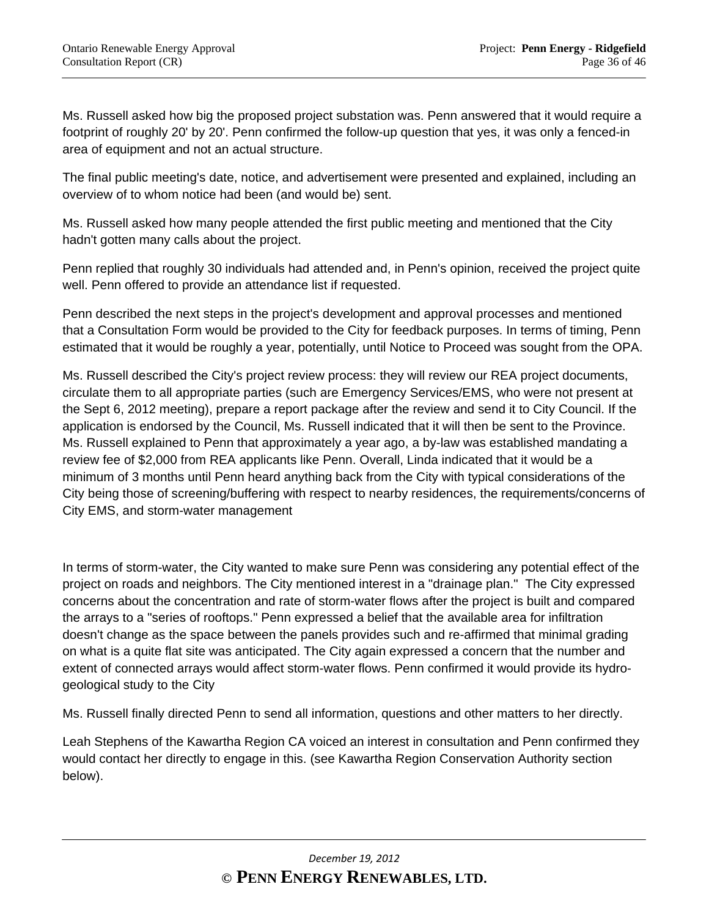Ms. Russell asked how big the proposed project substation was. Penn answered that it would require a footprint of roughly 20' by 20'. Penn confirmed the follow-up question that yes, it was only a fenced-in area of equipment and not an actual structure.

The final public meeting's date, notice, and advertisement were presented and explained, including an overview of to whom notice had been (and would be) sent.

Ms. Russell asked how many people attended the first public meeting and mentioned that the City hadn't gotten many calls about the project.

Penn replied that roughly 30 individuals had attended and, in Penn's opinion, received the project quite well. Penn offered to provide an attendance list if requested.

Penn described the next steps in the project's development and approval processes and mentioned that a Consultation Form would be provided to the City for feedback purposes. In terms of timing, Penn estimated that it would be roughly a year, potentially, until Notice to Proceed was sought from the OPA.

Ms. Russell described the City's project review process: they will review our REA project documents, circulate them to all appropriate parties (such are Emergency Services/EMS, who were not present at the Sept 6, 2012 meeting), prepare a report package after the review and send it to City Council. If the application is endorsed by the Council, Ms. Russell indicated that it will then be sent to the Province. Ms. Russell explained to Penn that approximately a year ago, a by-law was established mandating a review fee of $2,000 from REA applicants like Penn. Overall, Linda indicated that it would be a minimum of 3 months until Penn heard anything back from the City with typical considerations of the City being those of screening/buffering with respect to nearby residences, the requirements/concerns of City EMS, and storm-water management

In terms of storm-water, the City wanted to make sure Penn was considering any potential effect of the project on roads and neighbors. The City mentioned interest in a "drainage plan." The City expressed concerns about the concentration and rate of storm-water flows after the project is built and compared the arrays to a "series of rooftops." Penn expressed a belief that the available area for infiltration doesn't change as the space between the panels provides such and re-affirmed that minimal grading on what is a quite flat site was anticipated. The City again expressed a concern that the number and extent of connected arrays would affect storm-water flows. Penn confirmed it would provide its hydro-geological study to the City

Ms. Russell finally directed Penn to send all information, questions and other matters to her directly.

Leah Stephens of the Kawartha Region CA voiced an interest in consultation and Penn confirmed they would contact her directly to engage in this. (see Kawartha Region Conservation Authority section below).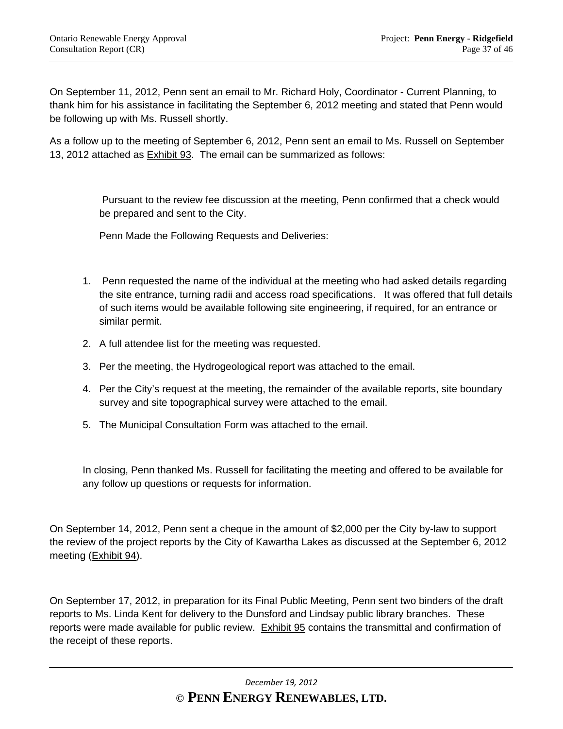On September 11, 2012, Penn sent an email to Mr. Richard Holy, Coordinator - Current Planning, to thank him for his assistance in facilitating the September 6, 2012 meeting and stated that Penn would be following up with Ms. Russell shortly.

As a follow up to the meeting of September 6, 2012, Penn sent an email to Ms. Russell on September 13, 2012 attached as Exhibit 93. The email can be summarized as follows:

> Pursuant to the review fee discussion at the meeting, Penn confirmed that a check would be prepared and sent to the City.
>
> Penn Made the Following Requests and Deliveries:

1. Penn requested the name of the individual at the meeting who had asked details regarding the site entrance, turning radii and access road specifications. It was offered that full details of such items would be available following site engineering, if required, for an entrance or similar permit.
2. A full attendee list for the meeting was requested.
3. Per the meeting, the Hydrogeological report was attached to the email.
4. Per the City's request at the meeting, the remainder of the available reports, site boundary survey and site topographical survey were attached to the email.
5. The Municipal Consultation Form was attached to the email.

In closing, Penn thanked Ms. Russell for facilitating the meeting and offered to be available for any follow up questions or requests for information.

On September 14, 2012, Penn sent a cheque in the amount of $2,000 per the City by-law to support the review of the project reports by the City of Kawartha Lakes as discussed at the September 6, 2012 meeting (Exhibit 94).

On September 17, 2012, in preparation for its Final Public Meeting, Penn sent two binders of the draft reports to Ms. Linda Kent for delivery to the Dunsford and Lindsay public library branches. These reports were made available for public review. Exhibit 95 contains the transmittal and confirmation of the receipt of these reports.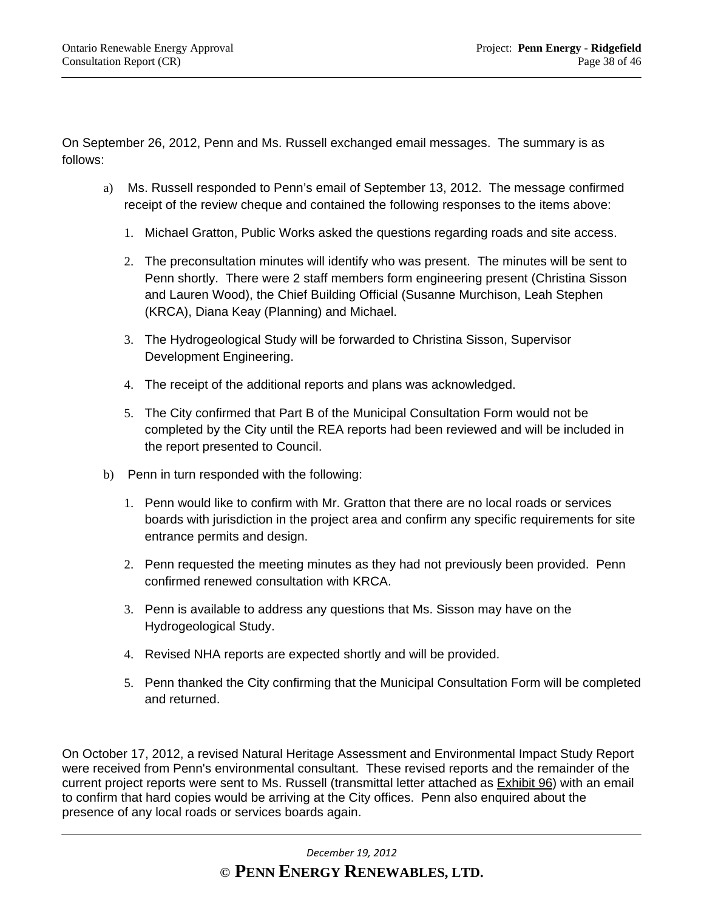On September 26, 2012, Penn and Ms. Russell exchanged email messages. The summary is as follows:

a) Ms. Russell responded to Penn's email of September 13, 2012. The message confirmed receipt of the review cheque and contained the following responses to the items above:

   1. Michael Gratton, Public Works asked the questions regarding roads and site access.

   2. The preconsultation minutes will identify who was present. The minutes will be sent to Penn shortly. There were 2 staff members form engineering present (Christina Sisson and Lauren Wood), the Chief Building Official (Susanne Murchison, Leah Stephen (KRCA), Diana Keay (Planning) and Michael.

   3. The Hydrogeological Study will be forwarded to Christina Sisson, Supervisor Development Engineering.

   4. The receipt of the additional reports and plans was acknowledged.

   5. The City confirmed that Part B of the Municipal Consultation Form would not be completed by the City until the REA reports had been reviewed and will be included in the report presented to Council.

b) Penn in turn responded with the following:

   1. Penn would like to confirm with Mr. Gratton that there are no local roads or services boards with jurisdiction in the project area and confirm any specific requirements for site entrance permits and design.

   2. Penn requested the meeting minutes as they had not previously been provided. Penn confirmed renewed consultation with KRCA.

   3. Penn is available to address any questions that Ms. Sisson may have on the Hydrogeological Study.

   4. Revised NHA reports are expected shortly and will be provided.

   5. Penn thanked the City confirming that the Municipal Consultation Form will be completed and returned.

On October 17, 2012, a revised Natural Heritage Assessment and Environmental Impact Study Report were received from Penn's environmental consultant. These revised reports and the remainder of the current project reports were sent to Ms. Russell (transmittal letter attached as Exhibit 96) with an email to confirm that hard copies would be arriving at the City offices. Penn also enquired about the presence of any local roads or services boards again.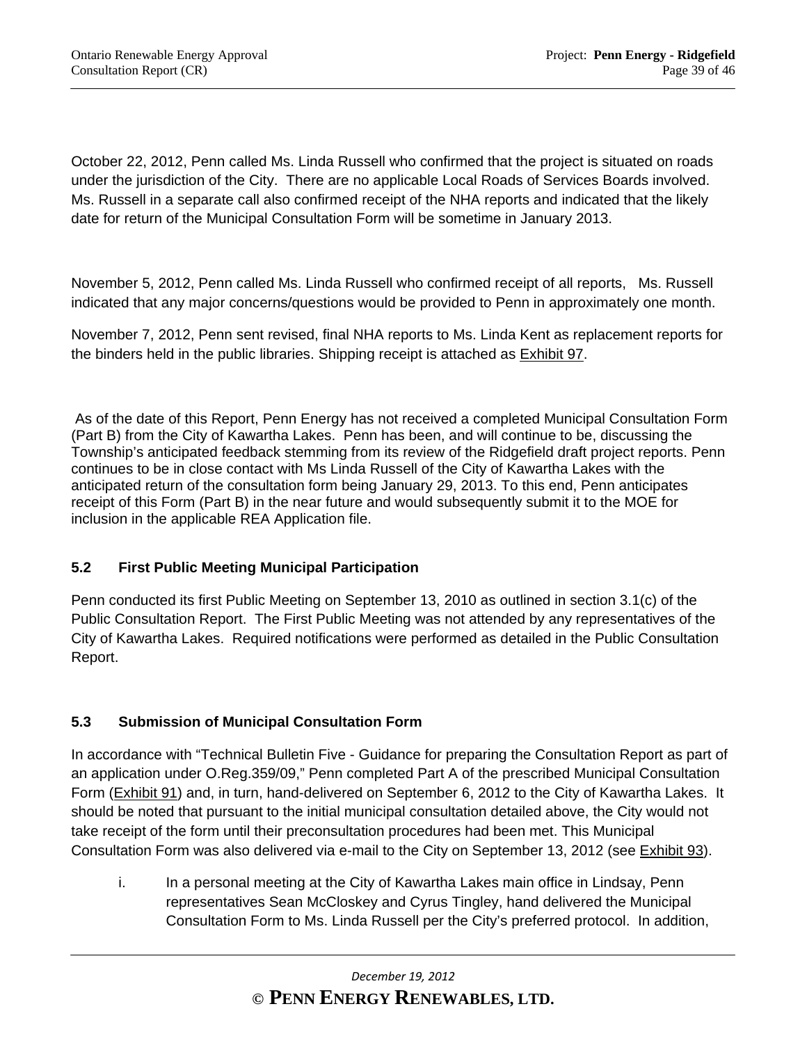October 22, 2012, Penn called Ms. Linda Russell who confirmed that the project is situated on roads under the jurisdiction of the City. There are no applicable Local Roads of Services Boards involved. Ms. Russell in a separate call also confirmed receipt of the NHA reports and indicated that the likely date for return of the Municipal Consultation Form will be sometime in January 2013.

November 5, 2012, Penn called Ms. Linda Russell who confirmed receipt of all reports, Ms. Russell indicated that any major concerns/questions would be provided to Penn in approximately one month.

November 7, 2012, Penn sent revised, final NHA reports to Ms. Linda Kent as replacement reports for the binders held in the public libraries. Shipping receipt is attached as Exhibit 97.

As of the date of this Report, Penn Energy has not received a completed Municipal Consultation Form (Part B) from the City of Kawartha Lakes. Penn has been, and will continue to be, discussing the Township's anticipated feedback stemming from its review of the Ridgefield draft project reports. Penn continues to be in close contact with Ms Linda Russell of the City of Kawartha Lakes with the anticipated return of the consultation form being January 29, 2013. To this end, Penn anticipates receipt of this Form (Part B) in the near future and would subsequently submit it to the MOE for inclusion in the applicable REA Application file.

### 5.2 First Public Meeting Municipal Participation

Penn conducted its first Public Meeting on September 13, 2010 as outlined in section 3.1(c) of the Public Consultation Report. The First Public Meeting was not attended by any representatives of the City of Kawartha Lakes. Required notifications were performed as detailed in the Public Consultation Report.

### 5.3 Submission of Municipal Consultation Form

In accordance with "Technical Bulletin Five - Guidance for preparing the Consultation Report as part of an application under O.Reg.359/09," Penn completed Part A of the prescribed Municipal Consultation Form (Exhibit 91) and, in turn, hand-delivered on September 6, 2012 to the City of Kawartha Lakes. It should be noted that pursuant to the initial municipal consultation detailed above, the City would not take receipt of the form until their preconsultation procedures had been met. This Municipal Consultation Form was also delivered via e-mail to the City on September 13, 2012 (see Exhibit 93).

i. In a personal meeting at the City of Kawartha Lakes main office in Lindsay, Penn representatives Sean McCloskey and Cyrus Tingley, hand delivered the Municipal Consultation Form to Ms. Linda Russell per the City's preferred protocol. In addition,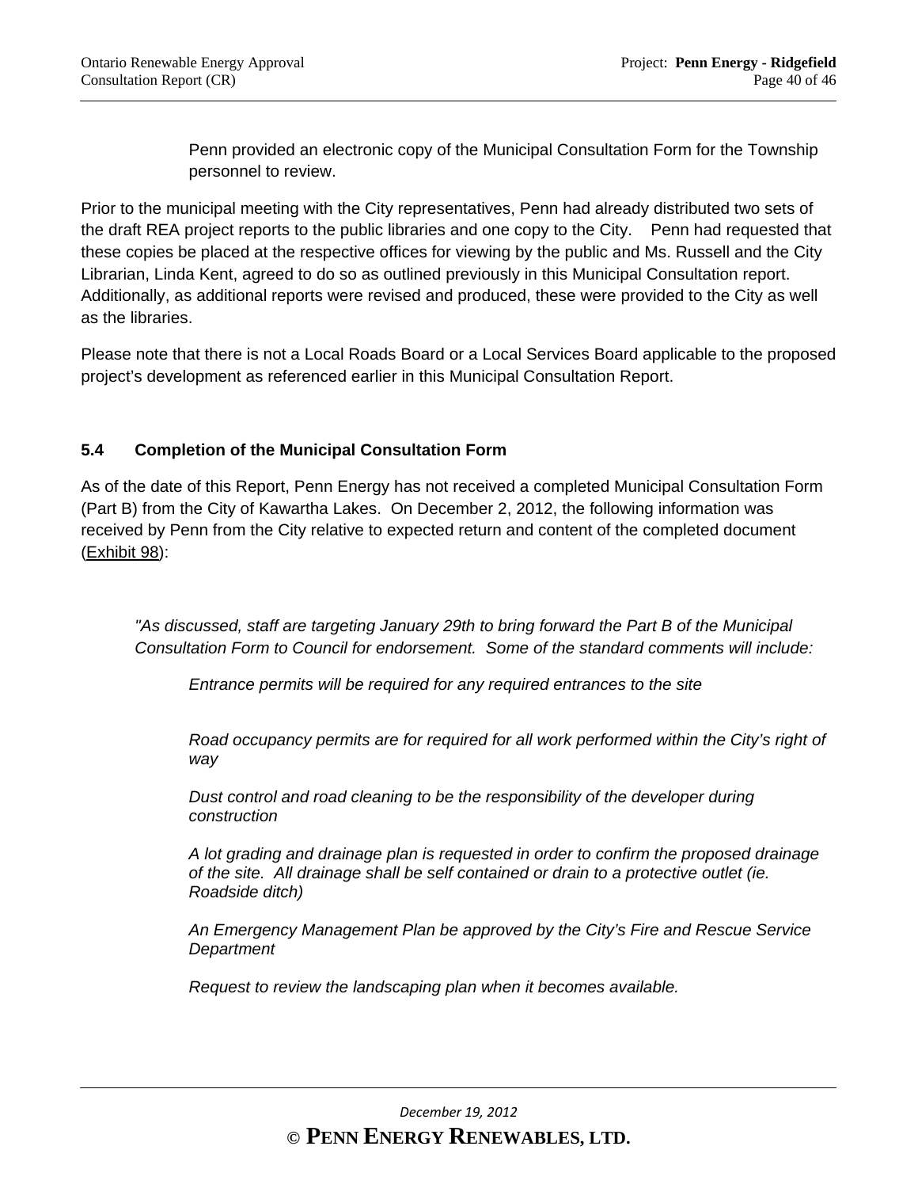Penn provided an electronic copy of the Municipal Consultation Form for the Township personnel to review.

Prior to the municipal meeting with the City representatives, Penn had already distributed two sets of the draft REA project reports to the public libraries and one copy to the City. Penn had requested that these copies be placed at the respective offices for viewing by the public and Ms. Russell and the City Librarian, Linda Kent, agreed to do so as outlined previously in this Municipal Consultation report. Additionally, as additional reports were revised and produced, these were provided to the City as well as the libraries.

Please note that there is not a Local Roads Board or a Local Services Board applicable to the proposed project's development as referenced earlier in this Municipal Consultation Report.

### 5.4 Completion of the Municipal Consultation Form

As of the date of this Report, Penn Energy has not received a completed Municipal Consultation Form (Part B) from the City of Kawartha Lakes. On December 2, 2012, the following information was received by Penn from the City relative to expected return and content of the completed document (Exhibit 98):

*"As discussed, staff are targeting January 29th to bring forward the Part B of the Municipal Consultation Form to Council for endorsement. Some of the standard comments will include:*

*Entrance permits will be required for any required entrances to the site*

*Road occupancy permits are for required for all work performed within the City's right of way*

*Dust control and road cleaning to be the responsibility of the developer during construction*

*A lot grading and drainage plan is requested in order to confirm the proposed drainage of the site. All drainage shall be self contained or drain to a protective outlet (ie. Roadside ditch)*

*An Emergency Management Plan be approved by the City's Fire and Rescue Service Department*

*Request to review the landscaping plan when it becomes available.*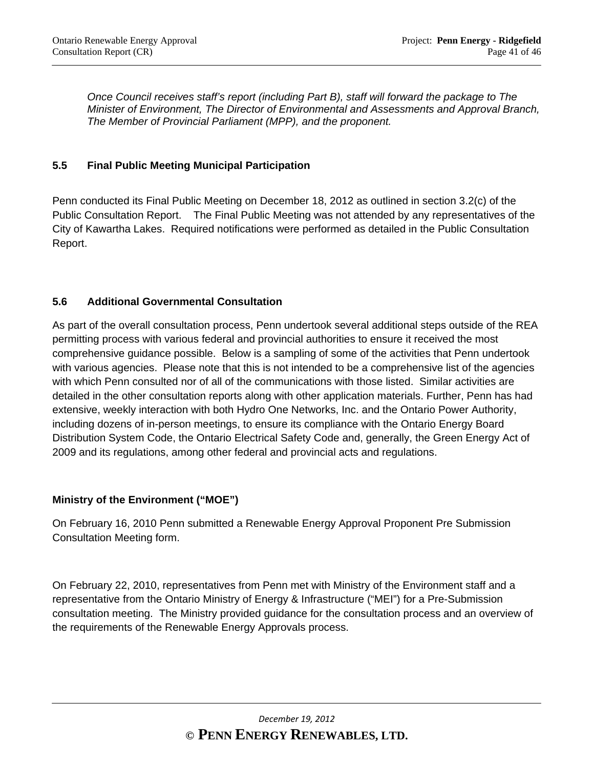*Once Council receives staff's report (including Part B), staff will forward the package to The Minister of Environment, The Director of Environmental and Assessments and Approval Branch, The Member of Provincial Parliament (MPP), and the proponent.*

### 5.5 Final Public Meeting Municipal Participation

Penn conducted its Final Public Meeting on December 18, 2012 as outlined in section 3.2(c) of the Public Consultation Report. The Final Public Meeting was not attended by any representatives of the City of Kawartha Lakes. Required notifications were performed as detailed in the Public Consultation Report.

### 5.6 Additional Governmental Consultation

As part of the overall consultation process, Penn undertook several additional steps outside of the REA permitting process with various federal and provincial authorities to ensure it received the most comprehensive guidance possible. Below is a sampling of some of the activities that Penn undertook with various agencies. Please note that this is not intended to be a comprehensive list of the agencies with which Penn consulted nor of all of the communications with those listed. Similar activities are detailed in the other consultation reports along with other application materials. Further, Penn has had extensive, weekly interaction with both Hydro One Networks, Inc. and the Ontario Power Authority, including dozens of in-person meetings, to ensure its compliance with the Ontario Energy Board Distribution System Code, the Ontario Electrical Safety Code and, generally, the Green Energy Act of 2009 and its regulations, among other federal and provincial acts and regulations.

**Ministry of the Environment ("MOE")**

On February 16, 2010 Penn submitted a Renewable Energy Approval Proponent Pre Submission Consultation Meeting form.

On February 22, 2010, representatives from Penn met with Ministry of the Environment staff and a representative from the Ontario Ministry of Energy & Infrastructure ("MEI") for a Pre-Submission consultation meeting. The Ministry provided guidance for the consultation process and an overview of the requirements of the Renewable Energy Approvals process.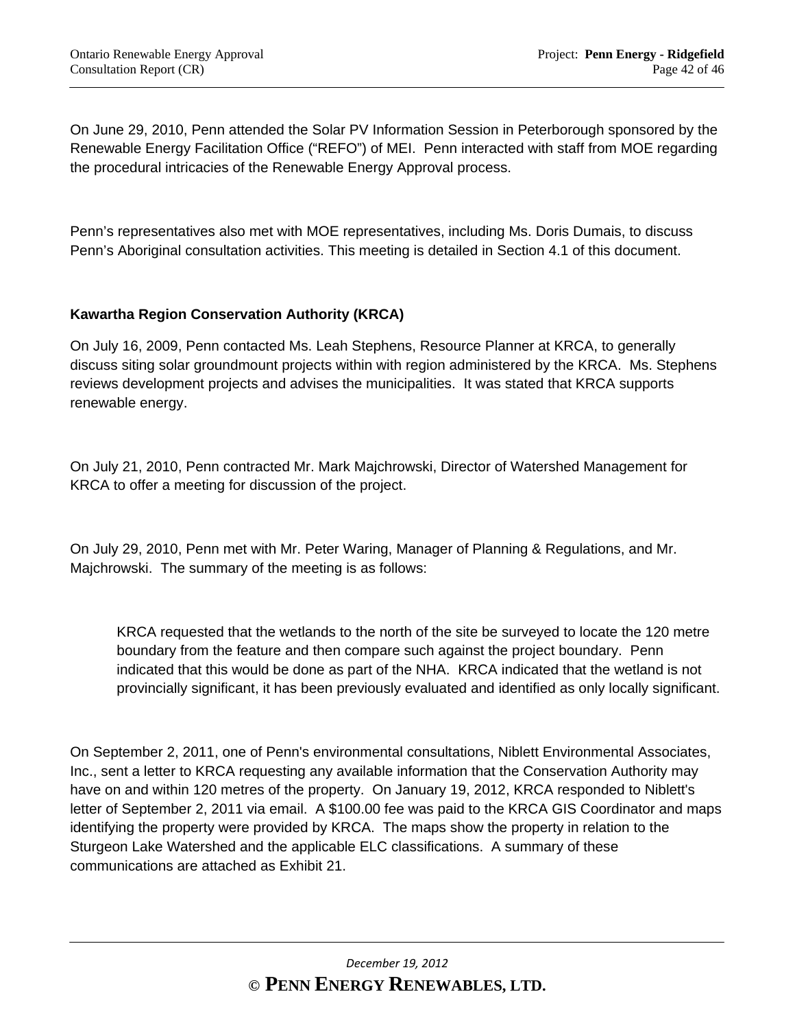On June 29, 2010, Penn attended the Solar PV Information Session in Peterborough sponsored by the Renewable Energy Facilitation Office ("REFO") of MEI. Penn interacted with staff from MOE regarding the procedural intricacies of the Renewable Energy Approval process.

Penn's representatives also met with MOE representatives, including Ms. Doris Dumais, to discuss Penn's Aboriginal consultation activities. This meeting is detailed in Section 4.1 of this document.

**Kawartha Region Conservation Authority (KRCA)**

On July 16, 2009, Penn contacted Ms. Leah Stephens, Resource Planner at KRCA, to generally discuss siting solar groundmount projects within with region administered by the KRCA. Ms. Stephens reviews development projects and advises the municipalities. It was stated that KRCA supports renewable energy.

On July 21, 2010, Penn contracted Mr. Mark Majchrowski, Director of Watershed Management for KRCA to offer a meeting for discussion of the project.

On July 29, 2010, Penn met with Mr. Peter Waring, Manager of Planning & Regulations, and Mr. Majchrowski. The summary of the meeting is as follows:

> KRCA requested that the wetlands to the north of the site be surveyed to locate the 120 metre boundary from the feature and then compare such against the project boundary. Penn indicated that this would be done as part of the NHA. KRCA indicated that the wetland is not provincially significant, it has been previously evaluated and identified as only locally significant.

On September 2, 2011, one of Penn's environmental consultations, Niblett Environmental Associates, Inc., sent a letter to KRCA requesting any available information that the Conservation Authority may have on and within 120 metres of the property. On January 19, 2012, KRCA responded to Niblett's letter of September 2, 2011 via email. A $100.00 fee was paid to the KRCA GIS Coordinator and maps identifying the property were provided by KRCA. The maps show the property in relation to the Sturgeon Lake Watershed and the applicable ELC classifications. A summary of these communications are attached as Exhibit 21.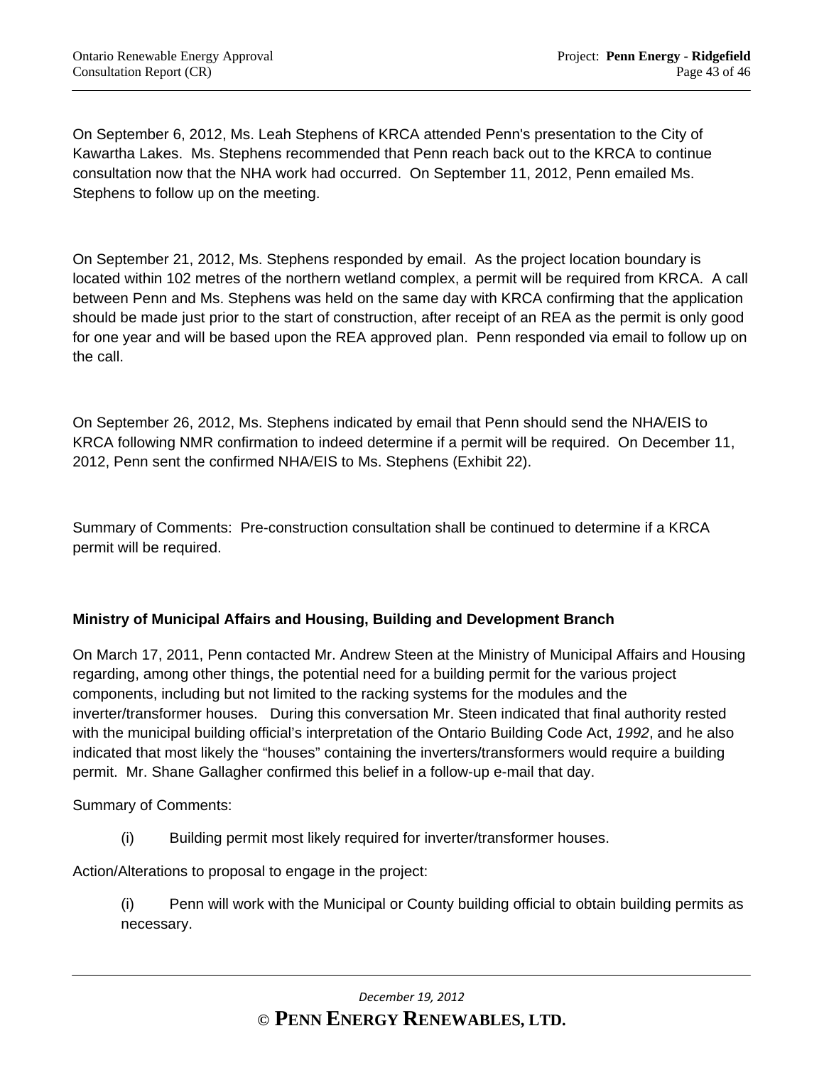On September 6, 2012, Ms. Leah Stephens of KRCA attended Penn's presentation to the City of Kawartha Lakes. Ms. Stephens recommended that Penn reach back out to the KRCA to continue consultation now that the NHA work had occurred. On September 11, 2012, Penn emailed Ms. Stephens to follow up on the meeting.

On September 21, 2012, Ms. Stephens responded by email. As the project location boundary is located within 102 metres of the northern wetland complex, a permit will be required from KRCA. A call between Penn and Ms. Stephens was held on the same day with KRCA confirming that the application should be made just prior to the start of construction, after receipt of an REA as the permit is only good for one year and will be based upon the REA approved plan. Penn responded via email to follow up on the call.

On September 26, 2012, Ms. Stephens indicated by email that Penn should send the NHA/EIS to KRCA following NMR confirmation to indeed determine if a permit will be required. On December 11, 2012, Penn sent the confirmed NHA/EIS to Ms. Stephens (Exhibit 22).

Summary of Comments: Pre-construction consultation shall be continued to determine if a KRCA permit will be required.

**Ministry of Municipal Affairs and Housing, Building and Development Branch**

On March 17, 2011, Penn contacted Mr. Andrew Steen at the Ministry of Municipal Affairs and Housing regarding, among other things, the potential need for a building permit for the various project components, including but not limited to the racking systems for the modules and the inverter/transformer houses. During this conversation Mr. Steen indicated that final authority rested with the municipal building official's interpretation of the Ontario Building Code Act, *1992*, and he also indicated that most likely the "houses" containing the inverters/transformers would require a building permit. Mr. Shane Gallagher confirmed this belief in a follow-up e-mail that day.

Summary of Comments:

(i) Building permit most likely required for inverter/transformer houses.

Action/Alterations to proposal to engage in the project:

(i) Penn will work with the Municipal or County building official to obtain building permits as necessary.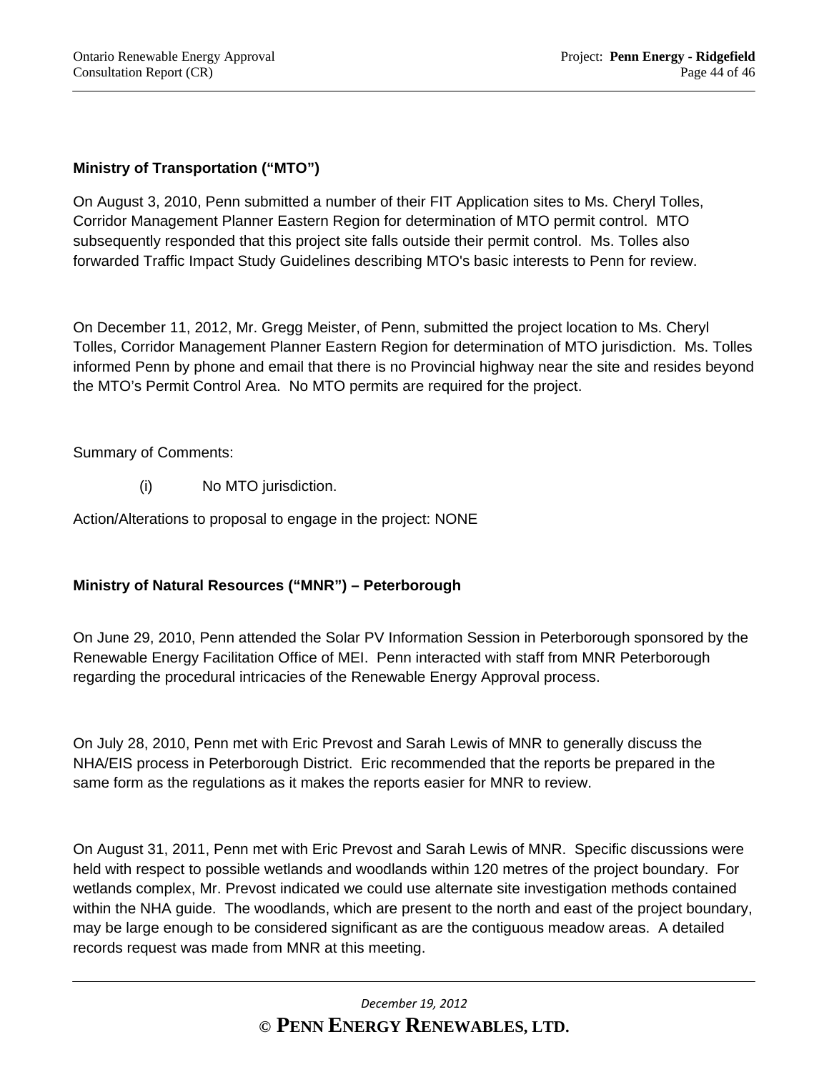**Ministry of Transportation (“MTO”)**

On August 3, 2010, Penn submitted a number of their FIT Application sites to Ms. Cheryl Tolles, Corridor Management Planner Eastern Region for determination of MTO permit control. MTO subsequently responded that this project site falls outside their permit control. Ms. Tolles also forwarded Traffic Impact Study Guidelines describing MTO's basic interests to Penn for review.

On December 11, 2012, Mr. Gregg Meister, of Penn, submitted the project location to Ms. Cheryl Tolles, Corridor Management Planner Eastern Region for determination of MTO jurisdiction. Ms. Tolles informed Penn by phone and email that there is no Provincial highway near the site and resides beyond the MTO’s Permit Control Area. No MTO permits are required for the project.

Summary of Comments:

(i) No MTO jurisdiction.

Action/Alterations to proposal to engage in the project: NONE

**Ministry of Natural Resources (“MNR”) – Peterborough**

On June 29, 2010, Penn attended the Solar PV Information Session in Peterborough sponsored by the Renewable Energy Facilitation Office of MEI. Penn interacted with staff from MNR Peterborough regarding the procedural intricacies of the Renewable Energy Approval process.

On July 28, 2010, Penn met with Eric Prevost and Sarah Lewis of MNR to generally discuss the NHA/EIS process in Peterborough District. Eric recommended that the reports be prepared in the same form as the regulations as it makes the reports easier for MNR to review.

On August 31, 2011, Penn met with Eric Prevost and Sarah Lewis of MNR. Specific discussions were held with respect to possible wetlands and woodlands within 120 metres of the project boundary. For wetlands complex, Mr. Prevost indicated we could use alternate site investigation methods contained within the NHA guide. The woodlands, which are present to the north and east of the project boundary, may be large enough to be considered significant as are the contiguous meadow areas. A detailed records request was made from MNR at this meeting.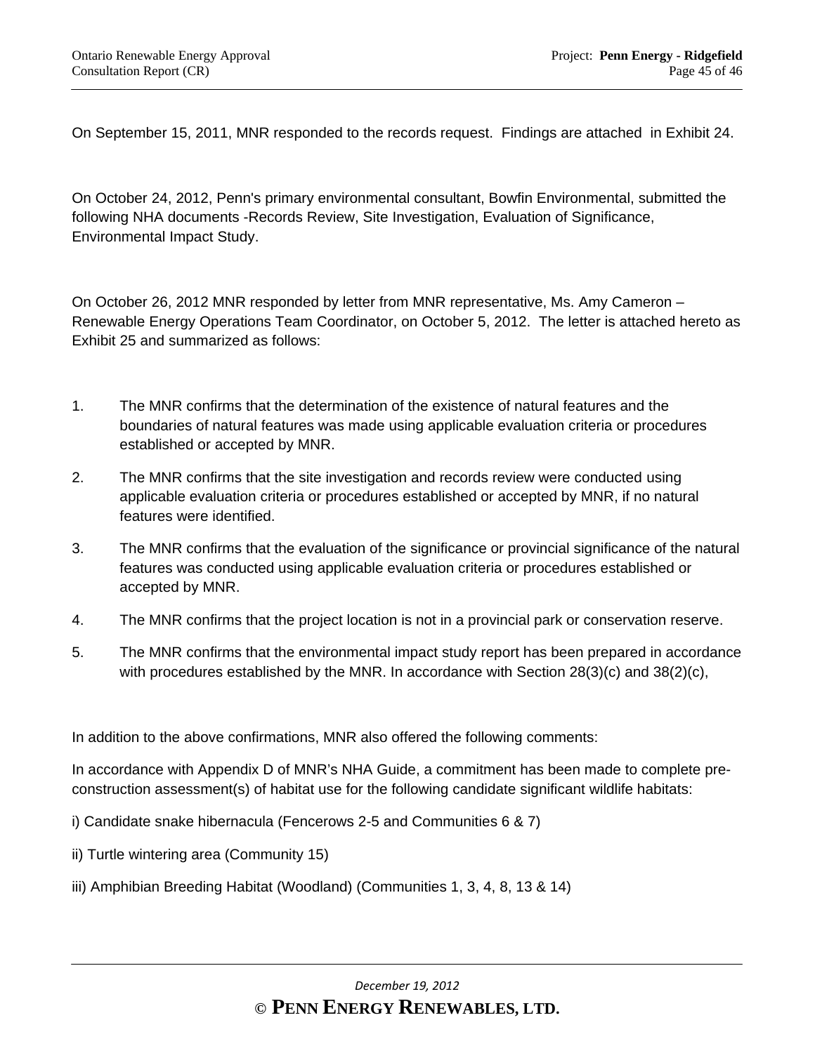On September 15, 2011, MNR responded to the records request. Findings are attached in Exhibit 24.

On October 24, 2012, Penn's primary environmental consultant, Bowfin Environmental, submitted the following NHA documents -Records Review, Site Investigation, Evaluation of Significance, Environmental Impact Study.

On October 26, 2012 MNR responded by letter from MNR representative, Ms. Amy Cameron – Renewable Energy Operations Team Coordinator, on October 5, 2012. The letter is attached hereto as Exhibit 25 and summarized as follows:

1. The MNR confirms that the determination of the existence of natural features and the boundaries of natural features was made using applicable evaluation criteria or procedures established or accepted by MNR.
2. The MNR confirms that the site investigation and records review were conducted using applicable evaluation criteria or procedures established or accepted by MNR, if no natural features were identified.
3. The MNR confirms that the evaluation of the significance or provincial significance of the natural features was conducted using applicable evaluation criteria or procedures established or accepted by MNR.
4. The MNR confirms that the project location is not in a provincial park or conservation reserve.
5. The MNR confirms that the environmental impact study report has been prepared in accordance with procedures established by the MNR. In accordance with Section 28(3)(c) and 38(2)(c),

In addition to the above confirmations, MNR also offered the following comments:

In accordance with Appendix D of MNR's NHA Guide, a commitment has been made to complete pre-construction assessment(s) of habitat use for the following candidate significant wildlife habitats:

i) Candidate snake hibernacula (Fencerows 2-5 and Communities 6 & 7)

ii) Turtle wintering area (Community 15)

iii) Amphibian Breeding Habitat (Woodland) (Communities 1, 3, 4, 8, 13 & 14)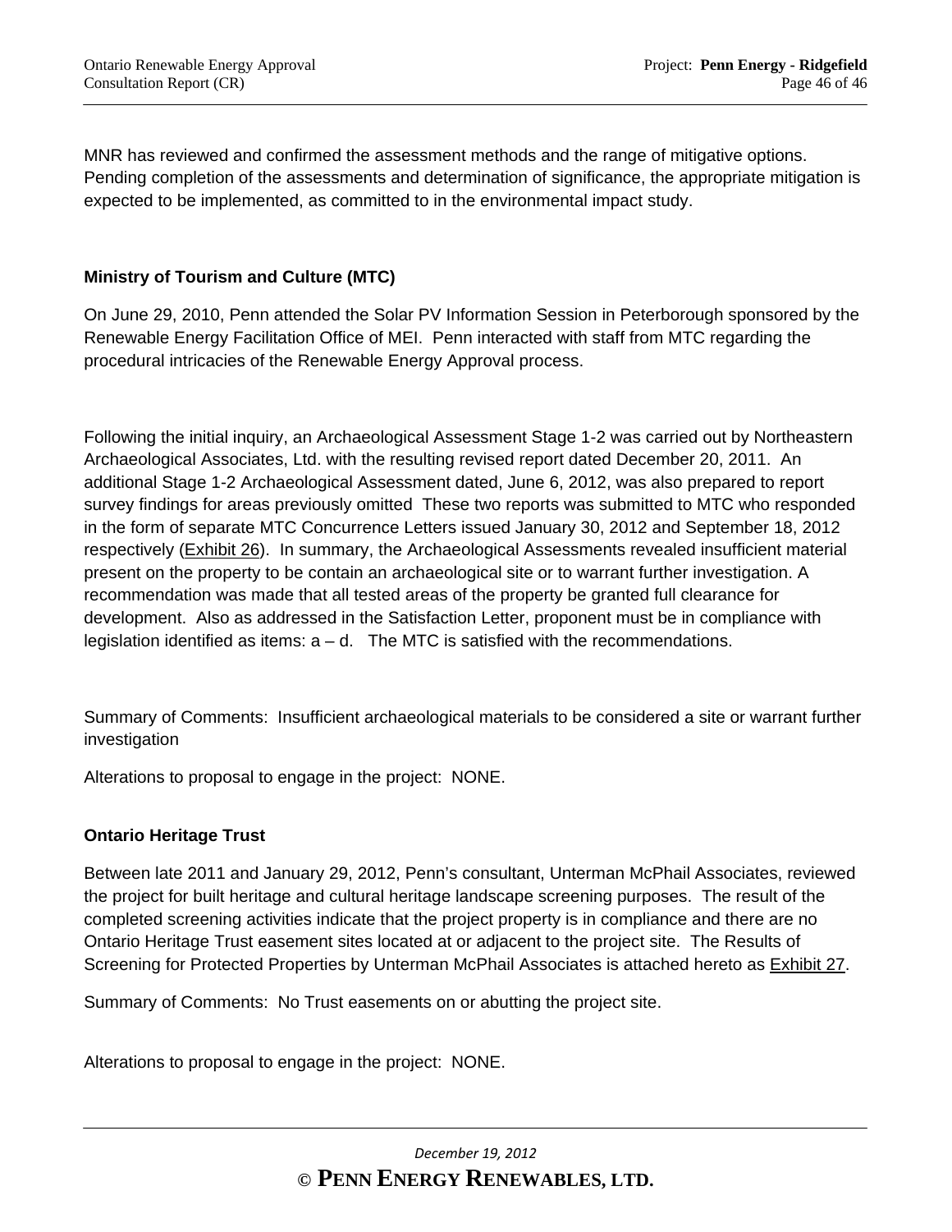MNR has reviewed and confirmed the assessment methods and the range of mitigative options. Pending completion of the assessments and determination of significance, the appropriate mitigation is expected to be implemented, as committed to in the environmental impact study.

**Ministry of Tourism and Culture (MTC)**

On June 29, 2010, Penn attended the Solar PV Information Session in Peterborough sponsored by the Renewable Energy Facilitation Office of MEI. Penn interacted with staff from MTC regarding the procedural intricacies of the Renewable Energy Approval process.

Following the initial inquiry, an Archaeological Assessment Stage 1-2 was carried out by Northeastern Archaeological Associates, Ltd. with the resulting revised report dated December 20, 2011. An additional Stage 1-2 Archaeological Assessment dated, June 6, 2012, was also prepared to report survey findings for areas previously omitted These two reports was submitted to MTC who responded in the form of separate MTC Concurrence Letters issued January 30, 2012 and September 18, 2012 respectively (Exhibit 26). In summary, the Archaeological Assessments revealed insufficient material present on the property to be contain an archaeological site or to warrant further investigation. A recommendation was made that all tested areas of the property be granted full clearance for development. Also as addressed in the Satisfaction Letter, proponent must be in compliance with legislation identified as items: a – d. The MTC is satisfied with the recommendations.

Summary of Comments: Insufficient archaeological materials to be considered a site or warrant further investigation

Alterations to proposal to engage in the project: NONE.

**Ontario Heritage Trust**

Between late 2011 and January 29, 2012, Penn's consultant, Unterman McPhail Associates, reviewed the project for built heritage and cultural heritage landscape screening purposes. The result of the completed screening activities indicate that the project property is in compliance and there are no Ontario Heritage Trust easement sites located at or adjacent to the project site. The Results of Screening for Protected Properties by Unterman McPhail Associates is attached hereto as Exhibit 27.

Summary of Comments: No Trust easements on or abutting the project site.

Alterations to proposal to engage in the project: NONE.